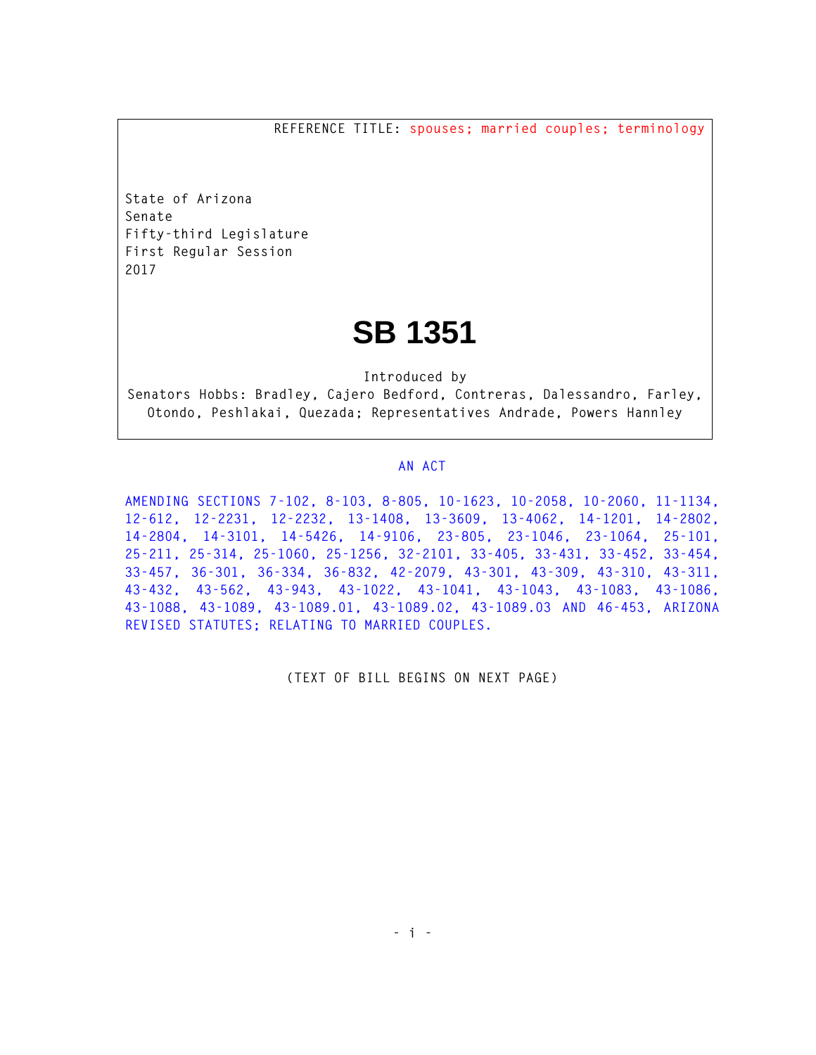REFERENCE TITLE: spouses; married couples; terminology

State of Arizona
Senate
Fifty-third Legislature
First Regular Session
2017

# SB 1351

Introduced by
Senators Hobbs: Bradley, Cajero Bedford, Contreras, Dalessandro, Farley, Otondo, Peshlakai, Quezada; Representatives Andrade, Powers Hannley

AN ACT

AMENDING SECTIONS 7-102, 8-103, 8-805, 10-1623, 10-2058, 10-2060, 11-1134, 12-612, 12-2231, 12-2232, 13-1408, 13-3609, 13-4062, 14-1201, 14-2802, 14-2804, 14-3101, 14-5426, 14-9106, 23-805, 23-1046, 23-1064, 25-101, 25-211, 25-314, 25-1060, 25-1256, 32-2101, 33-405, 33-431, 33-452, 33-454, 33-457, 36-301, 36-334, 36-832, 42-2079, 43-301, 43-309, 43-310, 43-311, 43-432, 43-562, 43-943, 43-1022, 43-1041, 43-1043, 43-1083, 43-1086, 43-1088, 43-1089, 43-1089.01, 43-1089.02, 43-1089.03 AND 46-453, ARIZONA REVISED STATUTES; RELATING TO MARRIED COUPLES.

(TEXT OF BILL BEGINS ON NEXT PAGE)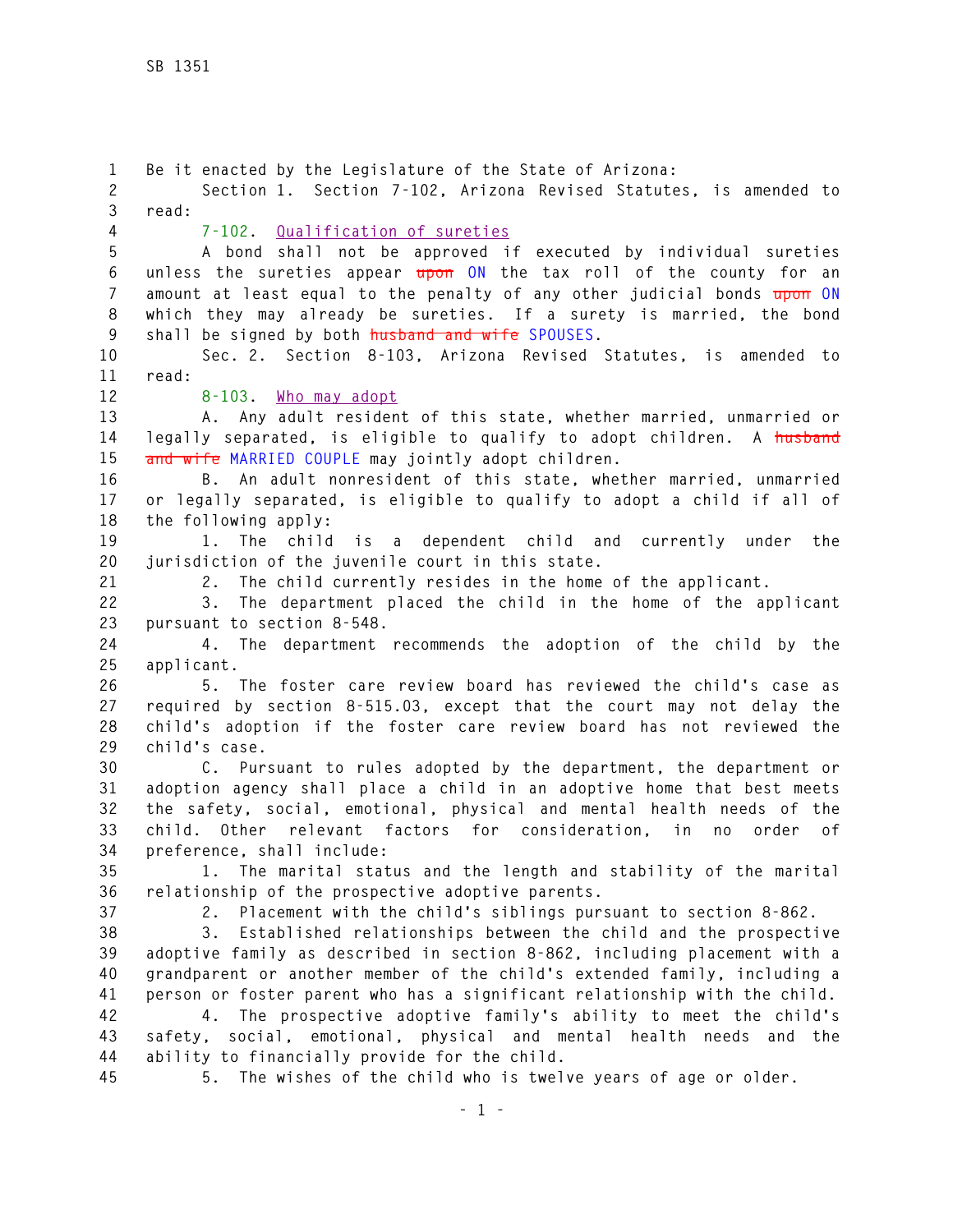Be it enacted by the Legislature of the State of Arizona:

Section 1. Section 7-102, Arizona Revised Statutes, is amended to read:

7-102. Qualification of sureties

A bond shall not be approved if executed by individual sureties unless the sureties appear ~~upon~~ ON the tax roll of the county for an amount at least equal to the penalty of any other judicial bonds ~~upon~~ ON which they may already be sureties. If a surety is married, the bond shall be signed by both ~~husband and wife~~ SPOUSES.

Sec. 2. Section 8-103, Arizona Revised Statutes, is amended to read:

8-103. Who may adopt

A. Any adult resident of this state, whether married, unmarried or legally separated, is eligible to qualify to adopt children. A ~~husband and wife~~ MARRIED COUPLE may jointly adopt children.

B. An adult nonresident of this state, whether married, unmarried or legally separated, is eligible to qualify to adopt a child if all of the following apply:

1. The child is a dependent child and currently under the jurisdiction of the juvenile court in this state.

2. The child currently resides in the home of the applicant.

3. The department placed the child in the home of the applicant pursuant to section 8-548.

4. The department recommends the adoption of the child by the applicant.

5. The foster care review board has reviewed the child's case as required by section 8-515.03, except that the court may not delay the child's adoption if the foster care review board has not reviewed the child's case.

C. Pursuant to rules adopted by the department, the department or adoption agency shall place a child in an adoptive home that best meets the safety, social, emotional, physical and mental health needs of the child. Other relevant factors for consideration, in no order of preference, shall include:

1. The marital status and the length and stability of the marital relationship of the prospective adoptive parents.

2. Placement with the child's siblings pursuant to section 8-862.

3. Established relationships between the child and the prospective adoptive family as described in section 8-862, including placement with a grandparent or another member of the child's extended family, including a person or foster parent who has a significant relationship with the child.

4. The prospective adoptive family's ability to meet the child's safety, social, emotional, physical and mental health needs and the ability to financially provide for the child.

5. The wishes of the child who is twelve years of age or older.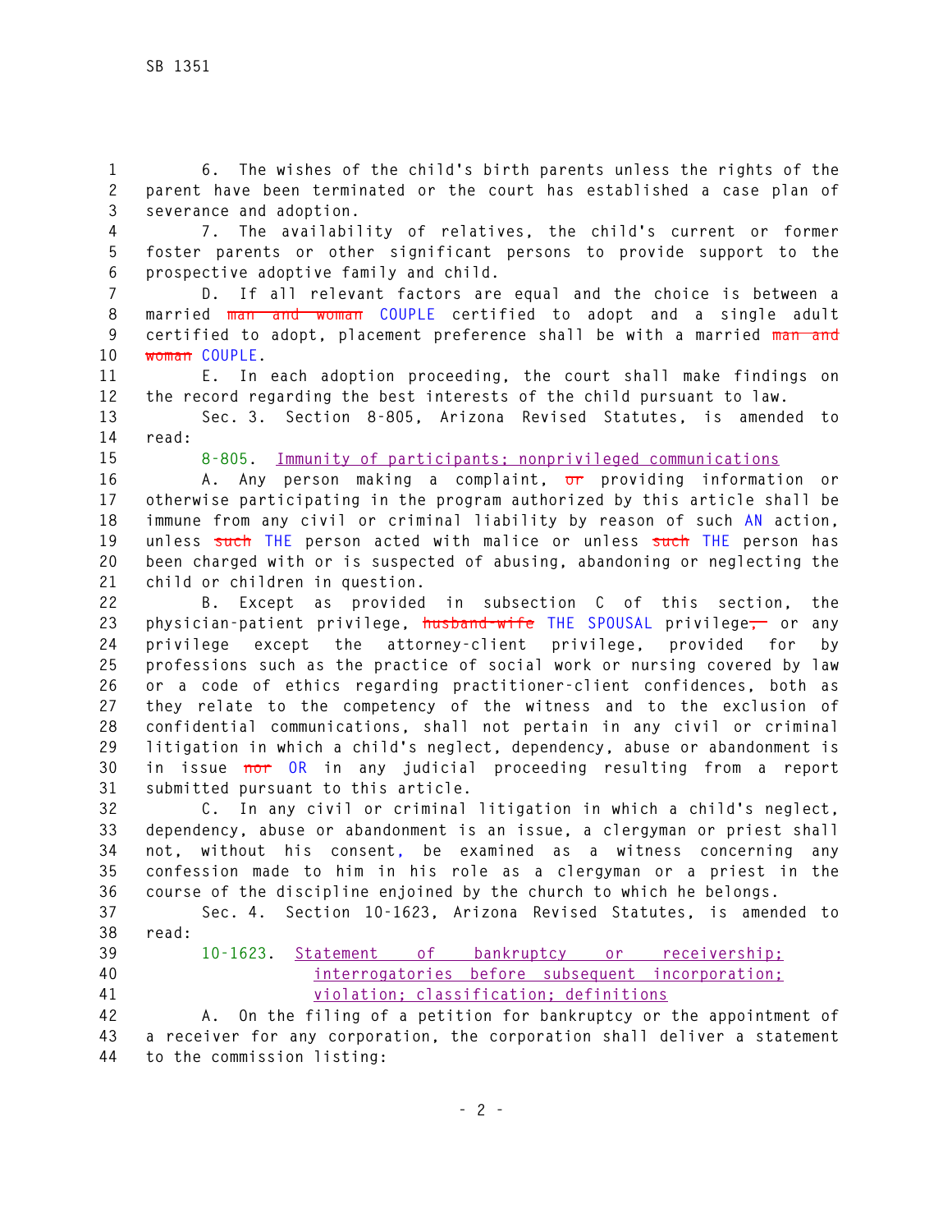6. The wishes of the child's birth parents unless the rights of the parent have been terminated or the court has established a case plan of severance and adoption.

7. The availability of relatives, the child's current or former foster parents or other significant persons to provide support to the prospective adoptive family and child.

D. If all relevant factors are equal and the choice is between a married ~~man and woman~~ COUPLE certified to adopt and a single adult certified to adopt, placement preference shall be with a married ~~man and woman~~ COUPLE.

E. In each adoption proceeding, the court shall make findings on the record regarding the best interests of the child pursuant to law.

Sec. 3. Section 8-805, Arizona Revised Statutes, is amended to read:

8-805. Immunity of participants; nonprivileged communications

A. Any person making a complaint, ~~or~~ providing information or otherwise participating in the program authorized by this article shall be immune from any civil or criminal liability by reason of such AN action, unless ~~such~~ THE person acted with malice or unless ~~such~~ THE person has been charged with or is suspected of abusing, abandoning or neglecting the child or children in question.

B. Except as provided in subsection C of this section, the physician-patient privilege, ~~husband-wife~~ THE SPOUSAL privilege~~,~~ or any privilege except the attorney-client privilege, provided for by professions such as the practice of social work or nursing covered by law or a code of ethics regarding practitioner-client confidences, both as they relate to the competency of the witness and to the exclusion of confidential communications, shall not pertain in any civil or criminal litigation in which a child's neglect, dependency, abuse or abandonment is in issue ~~nor~~ OR in any judicial proceeding resulting from a report submitted pursuant to this article.

C. In any civil or criminal litigation in which a child's neglect, dependency, abuse or abandonment is an issue, a clergyman or priest shall not, without his consent, be examined as a witness concerning any confession made to him in his role as a clergyman or a priest in the course of the discipline enjoined by the church to which he belongs.

Sec. 4. Section 10-1623, Arizona Revised Statutes, is amended to read:

10-1623. Statement of bankruptcy or receivership; interrogatories before subsequent incorporation; violation; classification; definitions

A. On the filing of a petition for bankruptcy or the appointment of a receiver for any corporation, the corporation shall deliver a statement to the commission listing: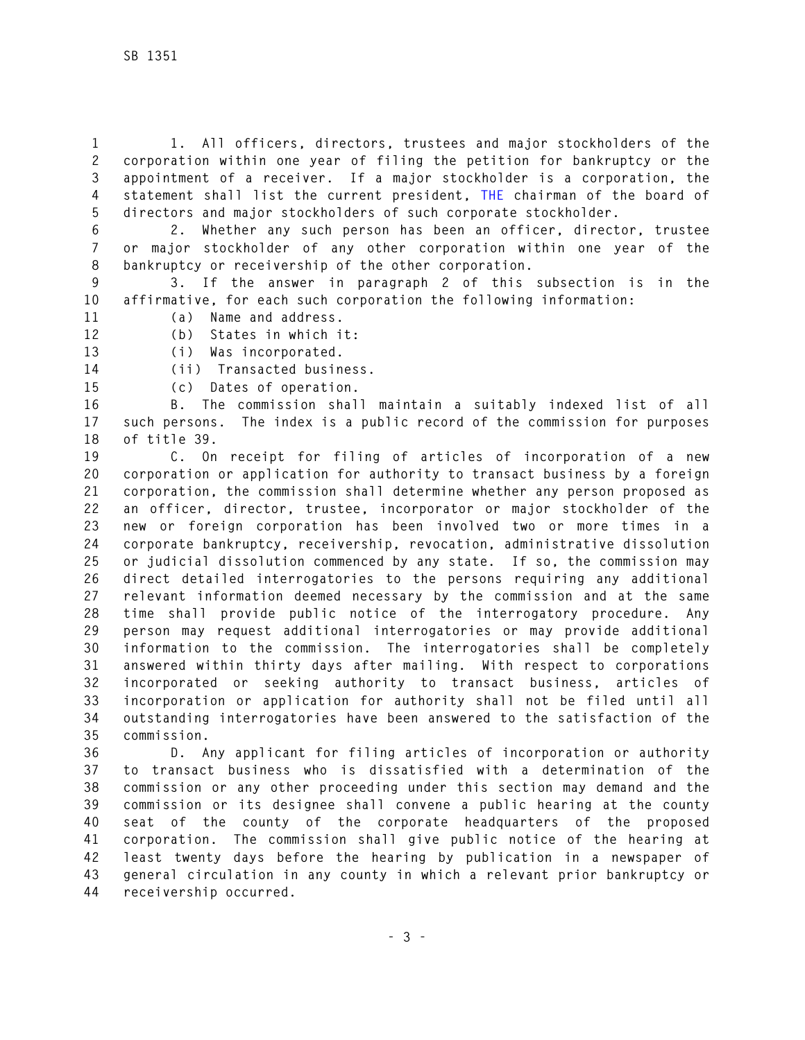1. All officers, directors, trustees and major stockholders of the corporation within one year of filing the petition for bankruptcy or the appointment of a receiver. If a major stockholder is a corporation, the statement shall list the current president, THE chairman of the board of directors and major stockholders of such corporate stockholder.

2. Whether any such person has been an officer, director, trustee or major stockholder of any other corporation within one year of the bankruptcy or receivership of the other corporation.

3. If the answer in paragraph 2 of this subsection is in the affirmative, for each such corporation the following information:

(a) Name and address.

(b) States in which it:

(i) Was incorporated.

(ii) Transacted business.

(c) Dates of operation.

B. The commission shall maintain a suitably indexed list of all such persons. The index is a public record of the commission for purposes of title 39.

C. On receipt for filing of articles of incorporation of a new corporation or application for authority to transact business by a foreign corporation, the commission shall determine whether any person proposed as an officer, director, trustee, incorporator or major stockholder of the new or foreign corporation has been involved two or more times in a corporate bankruptcy, receivership, revocation, administrative dissolution or judicial dissolution commenced by any state. If so, the commission may direct detailed interrogatories to the persons requiring any additional relevant information deemed necessary by the commission and at the same time shall provide public notice of the interrogatory procedure. Any person may request additional interrogatories or may provide additional information to the commission. The interrogatories shall be completely answered within thirty days after mailing. With respect to corporations incorporated or seeking authority to transact business, articles of incorporation or application for authority shall not be filed until all outstanding interrogatories have been answered to the satisfaction of the commission.

D. Any applicant for filing articles of incorporation or authority to transact business who is dissatisfied with a determination of the commission or any other proceeding under this section may demand and the commission or its designee shall convene a public hearing at the county seat of the county of the corporate headquarters of the proposed corporation. The commission shall give public notice of the hearing at least twenty days before the hearing by publication in a newspaper of general circulation in any county in which a relevant prior bankruptcy or receivership occurred.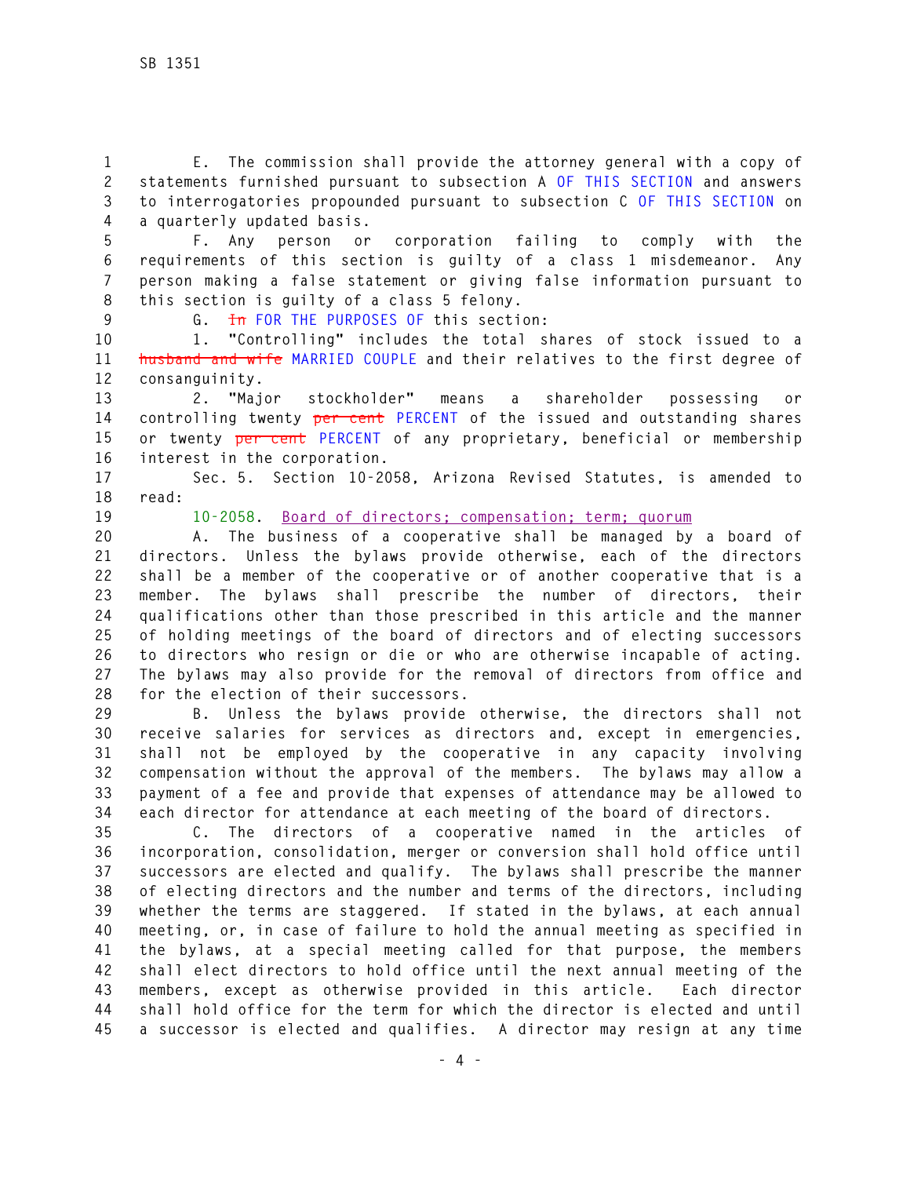E. The commission shall provide the attorney general with a copy of statements furnished pursuant to subsection A OF THIS SECTION and answers to interrogatories propounded pursuant to subsection C OF THIS SECTION on a quarterly updated basis.

F. Any person or corporation failing to comply with the requirements of this section is guilty of a class 1 misdemeanor. Any person making a false statement or giving false information pursuant to this section is guilty of a class 5 felony.

G. ~~In~~ FOR THE PURPOSES OF this section:

1. "Controlling" includes the total shares of stock issued to a ~~husband and wife~~ MARRIED COUPLE and their relatives to the first degree of consanguinity.

2. "Major stockholder" means a shareholder possessing or controlling twenty ~~per cent~~ PERCENT of the issued and outstanding shares or twenty ~~per cent~~ PERCENT of any proprietary, beneficial or membership interest in the corporation.

Sec. 5. Section 10-2058, Arizona Revised Statutes, is amended to read:

10-2058. Board of directors; compensation; term; quorum

A. The business of a cooperative shall be managed by a board of directors. Unless the bylaws provide otherwise, each of the directors shall be a member of the cooperative or of another cooperative that is a member. The bylaws shall prescribe the number of directors, their qualifications other than those prescribed in this article and the manner of holding meetings of the board of directors and of electing successors to directors who resign or die or who are otherwise incapable of acting. The bylaws may also provide for the removal of directors from office and for the election of their successors.

B. Unless the bylaws provide otherwise, the directors shall not receive salaries for services as directors and, except in emergencies, shall not be employed by the cooperative in any capacity involving compensation without the approval of the members. The bylaws may allow a payment of a fee and provide that expenses of attendance may be allowed to each director for attendance at each meeting of the board of directors.

C. The directors of a cooperative named in the articles of incorporation, consolidation, merger or conversion shall hold office until successors are elected and qualify. The bylaws shall prescribe the manner of electing directors and the number and terms of the directors, including whether the terms are staggered. If stated in the bylaws, at each annual meeting, or, in case of failure to hold the annual meeting as specified in the bylaws, at a special meeting called for that purpose, the members shall elect directors to hold office until the next annual meeting of the members, except as otherwise provided in this article. Each director shall hold office for the term for which the director is elected and until a successor is elected and qualifies. A director may resign at any time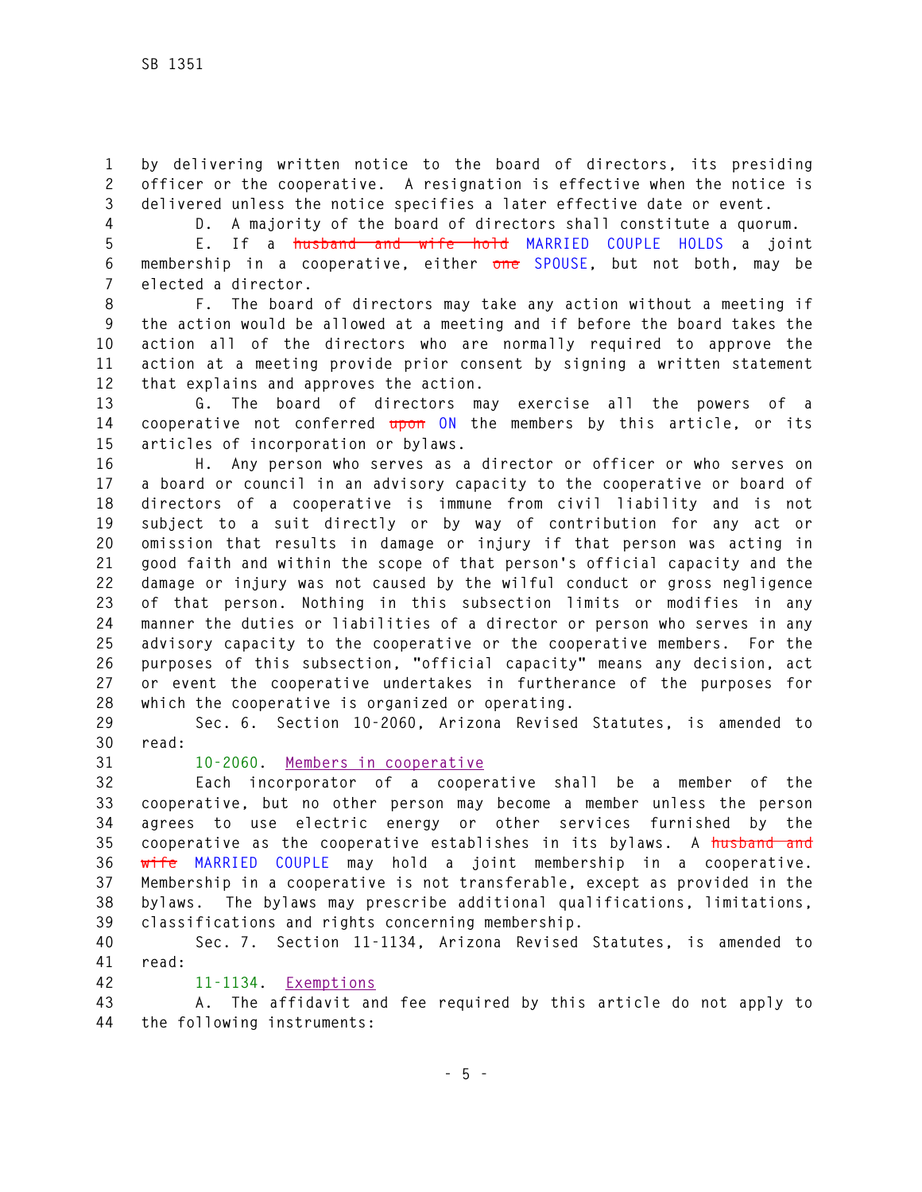by delivering written notice to the board of directors, its presiding officer or the cooperative. A resignation is effective when the notice is delivered unless the notice specifies a later effective date or event.

D. A majority of the board of directors shall constitute a quorum.

E. If a ~~husband and wife hold~~ MARRIED COUPLE HOLDS a joint membership in a cooperative, either ~~one~~ SPOUSE, but not both, may be elected a director.

F. The board of directors may take any action without a meeting if the action would be allowed at a meeting and if before the board takes the action all of the directors who are normally required to approve the action at a meeting provide prior consent by signing a written statement that explains and approves the action.

G. The board of directors may exercise all the powers of a cooperative not conferred ~~upon~~ ON the members by this article, or its articles of incorporation or bylaws.

H. Any person who serves as a director or officer or who serves on a board or council in an advisory capacity to the cooperative or board of directors of a cooperative is immune from civil liability and is not subject to a suit directly or by way of contribution for any act or omission that results in damage or injury if that person was acting in good faith and within the scope of that person's official capacity and the damage or injury was not caused by the wilful conduct or gross negligence of that person. Nothing in this subsection limits or modifies in any manner the duties or liabilities of a director or person who serves in any advisory capacity to the cooperative or the cooperative members. For the purposes of this subsection, "official capacity" means any decision, act or event the cooperative undertakes in furtherance of the purposes for which the cooperative is organized or operating.

Sec. 6. Section 10-2060, Arizona Revised Statutes, is amended to read:

10-2060. Members in cooperative

Each incorporator of a cooperative shall be a member of the cooperative, but no other person may become a member unless the person agrees to use electric energy or other services furnished by the cooperative as the cooperative establishes in its bylaws. A ~~husband and wife~~ MARRIED COUPLE may hold a joint membership in a cooperative. Membership in a cooperative is not transferable, except as provided in the bylaws. The bylaws may prescribe additional qualifications, limitations, classifications and rights concerning membership.

Sec. 7. Section 11-1134, Arizona Revised Statutes, is amended to read:

11-1134. Exemptions

A. The affidavit and fee required by this article do not apply to the following instruments: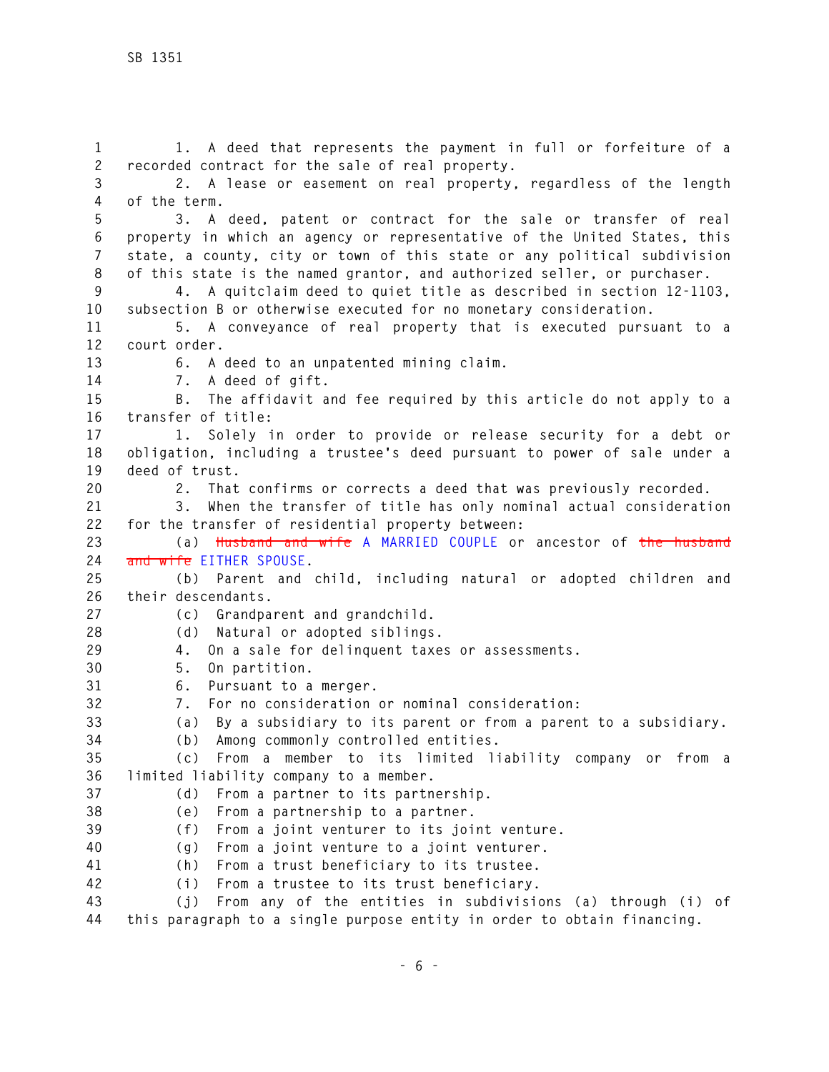1. A deed that represents the payment in full or forfeiture of a recorded contract for the sale of real property.

2. A lease or easement on real property, regardless of the length of the term.

3. A deed, patent or contract for the sale or transfer of real property in which an agency or representative of the United States, this state, a county, city or town of this state or any political subdivision of this state is the named grantor, and authorized seller, or purchaser.

4. A quitclaim deed to quiet title as described in section 12-1103, subsection B or otherwise executed for no monetary consideration.

5. A conveyance of real property that is executed pursuant to a court order.

6. A deed to an unpatented mining claim.

7. A deed of gift.

B. The affidavit and fee required by this article do not apply to a transfer of title:

1. Solely in order to provide or release security for a debt or obligation, including a trustee's deed pursuant to power of sale under a deed of trust.

2. That confirms or corrects a deed that was previously recorded.

3. When the transfer of title has only nominal actual consideration for the transfer of residential property between:

(a) ~~Husband and wife~~ A MARRIED COUPLE or ancestor of ~~the husband and wife~~ EITHER SPOUSE.

(b) Parent and child, including natural or adopted children and their descendants.

(c) Grandparent and grandchild.

(d) Natural or adopted siblings.

4. On a sale for delinquent taxes or assessments.

5. On partition.

6. Pursuant to a merger.

7. For no consideration or nominal consideration:

(a) By a subsidiary to its parent or from a parent to a subsidiary.

(b) Among commonly controlled entities.

(c) From a member to its limited liability company or from a limited liability company to a member.

(d) From a partner to its partnership.

(e) From a partnership to a partner.

(f) From a joint venturer to its joint venture.

(g) From a joint venture to a joint venturer.

(h) From a trust beneficiary to its trustee.

(i) From a trustee to its trust beneficiary.

(j) From any of the entities in subdivisions (a) through (i) of this paragraph to a single purpose entity in order to obtain financing.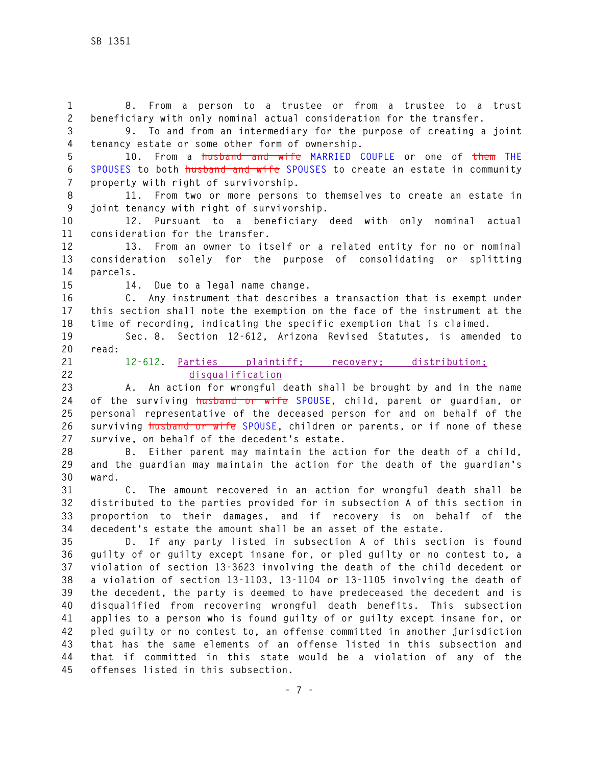8. From a person to a trustee or from a trustee to a trust beneficiary with only nominal actual consideration for the transfer.

9. To and from an intermediary for the purpose of creating a joint tenancy estate or some other form of ownership.

10. From a ~~husband and wife~~ MARRIED COUPLE or one of ~~them~~ THE SPOUSES to both ~~husband and wife~~ SPOUSES to create an estate in community property with right of survivorship.

11. From two or more persons to themselves to create an estate in joint tenancy with right of survivorship.

12. Pursuant to a beneficiary deed with only nominal actual consideration for the transfer.

13. From an owner to itself or a related entity for no or nominal consideration solely for the purpose of consolidating or splitting parcels.

14. Due to a legal name change.

C. Any instrument that describes a transaction that is exempt under this section shall note the exemption on the face of the instrument at the time of recording, indicating the specific exemption that is claimed.

Sec. 8. Section 12-612, Arizona Revised Statutes, is amended to read:

12-612. Parties plaintiff; recovery; distribution; disqualification

A. An action for wrongful death shall be brought by and in the name of the surviving ~~husband or wife~~ SPOUSE, child, parent or guardian, or personal representative of the deceased person for and on behalf of the surviving ~~husband or wife~~ SPOUSE, children or parents, or if none of these survive, on behalf of the decedent's estate.

B. Either parent may maintain the action for the death of a child, and the guardian may maintain the action for the death of the guardian's ward.

C. The amount recovered in an action for wrongful death shall be distributed to the parties provided for in subsection A of this section in proportion to their damages, and if recovery is on behalf of the decedent's estate the amount shall be an asset of the estate.

D. If any party listed in subsection A of this section is found guilty of or guilty except insane for, or pled guilty or no contest to, a violation of section 13-3623 involving the death of the child decedent or a violation of section 13-1103, 13-1104 or 13-1105 involving the death of the decedent, the party is deemed to have predeceased the decedent and is disqualified from recovering wrongful death benefits. This subsection applies to a person who is found guilty of or guilty except insane for, or pled guilty or no contest to, an offense committed in another jurisdiction that has the same elements of an offense listed in this subsection and that if committed in this state would be a violation of any of the offenses listed in this subsection.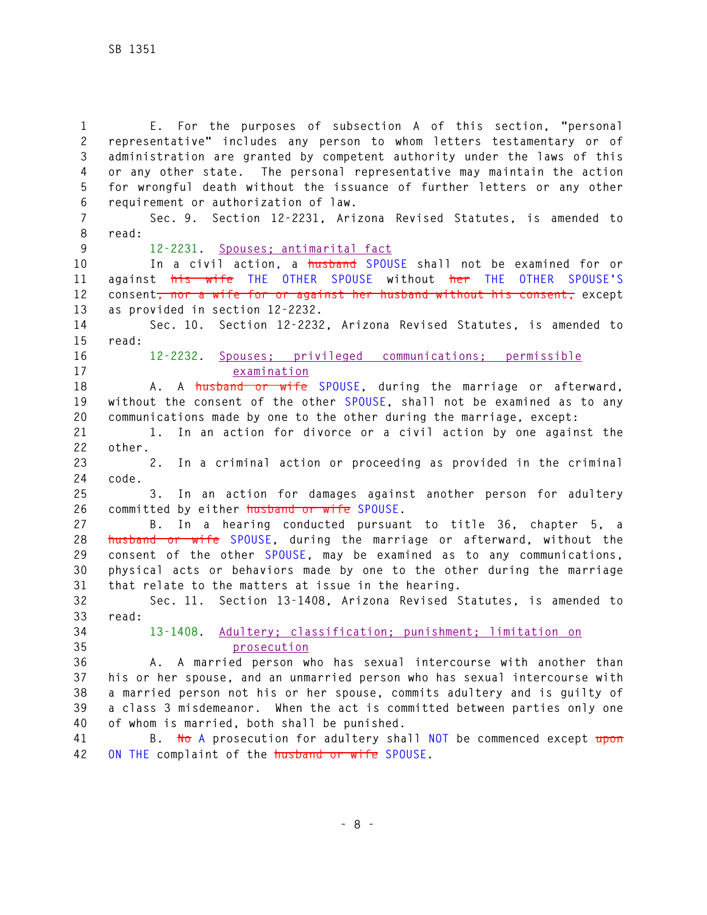E. For the purposes of subsection A of this section, "personal representative" includes any person to whom letters testamentary or of administration are granted by competent authority under the laws of this or any other state. The personal representative may maintain the action for wrongful death without the issuance of further letters or any other requirement or authorization of law.

Sec. 9. Section 12-2231, Arizona Revised Statutes, is amended to read:

12-2231. Spouses; antimarital fact

In a civil action, a ~~husband~~ SPOUSE shall not be examined for or against ~~his wife~~ THE OTHER SPOUSE without ~~her~~ THE OTHER SPOUSE'S consent~~, nor a wife for or against her husband without his consent,~~ except as provided in section 12-2232.

Sec. 10. Section 12-2232, Arizona Revised Statutes, is amended to read:

12-2232. Spouses; privileged communications; permissible examination

A. A ~~husband or wife~~ SPOUSE, during the marriage or afterward, without the consent of the other SPOUSE, shall not be examined as to any communications made by one to the other during the marriage, except:

1. In an action for divorce or a civil action by one against the other.

2. In a criminal action or proceeding as provided in the criminal code.

3. In an action for damages against another person for adultery committed by either ~~husband or wife~~ SPOUSE.

B. In a hearing conducted pursuant to title 36, chapter 5, a ~~husband or wife~~ SPOUSE, during the marriage or afterward, without the consent of the other SPOUSE, may be examined as to any communications, physical acts or behaviors made by one to the other during the marriage that relate to the matters at issue in the hearing.

Sec. 11. Section 13-1408, Arizona Revised Statutes, is amended to read:

13-1408. Adultery; classification; punishment; limitation on prosecution

A. A married person who has sexual intercourse with another than his or her spouse, and an unmarried person who has sexual intercourse with a married person not his or her spouse, commits adultery and is guilty of a class 3 misdemeanor. When the act is committed between parties only one of whom is married, both shall be punished.

B. ~~No~~ A prosecution for adultery shall NOT be commenced except ~~upon~~ ON THE complaint of the ~~husband or wife~~ SPOUSE.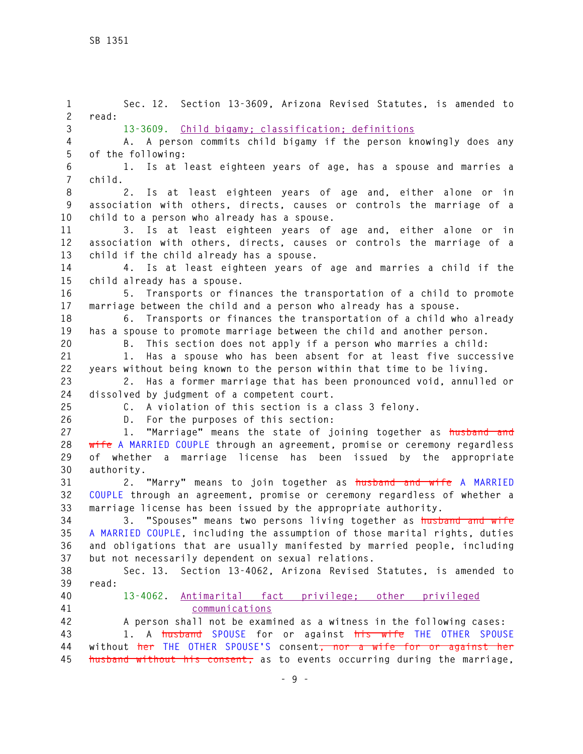Sec. 12. Section 13-3609, Arizona Revised Statutes, is amended to read:

13-3609. Child bigamy; classification; definitions

A. A person commits child bigamy if the person knowingly does any of the following:

1. Is at least eighteen years of age, has a spouse and marries a child.

2. Is at least eighteen years of age and, either alone or in association with others, directs, causes or controls the marriage of a child to a person who already has a spouse.

3. Is at least eighteen years of age and, either alone or in association with others, directs, causes or controls the marriage of a child if the child already has a spouse.

4. Is at least eighteen years of age and marries a child if the child already has a spouse.

5. Transports or finances the transportation of a child to promote marriage between the child and a person who already has a spouse.

6. Transports or finances the transportation of a child who already has a spouse to promote marriage between the child and another person.

B. This section does not apply if a person who marries a child:

1. Has a spouse who has been absent for at least five successive years without being known to the person within that time to be living.

2. Has a former marriage that has been pronounced void, annulled or dissolved by judgment of a competent court.

C. A violation of this section is a class 3 felony.

D. For the purposes of this section:

1. "Marriage" means the state of joining together as ~~husband and wife~~ A MARRIED COUPLE through an agreement, promise or ceremony regardless of whether a marriage license has been issued by the appropriate authority.

2. "Marry" means to join together as ~~husband and wife~~ A MARRIED COUPLE through an agreement, promise or ceremony regardless of whether a marriage license has been issued by the appropriate authority.

3. "Spouses" means two persons living together as ~~husband and wife~~ A MARRIED COUPLE, including the assumption of those marital rights, duties and obligations that are usually manifested by married people, including but not necessarily dependent on sexual relations.

Sec. 13. Section 13-4062, Arizona Revised Statutes, is amended to read:

13-4062. Antimarital fact privilege; other privileged communications

A person shall not be examined as a witness in the following cases:

1. A ~~husband~~ SPOUSE for or against ~~his wife~~ THE OTHER SPOUSE without ~~her~~ THE OTHER SPOUSE'S consent~~, nor a wife for or against her husband without his consent,~~ as to events occurring during the marriage,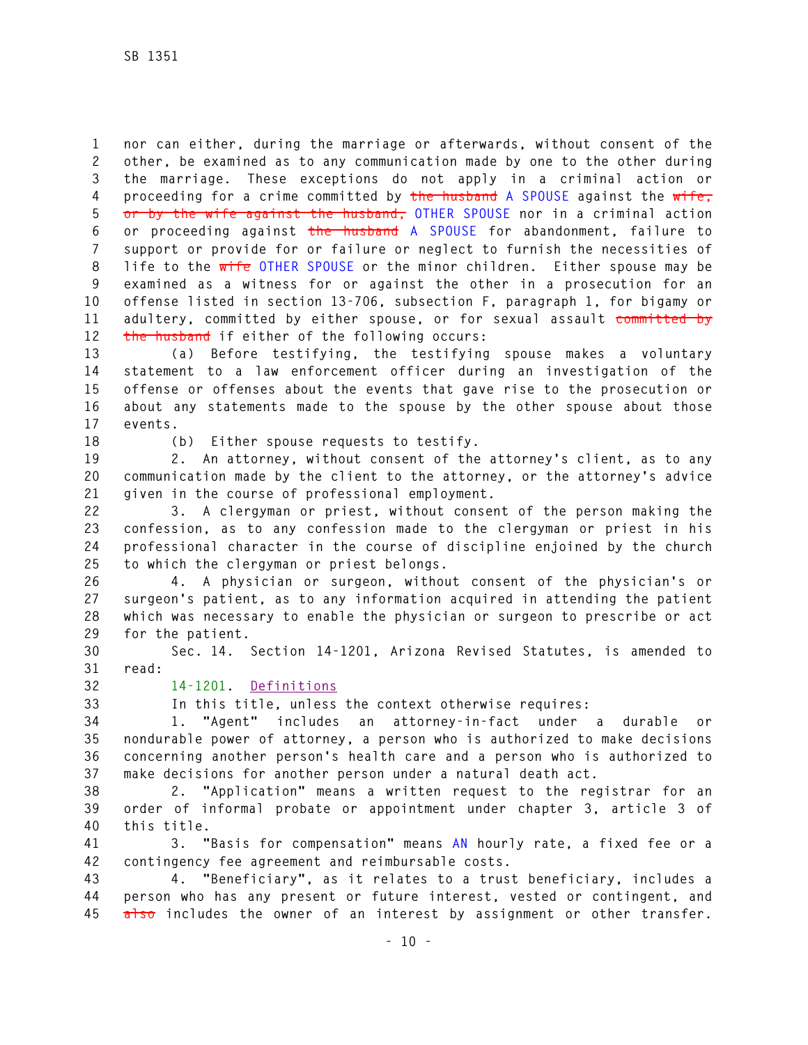nor can either, during the marriage or afterwards, without consent of the other, be examined as to any communication made by one to the other during the marriage. These exceptions do not apply in a criminal action or proceeding for a crime committed by ~~the husband~~ A SPOUSE against the ~~wife, or by the wife against the husband,~~ OTHER SPOUSE nor in a criminal action or proceeding against ~~the husband~~ A SPOUSE for abandonment, failure to support or provide for or failure or neglect to furnish the necessities of life to the ~~wife~~ OTHER SPOUSE or the minor children. Either spouse may be examined as a witness for or against the other in a prosecution for an offense listed in section 13-706, subsection F, paragraph 1, for bigamy or adultery, committed by either spouse, or for sexual assault ~~committed by the husband~~ if either of the following occurs:

(a) Before testifying, the testifying spouse makes a voluntary statement to a law enforcement officer during an investigation of the offense or offenses about the events that gave rise to the prosecution or about any statements made to the spouse by the other spouse about those events.

(b) Either spouse requests to testify.

2. An attorney, without consent of the attorney's client, as to any communication made by the client to the attorney, or the attorney's advice given in the course of professional employment.

3. A clergyman or priest, without consent of the person making the confession, as to any confession made to the clergyman or priest in his professional character in the course of discipline enjoined by the church to which the clergyman or priest belongs.

4. A physician or surgeon, without consent of the physician's or surgeon's patient, as to any information acquired in attending the patient which was necessary to enable the physician or surgeon to prescribe or act for the patient.

Sec. 14. Section 14-1201, Arizona Revised Statutes, is amended to read:

14-1201. Definitions

In this title, unless the context otherwise requires:

1. "Agent" includes an attorney-in-fact under a durable or nondurable power of attorney, a person who is authorized to make decisions concerning another person's health care and a person who is authorized to make decisions for another person under a natural death act.

2. "Application" means a written request to the registrar for an order of informal probate or appointment under chapter 3, article 3 of this title.

3. "Basis for compensation" means AN hourly rate, a fixed fee or a contingency fee agreement and reimbursable costs.

4. "Beneficiary", as it relates to a trust beneficiary, includes a person who has any present or future interest, vested or contingent, and ~~also~~ includes the owner of an interest by assignment or other transfer.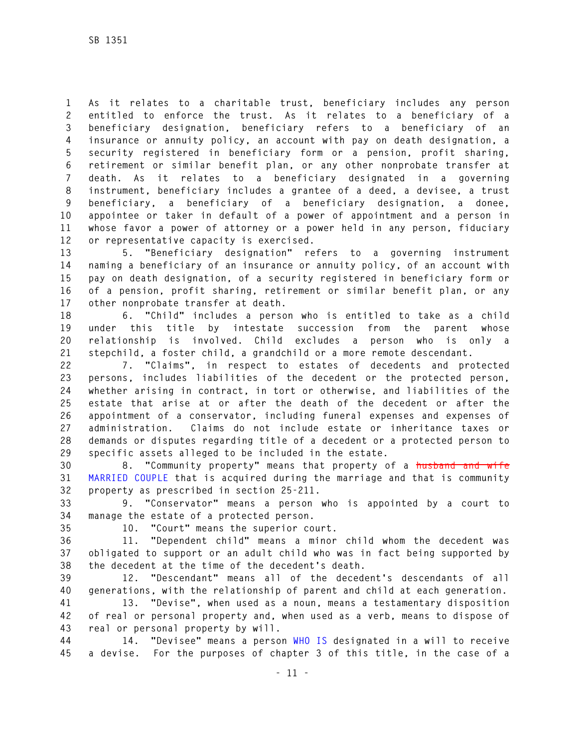As it relates to a charitable trust, beneficiary includes any person entitled to enforce the trust. As it relates to a beneficiary of a beneficiary designation, beneficiary refers to a beneficiary of an insurance or annuity policy, an account with pay on death designation, a security registered in beneficiary form or a pension, profit sharing, retirement or similar benefit plan, or any other nonprobate transfer at death. As it relates to a beneficiary designated in a governing instrument, beneficiary includes a grantee of a deed, a devisee, a trust beneficiary, a beneficiary of a beneficiary designation, a donee, appointee or taker in default of a power of appointment and a person in whose favor a power of attorney or a power held in any person, fiduciary or representative capacity is exercised.

5. "Beneficiary designation" refers to a governing instrument naming a beneficiary of an insurance or annuity policy, of an account with pay on death designation, of a security registered in beneficiary form or of a pension, profit sharing, retirement or similar benefit plan, or any other nonprobate transfer at death.

6. "Child" includes a person who is entitled to take as a child under this title by intestate succession from the parent whose relationship is involved. Child excludes a person who is only a stepchild, a foster child, a grandchild or a more remote descendant.

7. "Claims", in respect to estates of decedents and protected persons, includes liabilities of the decedent or the protected person, whether arising in contract, in tort or otherwise, and liabilities of the estate that arise at or after the death of the decedent or after the appointment of a conservator, including funeral expenses and expenses of administration. Claims do not include estate or inheritance taxes or demands or disputes regarding title of a decedent or a protected person to specific assets alleged to be included in the estate.

8. "Community property" means that property of a ~~husband and wife~~ MARRIED COUPLE that is acquired during the marriage and that is community property as prescribed in section 25-211.

9. "Conservator" means a person who is appointed by a court to manage the estate of a protected person.

10. "Court" means the superior court.

11. "Dependent child" means a minor child whom the decedent was obligated to support or an adult child who was in fact being supported by the decedent at the time of the decedent's death.

12. "Descendant" means all of the decedent's descendants of all generations, with the relationship of parent and child at each generation.

13. "Devise", when used as a noun, means a testamentary disposition of real or personal property and, when used as a verb, means to dispose of real or personal property by will.

14. "Devisee" means a person WHO IS designated in a will to receive a devise. For the purposes of chapter 3 of this title, in the case of a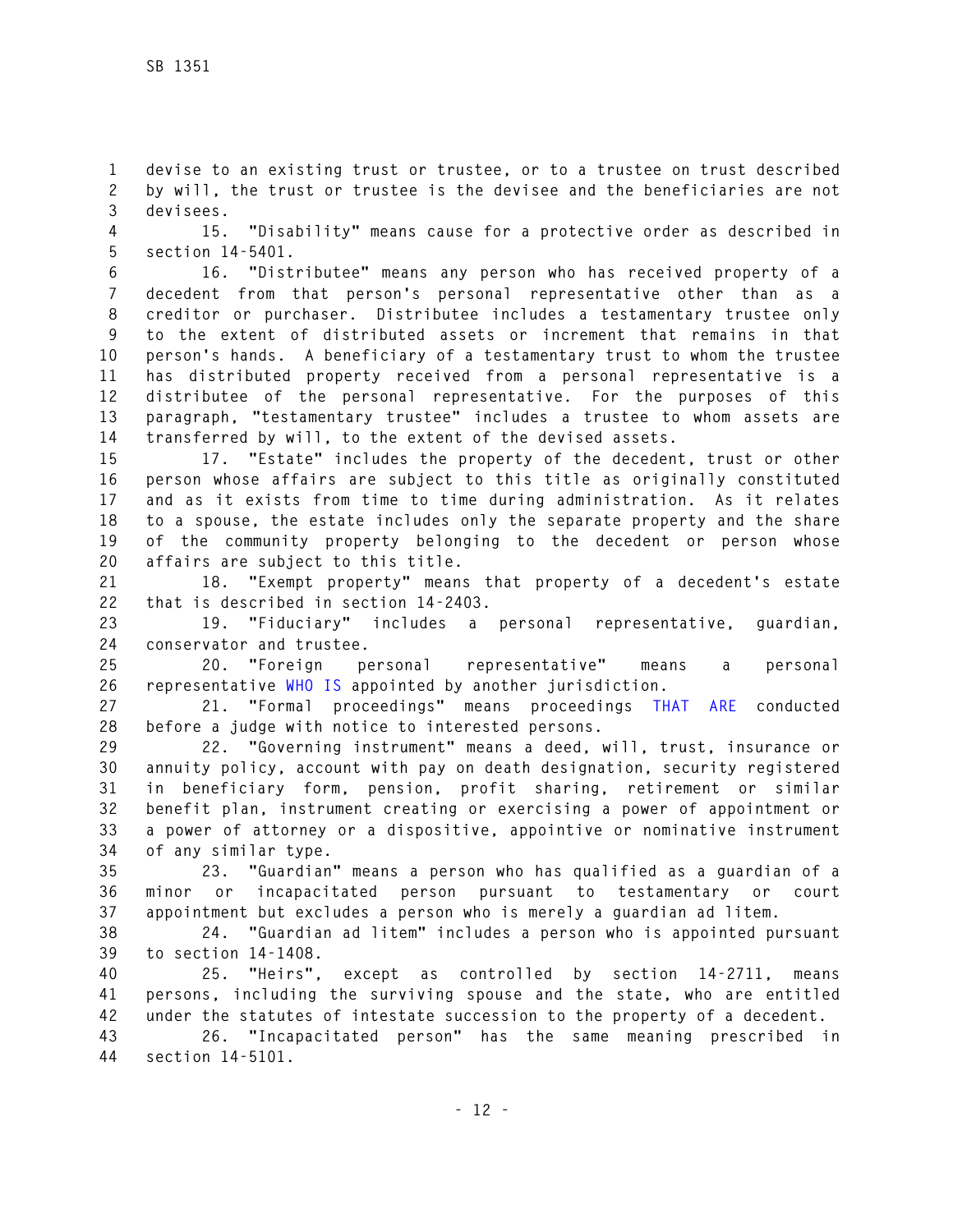devise to an existing trust or trustee, or to a trustee on trust described by will, the trust or trustee is the devisee and the beneficiaries are not devisees.

15. "Disability" means cause for a protective order as described in section 14-5401.

16. "Distributee" means any person who has received property of a decedent from that person's personal representative other than as a creditor or purchaser. Distributee includes a testamentary trustee only to the extent of distributed assets or increment that remains in that person's hands. A beneficiary of a testamentary trust to whom the trustee has distributed property received from a personal representative is a distributee of the personal representative. For the purposes of this paragraph, "testamentary trustee" includes a trustee to whom assets are transferred by will, to the extent of the devised assets.

17. "Estate" includes the property of the decedent, trust or other person whose affairs are subject to this title as originally constituted and as it exists from time to time during administration. As it relates to a spouse, the estate includes only the separate property and the share of the community property belonging to the decedent or person whose affairs are subject to this title.

18. "Exempt property" means that property of a decedent's estate that is described in section 14-2403.

19. "Fiduciary" includes a personal representative, guardian, conservator and trustee.

20. "Foreign personal representative" means a personal representative WHO IS appointed by another jurisdiction.

21. "Formal proceedings" means proceedings THAT ARE conducted before a judge with notice to interested persons.

22. "Governing instrument" means a deed, will, trust, insurance or annuity policy, account with pay on death designation, security registered in beneficiary form, pension, profit sharing, retirement or similar benefit plan, instrument creating or exercising a power of appointment or a power of attorney or a dispositive, appointive or nominative instrument of any similar type.

23. "Guardian" means a person who has qualified as a guardian of a minor or incapacitated person pursuant to testamentary or court appointment but excludes a person who is merely a guardian ad litem.

24. "Guardian ad litem" includes a person who is appointed pursuant to section 14-1408.

25. "Heirs", except as controlled by section 14-2711, means persons, including the surviving spouse and the state, who are entitled under the statutes of intestate succession to the property of a decedent.

26. "Incapacitated person" has the same meaning prescribed in section 14-5101.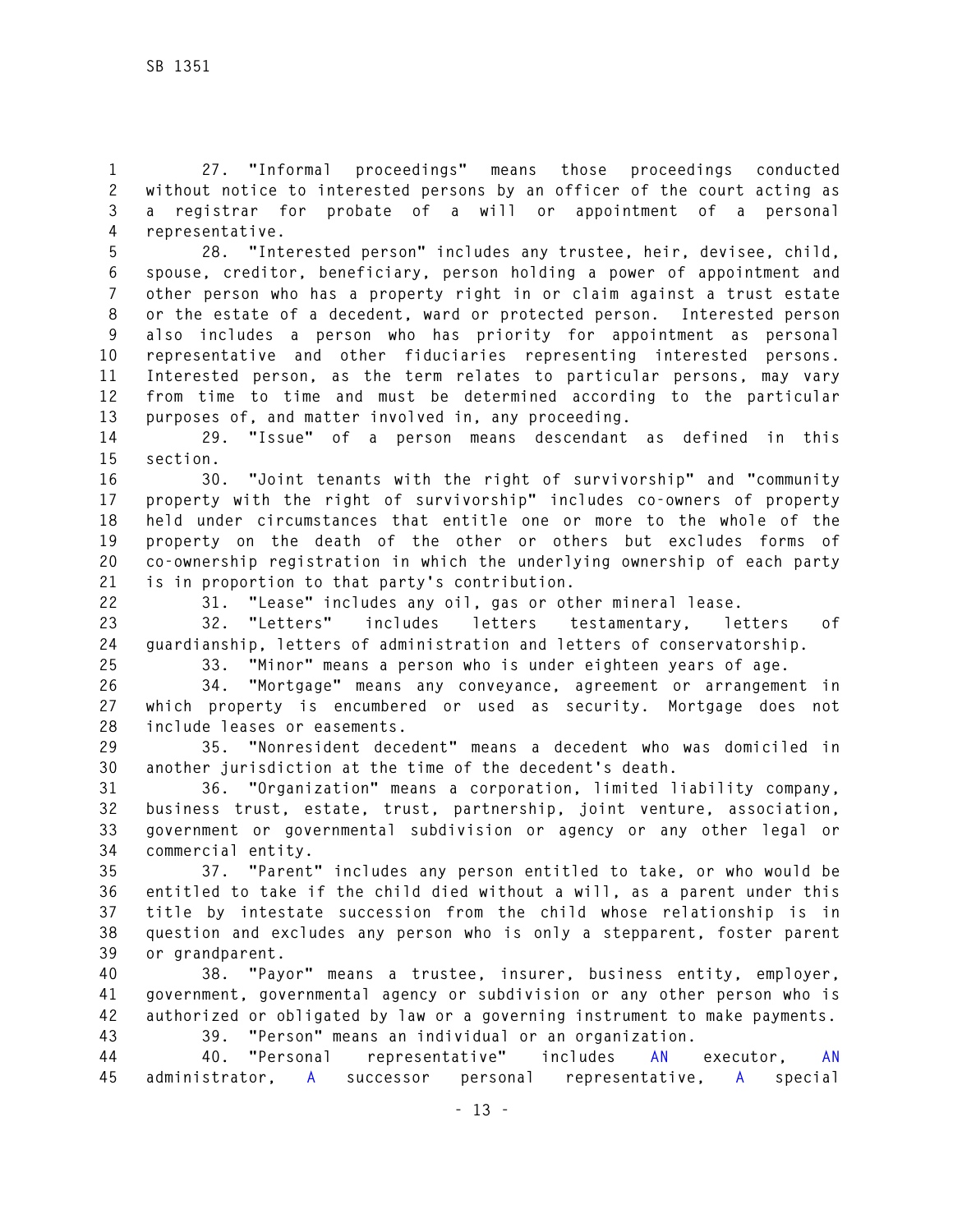27. "Informal proceedings" means those proceedings conducted without notice to interested persons by an officer of the court acting as a registrar for probate of a will or appointment of a personal representative.

28. "Interested person" includes any trustee, heir, devisee, child, spouse, creditor, beneficiary, person holding a power of appointment and other person who has a property right in or claim against a trust estate or the estate of a decedent, ward or protected person. Interested person also includes a person who has priority for appointment as personal representative and other fiduciaries representing interested persons. Interested person, as the term relates to particular persons, may vary from time to time and must be determined according to the particular purposes of, and matter involved in, any proceeding.

29. "Issue" of a person means descendant as defined in this section.

30. "Joint tenants with the right of survivorship" and "community property with the right of survivorship" includes co-owners of property held under circumstances that entitle one or more to the whole of the property on the death of the other or others but excludes forms of co-ownership registration in which the underlying ownership of each party is in proportion to that party's contribution.

31. "Lease" includes any oil, gas or other mineral lease.

32. "Letters" includes letters testamentary, letters of guardianship, letters of administration and letters of conservatorship.

33. "Minor" means a person who is under eighteen years of age.

34. "Mortgage" means any conveyance, agreement or arrangement in which property is encumbered or used as security. Mortgage does not include leases or easements.

35. "Nonresident decedent" means a decedent who was domiciled in another jurisdiction at the time of the decedent's death.

36. "Organization" means a corporation, limited liability company, business trust, estate, trust, partnership, joint venture, association, government or governmental subdivision or agency or any other legal or commercial entity.

37. "Parent" includes any person entitled to take, or who would be entitled to take if the child died without a will, as a parent under this title by intestate succession from the child whose relationship is in question and excludes any person who is only a stepparent, foster parent or grandparent.

38. "Payor" means a trustee, insurer, business entity, employer, government, governmental agency or subdivision or any other person who is authorized or obligated by law or a governing instrument to make payments.

39. "Person" means an individual or an organization.

40. "Personal representative" includes AN executor, AN administrator, A successor personal representative, A special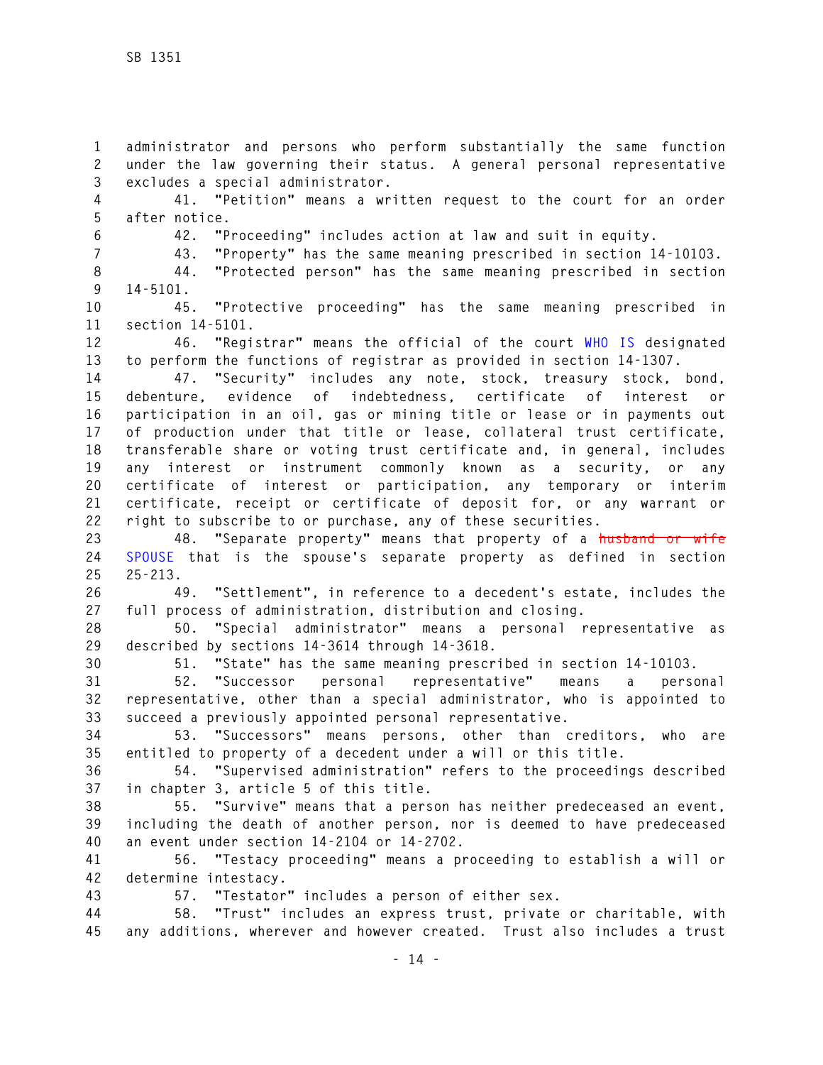administrator and persons who perform substantially the same function under the law governing their status. A general personal representative excludes a special administrator.

41. "Petition" means a written request to the court for an order after notice.

42. "Proceeding" includes action at law and suit in equity.

43. "Property" has the same meaning prescribed in section 14-10103.

44. "Protected person" has the same meaning prescribed in section 14-5101.

45. "Protective proceeding" has the same meaning prescribed in section 14-5101.

46. "Registrar" means the official of the court WHO IS designated to perform the functions of registrar as provided in section 14-1307.

47. "Security" includes any note, stock, treasury stock, bond, debenture, evidence of indebtedness, certificate of interest or participation in an oil, gas or mining title or lease or in payments out of production under that title or lease, collateral trust certificate, transferable share or voting trust certificate and, in general, includes any interest or instrument commonly known as a security, or any certificate of interest or participation, any temporary or interim certificate, receipt or certificate of deposit for, or any warrant or right to subscribe to or purchase, any of these securities.

48. "Separate property" means that property of a ~~husband or wife~~ SPOUSE that is the spouse's separate property as defined in section 25-213.

49. "Settlement", in reference to a decedent's estate, includes the full process of administration, distribution and closing.

50. "Special administrator" means a personal representative as described by sections 14-3614 through 14-3618.

51. "State" has the same meaning prescribed in section 14-10103.

52. "Successor personal representative" means a personal representative, other than a special administrator, who is appointed to succeed a previously appointed personal representative.

53. "Successors" means persons, other than creditors, who are entitled to property of a decedent under a will or this title.

54. "Supervised administration" refers to the proceedings described in chapter 3, article 5 of this title.

55. "Survive" means that a person has neither predeceased an event, including the death of another person, nor is deemed to have predeceased an event under section 14-2104 or 14-2702.

56. "Testacy proceeding" means a proceeding to establish a will or determine intestacy.

57. "Testator" includes a person of either sex.

58. "Trust" includes an express trust, private or charitable, with any additions, wherever and however created. Trust also includes a trust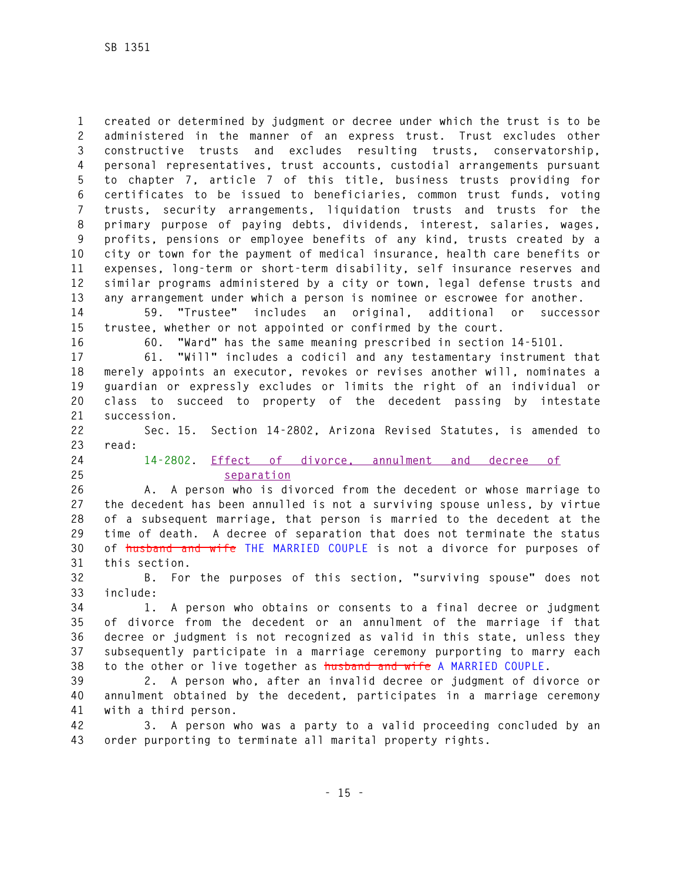created or determined by judgment or decree under which the trust is to be administered in the manner of an express trust. Trust excludes other constructive trusts and excludes resulting trusts, conservatorship, personal representatives, trust accounts, custodial arrangements pursuant to chapter 7, article 7 of this title, business trusts providing for certificates to be issued to beneficiaries, common trust funds, voting trusts, security arrangements, liquidation trusts and trusts for the primary purpose of paying debts, dividends, interest, salaries, wages, profits, pensions or employee benefits of any kind, trusts created by a city or town for the payment of medical insurance, health care benefits or expenses, long-term or short-term disability, self insurance reserves and similar programs administered by a city or town, legal defense trusts and any arrangement under which a person is nominee or escrowee for another.

59. "Trustee" includes an original, additional or successor trustee, whether or not appointed or confirmed by the court.

60. "Ward" has the same meaning prescribed in section 14-5101.

61. "Will" includes a codicil and any testamentary instrument that merely appoints an executor, revokes or revises another will, nominates a guardian or expressly excludes or limits the right of an individual or class to succeed to property of the decedent passing by intestate succession.

Sec. 15. Section 14-2802, Arizona Revised Statutes, is amended to read:

14-2802. Effect of divorce, annulment and decree of separation

A. A person who is divorced from the decedent or whose marriage to the decedent has been annulled is not a surviving spouse unless, by virtue of a subsequent marriage, that person is married to the decedent at the time of death. A decree of separation that does not terminate the status of ~~husband and wife~~ THE MARRIED COUPLE is not a divorce for purposes of this section.

B. For the purposes of this section, "surviving spouse" does not include:

1. A person who obtains or consents to a final decree or judgment of divorce from the decedent or an annulment of the marriage if that decree or judgment is not recognized as valid in this state, unless they subsequently participate in a marriage ceremony purporting to marry each to the other or live together as ~~husband and wife~~ A MARRIED COUPLE.

2. A person who, after an invalid decree or judgment of divorce or annulment obtained by the decedent, participates in a marriage ceremony with a third person.

3. A person who was a party to a valid proceeding concluded by an order purporting to terminate all marital property rights.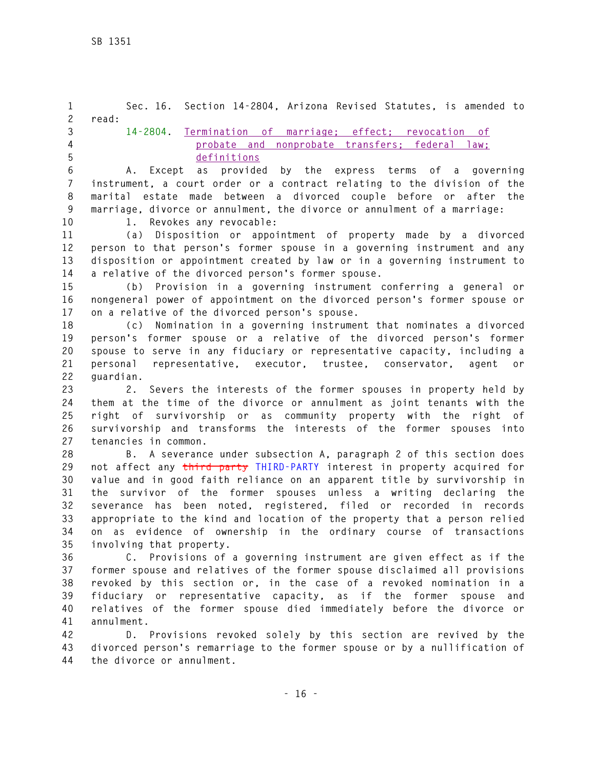Sec. 16. Section 14-2804, Arizona Revised Statutes, is amended to read:

14-2804. Termination of marriage; effect; revocation of probate and nonprobate transfers; federal law; definitions

A. Except as provided by the express terms of a governing instrument, a court order or a contract relating to the division of the marital estate made between a divorced couple before or after the marriage, divorce or annulment, the divorce or annulment of a marriage:

1. Revokes any revocable:

(a) Disposition or appointment of property made by a divorced person to that person's former spouse in a governing instrument and any disposition or appointment created by law or in a governing instrument to a relative of the divorced person's former spouse.

(b) Provision in a governing instrument conferring a general or nongeneral power of appointment on the divorced person's former spouse or on a relative of the divorced person's spouse.

(c) Nomination in a governing instrument that nominates a divorced person's former spouse or a relative of the divorced person's former spouse to serve in any fiduciary or representative capacity, including a personal representative, executor, trustee, conservator, agent or guardian.

2. Severs the interests of the former spouses in property held by them at the time of the divorce or annulment as joint tenants with the right of survivorship or as community property with the right of survivorship and transforms the interests of the former spouses into tenancies in common.

B. A severance under subsection A, paragraph 2 of this section does not affect any ~~third party~~ THIRD-PARTY interest in property acquired for value and in good faith reliance on an apparent title by survivorship in the survivor of the former spouses unless a writing declaring the severance has been noted, registered, filed or recorded in records appropriate to the kind and location of the property that a person relied on as evidence of ownership in the ordinary course of transactions involving that property.

C. Provisions of a governing instrument are given effect as if the former spouse and relatives of the former spouse disclaimed all provisions revoked by this section or, in the case of a revoked nomination in a fiduciary or representative capacity, as if the former spouse and relatives of the former spouse died immediately before the divorce or annulment.

D. Provisions revoked solely by this section are revived by the divorced person's remarriage to the former spouse or by a nullification of the divorce or annulment.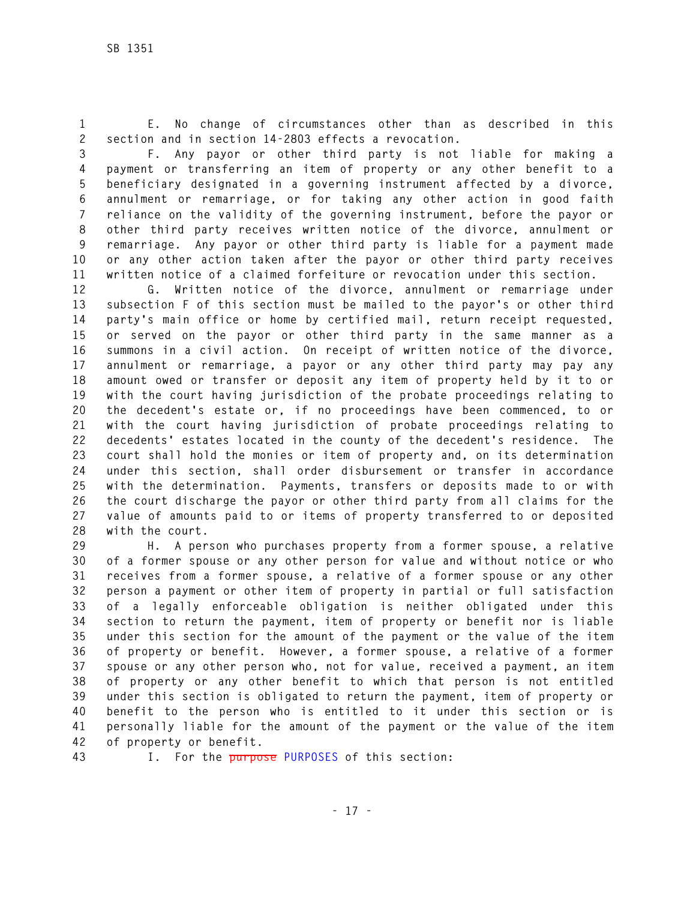E. No change of circumstances other than as described in this section and in section 14-2803 effects a revocation.

F. Any payor or other third party is not liable for making a payment or transferring an item of property or any other benefit to a beneficiary designated in a governing instrument affected by a divorce, annulment or remarriage, or for taking any other action in good faith reliance on the validity of the governing instrument, before the payor or other third party receives written notice of the divorce, annulment or remarriage. Any payor or other third party is liable for a payment made or any other action taken after the payor or other third party receives written notice of a claimed forfeiture or revocation under this section.

G. Written notice of the divorce, annulment or remarriage under subsection F of this section must be mailed to the payor's or other third party's main office or home by certified mail, return receipt requested, or served on the payor or other third party in the same manner as a summons in a civil action. On receipt of written notice of the divorce, annulment or remarriage, a payor or any other third party may pay any amount owed or transfer or deposit any item of property held by it to or with the court having jurisdiction of the probate proceedings relating to the decedent's estate or, if no proceedings have been commenced, to or with the court having jurisdiction of probate proceedings relating to decedents' estates located in the county of the decedent's residence. The court shall hold the monies or item of property and, on its determination under this section, shall order disbursement or transfer in accordance with the determination. Payments, transfers or deposits made to or with the court discharge the payor or other third party from all claims for the value of amounts paid to or items of property transferred to or deposited with the court.

H. A person who purchases property from a former spouse, a relative of a former spouse or any other person for value and without notice or who receives from a former spouse, a relative of a former spouse or any other person a payment or other item of property in partial or full satisfaction of a legally enforceable obligation is neither obligated under this section to return the payment, item of property or benefit nor is liable under this section for the amount of the payment or the value of the item of property or benefit. However, a former spouse, a relative of a former spouse or any other person who, not for value, received a payment, an item of property or any other benefit to which that person is not entitled under this section is obligated to return the payment, item of property or benefit to the person who is entitled to it under this section or is personally liable for the amount of the payment or the value of the item of property or benefit.

I. For the ~~purpose~~ PURPOSES of this section: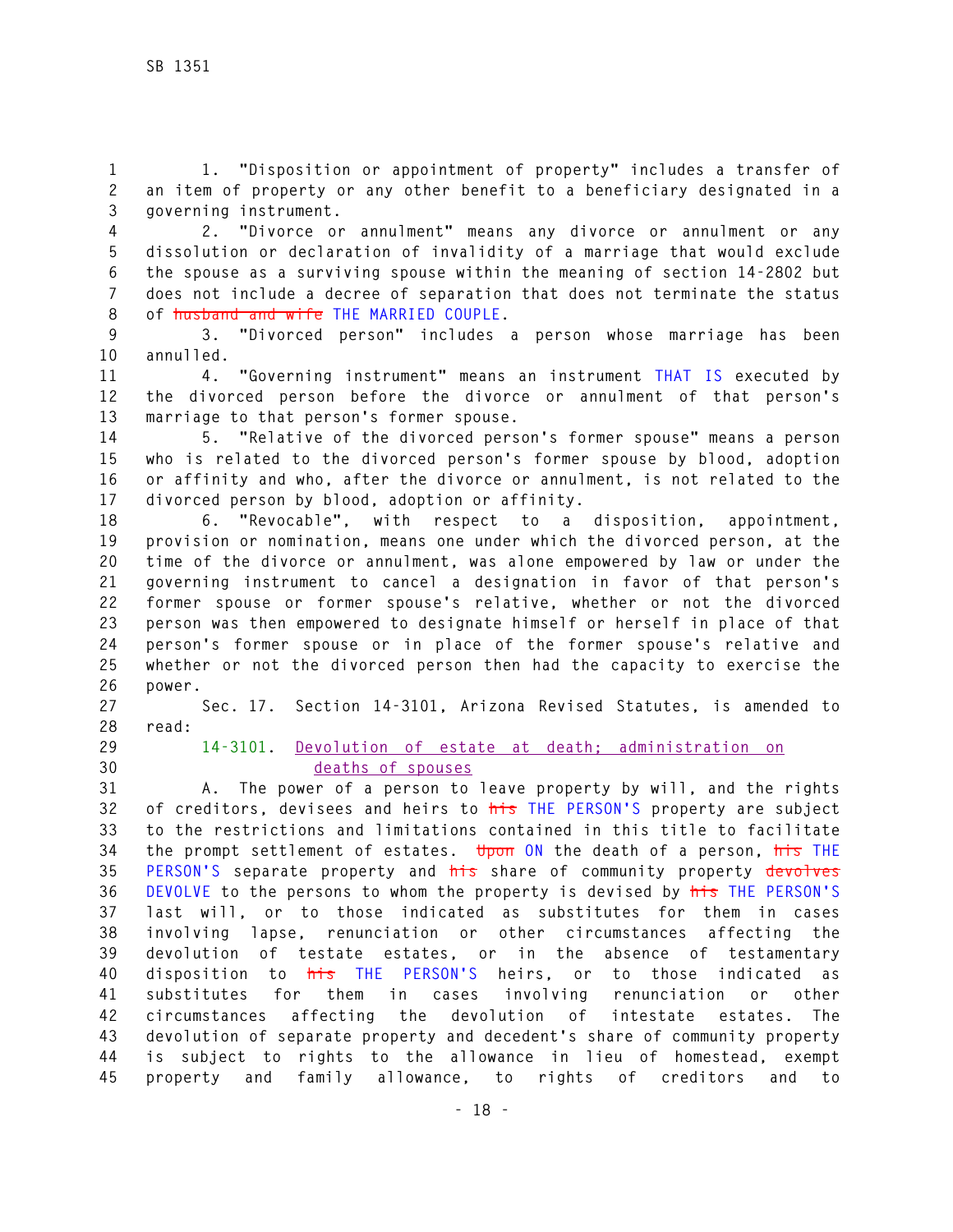1. "Disposition or appointment of property" includes a transfer of an item of property or any other benefit to a beneficiary designated in a governing instrument.

2. "Divorce or annulment" means any divorce or annulment or any dissolution or declaration of invalidity of a marriage that would exclude the spouse as a surviving spouse within the meaning of section 14-2802 but does not include a decree of separation that does not terminate the status of ~~husband and wife~~ THE MARRIED COUPLE.

3. "Divorced person" includes a person whose marriage has been annulled.

4. "Governing instrument" means an instrument THAT IS executed by the divorced person before the divorce or annulment of that person's marriage to that person's former spouse.

5. "Relative of the divorced person's former spouse" means a person who is related to the divorced person's former spouse by blood, adoption or affinity and who, after the divorce or annulment, is not related to the divorced person by blood, adoption or affinity.

6. "Revocable", with respect to a disposition, appointment, provision or nomination, means one under which the divorced person, at the time of the divorce or annulment, was alone empowered by law or under the governing instrument to cancel a designation in favor of that person's former spouse or former spouse's relative, whether or not the divorced person was then empowered to designate himself or herself in place of that person's former spouse or in place of the former spouse's relative and whether or not the divorced person then had the capacity to exercise the power.

Sec. 17. Section 14-3101, Arizona Revised Statutes, is amended to read:

14-3101. Devolution of estate at death; administration on deaths of spouses

A. The power of a person to leave property by will, and the rights of creditors, devisees and heirs to ~~his~~ THE PERSON'S property are subject to the restrictions and limitations contained in this title to facilitate the prompt settlement of estates. ~~Upon~~ ON the death of a person, ~~his~~ THE PERSON'S separate property and ~~his~~ share of community property ~~devolves~~ DEVOLVE to the persons to whom the property is devised by ~~his~~ THE PERSON'S last will, or to those indicated as substitutes for them in cases involving lapse, renunciation or other circumstances affecting the devolution of testate estates, or in the absence of testamentary disposition to ~~his~~ THE PERSON'S heirs, or to those indicated as substitutes for them in cases involving renunciation or other circumstances affecting the devolution of intestate estates. The devolution of separate property and decedent's share of community property is subject to rights to the allowance in lieu of homestead, exempt property and family allowance, to rights of creditors and to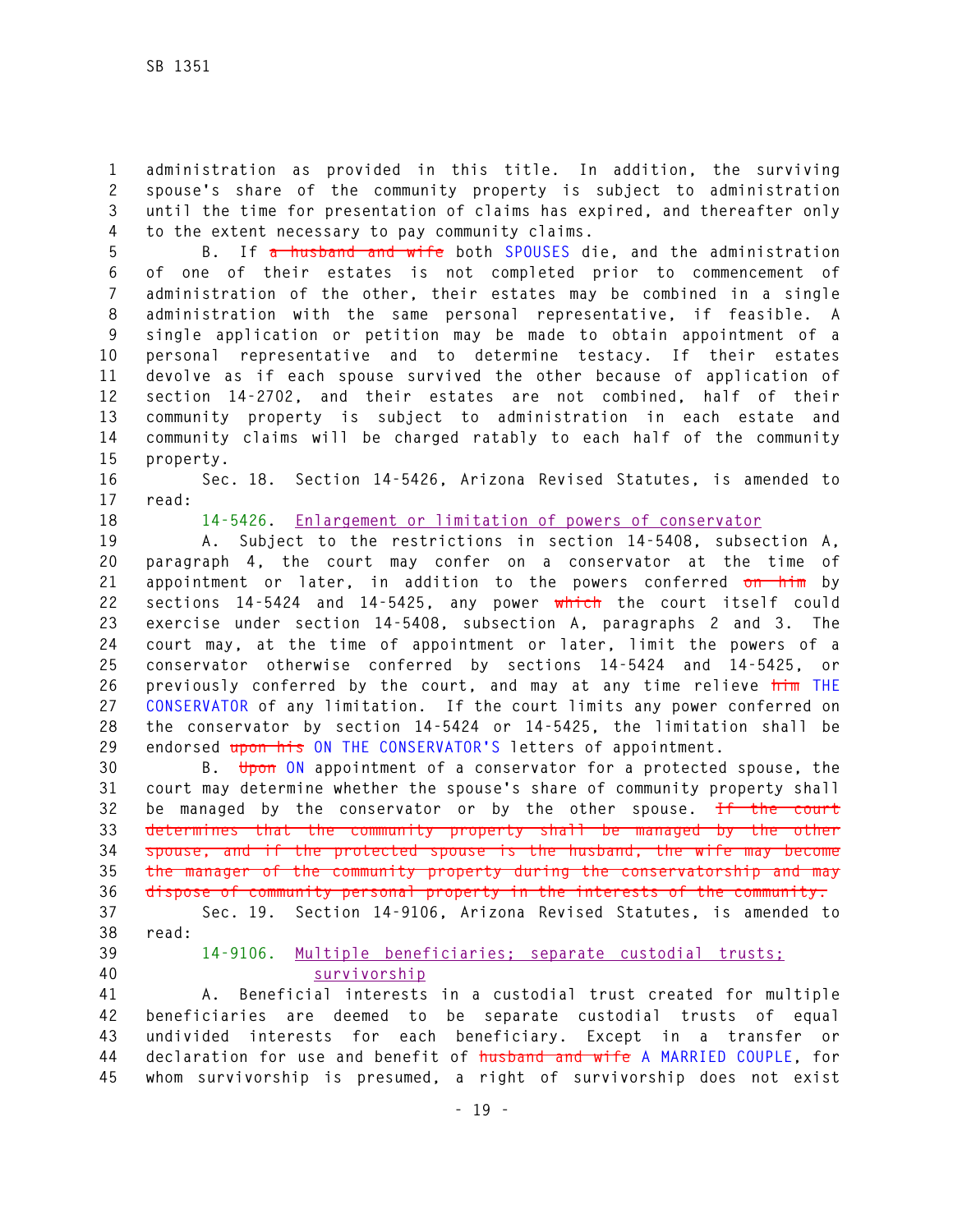administration as provided in this title. In addition, the surviving spouse's share of the community property is subject to administration until the time for presentation of claims has expired, and thereafter only to the extent necessary to pay community claims.

B. If ~~a husband and wife~~ both SPOUSES die, and the administration of one of their estates is not completed prior to commencement of administration of the other, their estates may be combined in a single administration with the same personal representative, if feasible. A single application or petition may be made to obtain appointment of a personal representative and to determine testacy. If their estates devolve as if each spouse survived the other because of application of section 14-2702, and their estates are not combined, half of their community property is subject to administration in each estate and community claims will be charged ratably to each half of the community property.

Sec. 18. Section 14-5426, Arizona Revised Statutes, is amended to read:

14-5426. Enlargement or limitation of powers of conservator

A. Subject to the restrictions in section 14-5408, subsection A, paragraph 4, the court may confer on a conservator at the time of appointment or later, in addition to the powers conferred ~~on him~~ by sections 14-5424 and 14-5425, any power ~~which~~ the court itself could exercise under section 14-5408, subsection A, paragraphs 2 and 3. The court may, at the time of appointment or later, limit the powers of a conservator otherwise conferred by sections 14-5424 and 14-5425, or previously conferred by the court, and may at any time relieve ~~him~~ THE CONSERVATOR of any limitation. If the court limits any power conferred on the conservator by section 14-5424 or 14-5425, the limitation shall be endorsed ~~upon his~~ ON THE CONSERVATOR'S letters of appointment.

B. ~~Upon~~ ON appointment of a conservator for a protected spouse, the court may determine whether the spouse's share of community property shall be managed by the conservator or by the other spouse. ~~If the court determines that the community property shall be managed by the other spouse, and if the protected spouse is the husband, the wife may become the manager of the community property during the conservatorship and may dispose of community personal property in the interests of the community.~~

Sec. 19. Section 14-9106, Arizona Revised Statutes, is amended to read:

14-9106. Multiple beneficiaries; separate custodial trusts; survivorship

A. Beneficial interests in a custodial trust created for multiple beneficiaries are deemed to be separate custodial trusts of equal undivided interests for each beneficiary. Except in a transfer or declaration for use and benefit of ~~husband and wife~~ A MARRIED COUPLE, for whom survivorship is presumed, a right of survivorship does not exist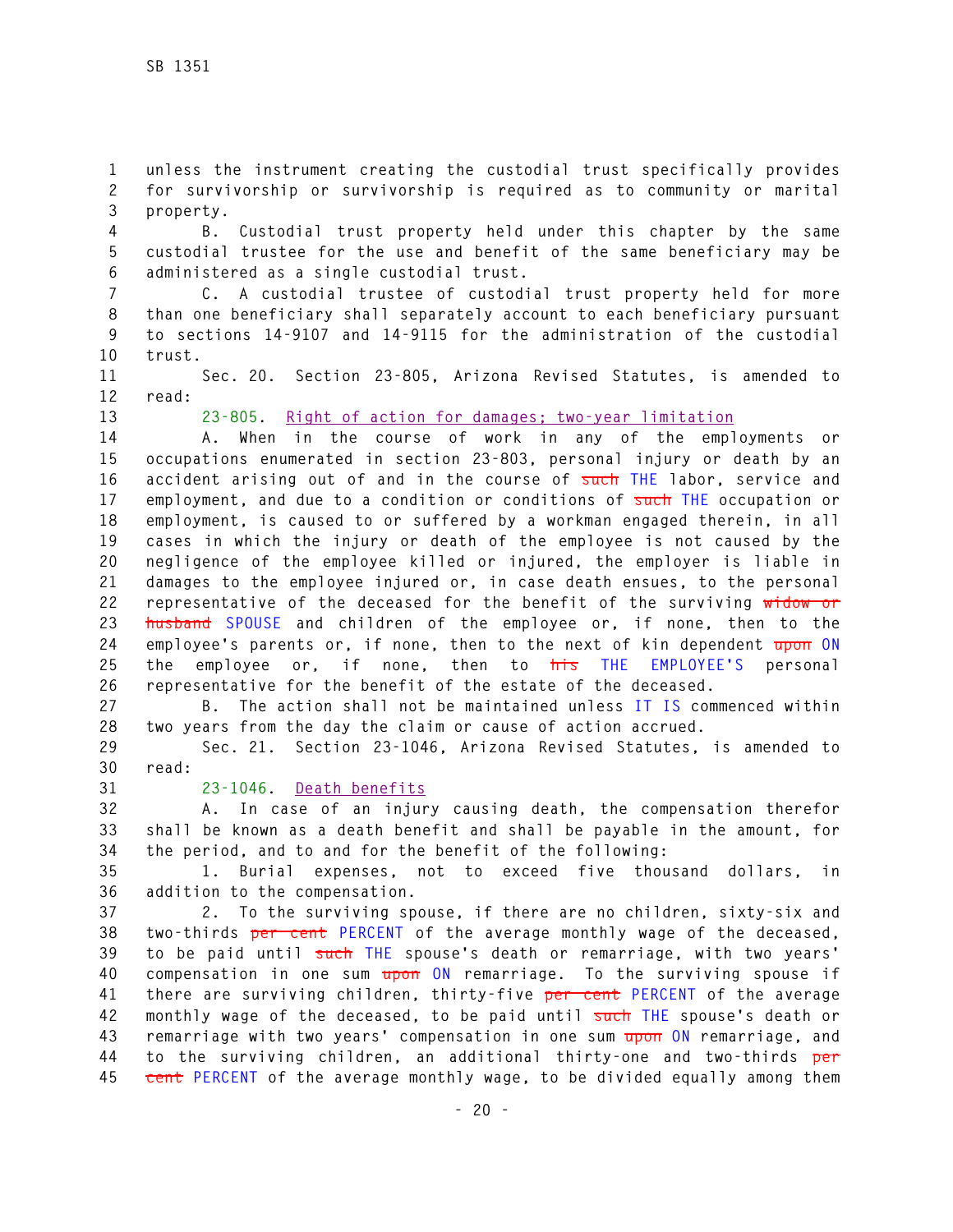unless the instrument creating the custodial trust specifically provides for survivorship or survivorship is required as to community or marital property.

B. Custodial trust property held under this chapter by the same custodial trustee for the use and benefit of the same beneficiary may be administered as a single custodial trust.

C. A custodial trustee of custodial trust property held for more than one beneficiary shall separately account to each beneficiary pursuant to sections 14-9107 and 14-9115 for the administration of the custodial trust.

Sec. 20. Section 23-805, Arizona Revised Statutes, is amended to read:

23-805. Right of action for damages; two-year limitation

A. When in the course of work in any of the employments or occupations enumerated in section 23-803, personal injury or death by an accident arising out of and in the course of ~~such~~ THE labor, service and employment, and due to a condition or conditions of ~~such~~ THE occupation or employment, is caused to or suffered by a workman engaged therein, in all cases in which the injury or death of the employee is not caused by the negligence of the employee killed or injured, the employer is liable in damages to the employee injured or, in case death ensues, to the personal representative of the deceased for the benefit of the surviving ~~widow or husband~~ SPOUSE and children of the employee or, if none, then to the employee's parents or, if none, then to the next of kin dependent ~~upon~~ ON the employee or, if none, then to ~~his~~ THE EMPLOYEE'S personal representative for the benefit of the estate of the deceased.

B. The action shall not be maintained unless IT IS commenced within two years from the day the claim or cause of action accrued.

Sec. 21. Section 23-1046, Arizona Revised Statutes, is amended to read:

23-1046. Death benefits

A. In case of an injury causing death, the compensation therefor shall be known as a death benefit and shall be payable in the amount, for the period, and to and for the benefit of the following:

1. Burial expenses, not to exceed five thousand dollars, in addition to the compensation.

2. To the surviving spouse, if there are no children, sixty-six and two-thirds ~~per cent~~ PERCENT of the average monthly wage of the deceased, to be paid until ~~such~~ THE spouse's death or remarriage, with two years' compensation in one sum ~~upon~~ ON remarriage. To the surviving spouse if there are surviving children, thirty-five ~~per cent~~ PERCENT of the average monthly wage of the deceased, to be paid until ~~such~~ THE spouse's death or remarriage with two years' compensation in one sum ~~upon~~ ON remarriage, and to the surviving children, an additional thirty-one and two-thirds ~~per cent~~ PERCENT of the average monthly wage, to be divided equally among them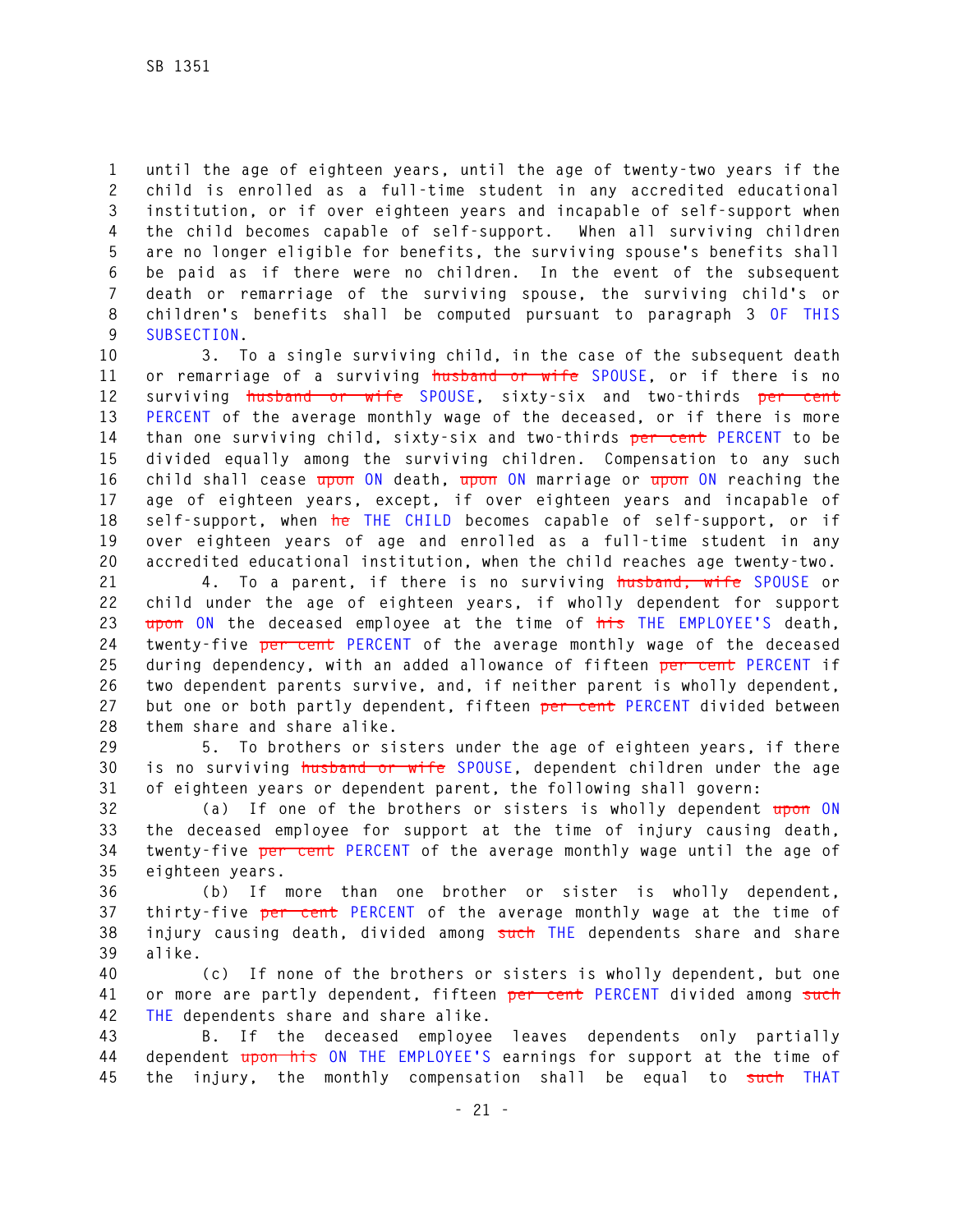until the age of eighteen years, until the age of twenty-two years if the child is enrolled as a full-time student in any accredited educational institution, or if over eighteen years and incapable of self-support when the child becomes capable of self-support. When all surviving children are no longer eligible for benefits, the surviving spouse's benefits shall be paid as if there were no children. In the event of the subsequent death or remarriage of the surviving spouse, the surviving child's or children's benefits shall be computed pursuant to paragraph 3 OF THIS SUBSECTION.

3. To a single surviving child, in the case of the subsequent death or remarriage of a surviving ~~husband or wife~~ SPOUSE, or if there is no surviving ~~husband or wife~~ SPOUSE, sixty-six and two-thirds ~~per cent~~ PERCENT of the average monthly wage of the deceased, or if there is more than one surviving child, sixty-six and two-thirds ~~per cent~~ PERCENT to be divided equally among the surviving children. Compensation to any such child shall cease ~~upon~~ ON death, ~~upon~~ ON marriage or ~~upon~~ ON reaching the age of eighteen years, except, if over eighteen years and incapable of self-support, when ~~he~~ THE CHILD becomes capable of self-support, or if over eighteen years of age and enrolled as a full-time student in any accredited educational institution, when the child reaches age twenty-two.

4. To a parent, if there is no surviving ~~husband, wife~~ SPOUSE or child under the age of eighteen years, if wholly dependent for support ~~upon~~ ON the deceased employee at the time of ~~his~~ THE EMPLOYEE'S death, twenty-five ~~per cent~~ PERCENT of the average monthly wage of the deceased during dependency, with an added allowance of fifteen ~~per cent~~ PERCENT if two dependent parents survive, and, if neither parent is wholly dependent, but one or both partly dependent, fifteen ~~per cent~~ PERCENT divided between them share and share alike.

5. To brothers or sisters under the age of eighteen years, if there is no surviving ~~husband or wife~~ SPOUSE, dependent children under the age of eighteen years or dependent parent, the following shall govern:

(a) If one of the brothers or sisters is wholly dependent ~~upon~~ ON the deceased employee for support at the time of injury causing death, twenty-five ~~per cent~~ PERCENT of the average monthly wage until the age of eighteen years.

(b) If more than one brother or sister is wholly dependent, thirty-five ~~per cent~~ PERCENT of the average monthly wage at the time of injury causing death, divided among ~~such~~ THE dependents share and share alike.

(c) If none of the brothers or sisters is wholly dependent, but one or more are partly dependent, fifteen ~~per cent~~ PERCENT divided among ~~such~~ THE dependents share and share alike.

B. If the deceased employee leaves dependents only partially dependent ~~upon his~~ ON THE EMPLOYEE'S earnings for support at the time of the injury, the monthly compensation shall be equal to ~~such~~ THAT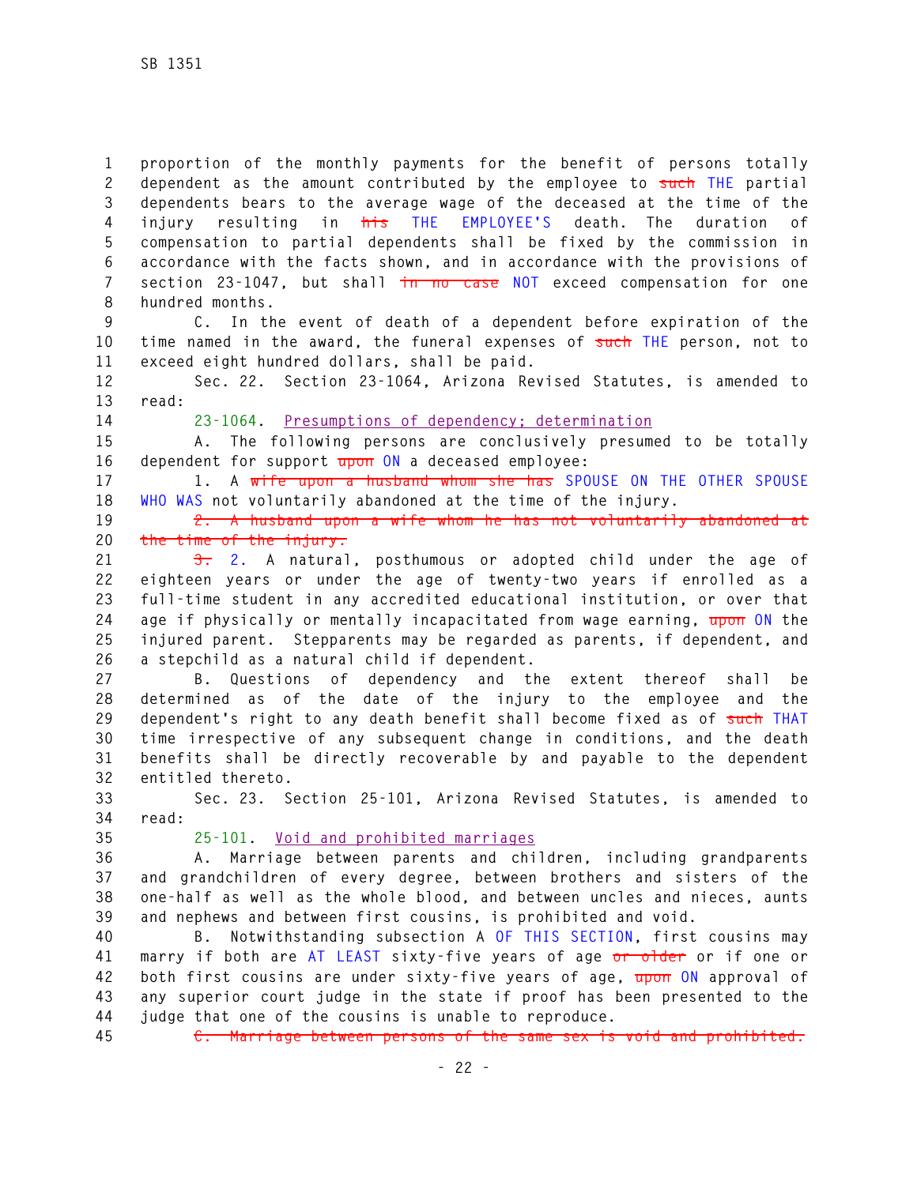proportion of the monthly payments for the benefit of persons totally dependent as the amount contributed by the employee to ~~such~~ THE partial dependents bears to the average wage of the deceased at the time of the injury resulting in ~~his~~ THE EMPLOYEE'S death. The duration of compensation to partial dependents shall be fixed by the commission in accordance with the facts shown, and in accordance with the provisions of section 23-1047, but shall ~~in no case~~ NOT exceed compensation for one hundred months.

C. In the event of death of a dependent before expiration of the time named in the award, the funeral expenses of ~~such~~ THE person, not to exceed eight hundred dollars, shall be paid.

Sec. 22. Section 23-1064, Arizona Revised Statutes, is amended to read:

23-1064. Presumptions of dependency; determination

A. The following persons are conclusively presumed to be totally dependent for support ~~upon~~ ON a deceased employee:

1. A ~~wife upon a husband whom she has~~ SPOUSE ON THE OTHER SPOUSE WHO WAS not voluntarily abandoned at the time of the injury.

~~2. A husband upon a wife whom he has not voluntarily abandoned at the time of the injury.~~

~~3.~~ 2. A natural, posthumous or adopted child under the age of eighteen years or under the age of twenty-two years if enrolled as a full-time student in any accredited educational institution, or over that age if physically or mentally incapacitated from wage earning, ~~upon~~ ON the injured parent. Stepparents may be regarded as parents, if dependent, and a stepchild as a natural child if dependent.

B. Questions of dependency and the extent thereof shall be determined as of the date of the injury to the employee and the dependent's right to any death benefit shall become fixed as of ~~such~~ THAT time irrespective of any subsequent change in conditions, and the death benefits shall be directly recoverable by and payable to the dependent entitled thereto.

Sec. 23. Section 25-101, Arizona Revised Statutes, is amended to read:

25-101. Void and prohibited marriages

A. Marriage between parents and children, including grandparents and grandchildren of every degree, between brothers and sisters of the one-half as well as the whole blood, and between uncles and nieces, aunts and nephews and between first cousins, is prohibited and void.

B. Notwithstanding subsection A OF THIS SECTION, first cousins may marry if both are AT LEAST sixty-five years of age ~~or older~~ or if one or both first cousins are under sixty-five years of age, ~~upon~~ ON approval of any superior court judge in the state if proof has been presented to the judge that one of the cousins is unable to reproduce.

~~C. Marriage between persons of the same sex is void and prohibited.~~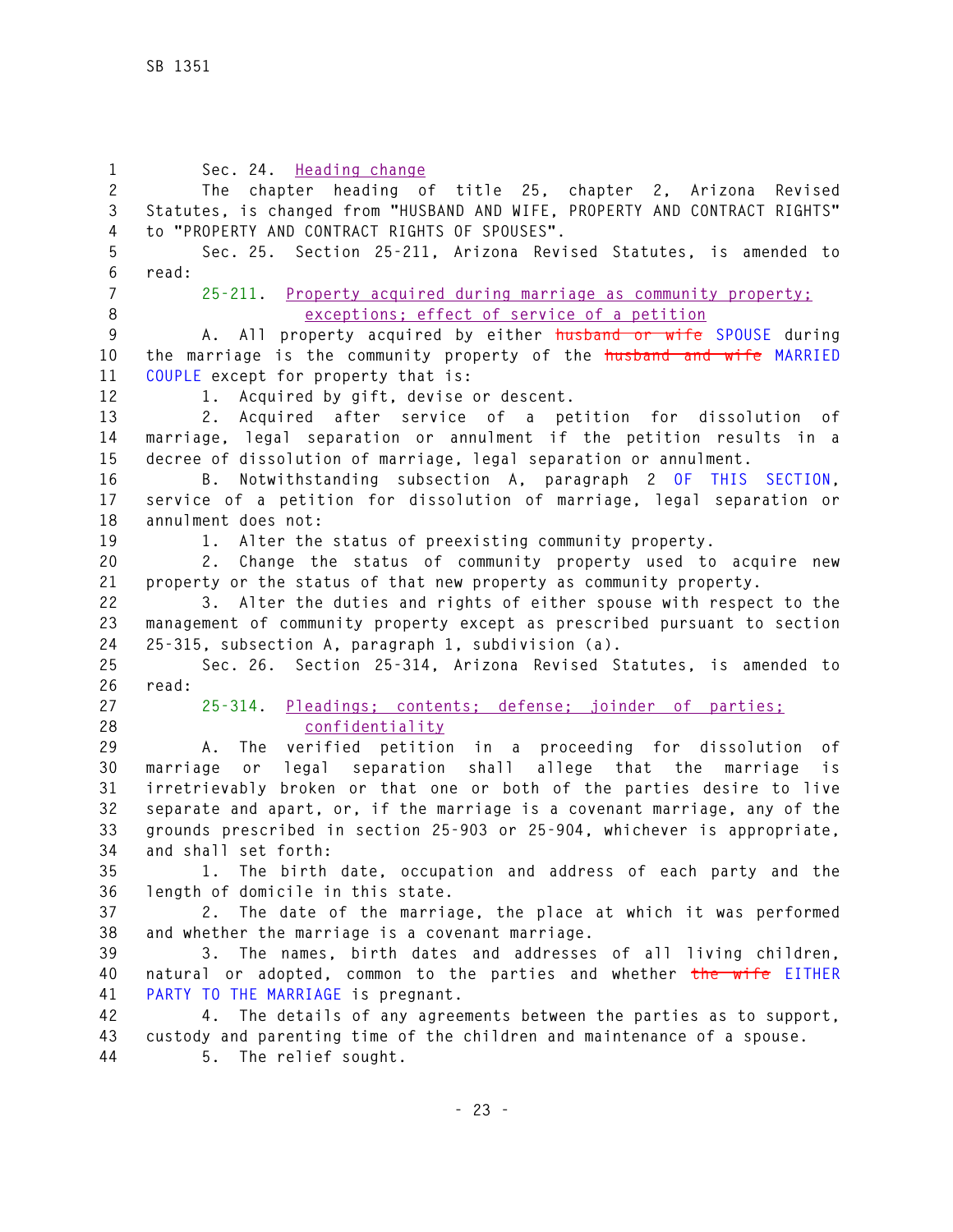Sec. 24. Heading change

The chapter heading of title 25, chapter 2, Arizona Revised Statutes, is changed from "HUSBAND AND WIFE, PROPERTY AND CONTRACT RIGHTS" to "PROPERTY AND CONTRACT RIGHTS OF SPOUSES".

Sec. 25. Section 25-211, Arizona Revised Statutes, is amended to read:

25-211. Property acquired during marriage as community property; exceptions; effect of service of a petition

A. All property acquired by either ~~husband or wife~~ SPOUSE during the marriage is the community property of the ~~husband and wife~~ MARRIED COUPLE except for property that is:

1. Acquired by gift, devise or descent.

2. Acquired after service of a petition for dissolution of marriage, legal separation or annulment if the petition results in a decree of dissolution of marriage, legal separation or annulment.

B. Notwithstanding subsection A, paragraph 2 OF THIS SECTION, service of a petition for dissolution of marriage, legal separation or annulment does not:

1. Alter the status of preexisting community property.

2. Change the status of community property used to acquire new property or the status of that new property as community property.

3. Alter the duties and rights of either spouse with respect to the management of community property except as prescribed pursuant to section 25-315, subsection A, paragraph 1, subdivision (a).

Sec. 26. Section 25-314, Arizona Revised Statutes, is amended to read:

25-314. Pleadings; contents; defense; joinder of parties; confidentiality

A. The verified petition in a proceeding for dissolution of marriage or legal separation shall allege that the marriage is irretrievably broken or that one or both of the parties desire to live separate and apart, or, if the marriage is a covenant marriage, any of the grounds prescribed in section 25-903 or 25-904, whichever is appropriate, and shall set forth:

1. The birth date, occupation and address of each party and the length of domicile in this state.

2. The date of the marriage, the place at which it was performed and whether the marriage is a covenant marriage.

3. The names, birth dates and addresses of all living children, natural or adopted, common to the parties and whether ~~the wife~~ EITHER PARTY TO THE MARRIAGE is pregnant.

4. The details of any agreements between the parties as to support, custody and parenting time of the children and maintenance of a spouse.

5. The relief sought.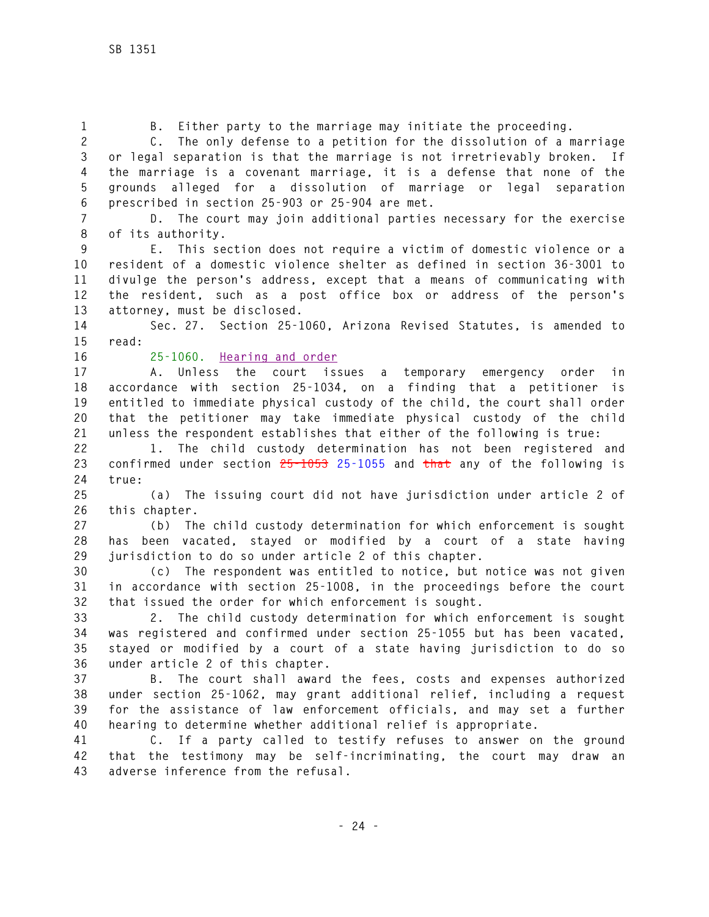B. Either party to the marriage may initiate the proceeding.

C. The only defense to a petition for the dissolution of a marriage or legal separation is that the marriage is not irretrievably broken. If the marriage is a covenant marriage, it is a defense that none of the grounds alleged for a dissolution of marriage or legal separation prescribed in section 25-903 or 25-904 are met.

D. The court may join additional parties necessary for the exercise of its authority.

E. This section does not require a victim of domestic violence or a resident of a domestic violence shelter as defined in section 36-3001 to divulge the person's address, except that a means of communicating with the resident, such as a post office box or address of the person's attorney, must be disclosed.

Sec. 27. Section 25-1060, Arizona Revised Statutes, is amended to read:

25-1060. Hearing and order

A. Unless the court issues a temporary emergency order in accordance with section 25-1034, on a finding that a petitioner is entitled to immediate physical custody of the child, the court shall order that the petitioner may take immediate physical custody of the child unless the respondent establishes that either of the following is true:

1. The child custody determination has not been registered and confirmed under section ~~25-1053~~ 25-1055 and ~~that~~ any of the following is true:

(a) The issuing court did not have jurisdiction under article 2 of this chapter.

(b) The child custody determination for which enforcement is sought has been vacated, stayed or modified by a court of a state having jurisdiction to do so under article 2 of this chapter.

(c) The respondent was entitled to notice, but notice was not given in accordance with section 25-1008, in the proceedings before the court that issued the order for which enforcement is sought.

2. The child custody determination for which enforcement is sought was registered and confirmed under section 25-1055 but has been vacated, stayed or modified by a court of a state having jurisdiction to do so under article 2 of this chapter.

B. The court shall award the fees, costs and expenses authorized under section 25-1062, may grant additional relief, including a request for the assistance of law enforcement officials, and may set a further hearing to determine whether additional relief is appropriate.

C. If a party called to testify refuses to answer on the ground that the testimony may be self-incriminating, the court may draw an adverse inference from the refusal.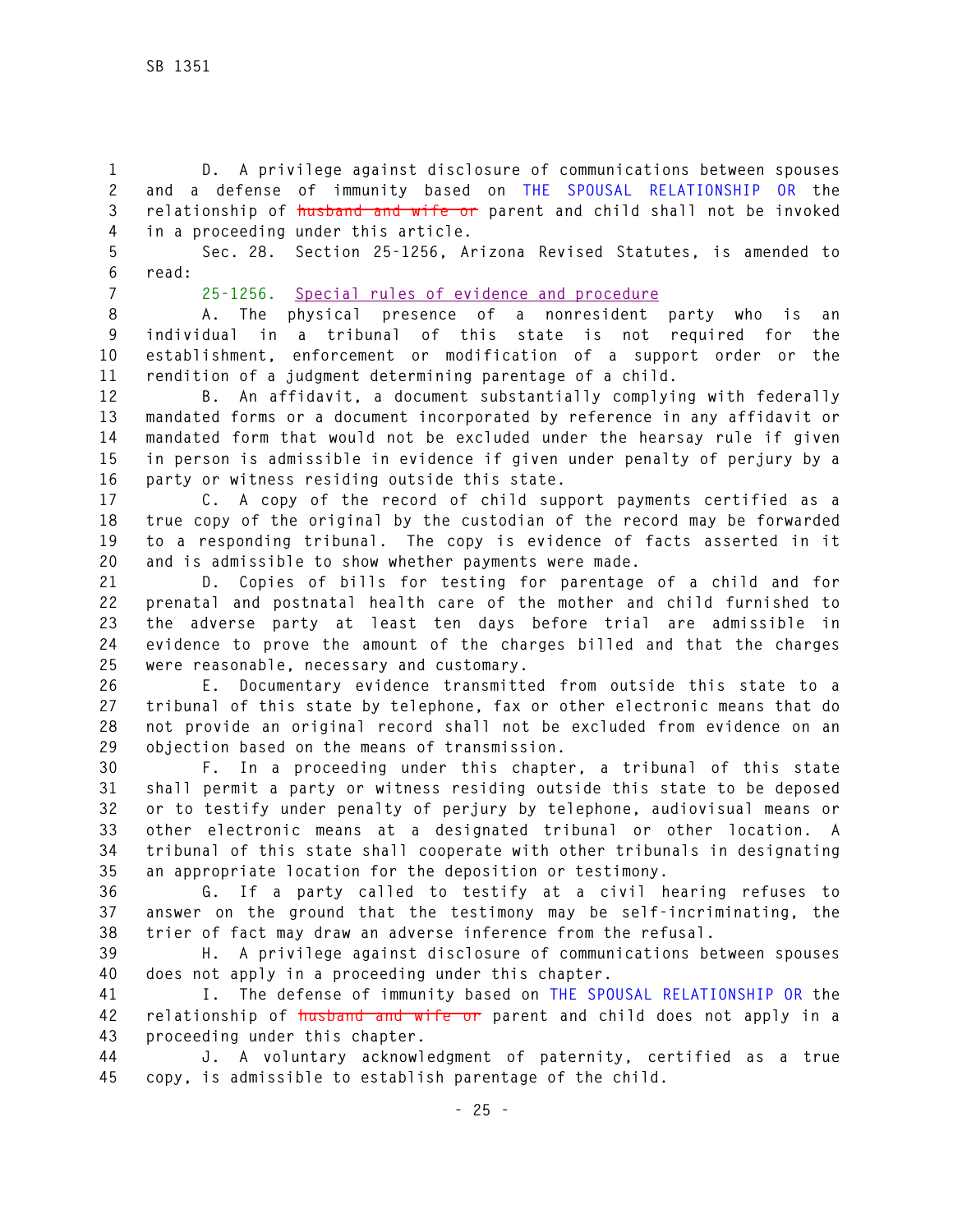D. A privilege against disclosure of communications between spouses and a defense of immunity based on THE SPOUSAL RELATIONSHIP OR the relationship of ~~husband and wife or~~ parent and child shall not be invoked in a proceeding under this article.

Sec. 28. Section 25-1256, Arizona Revised Statutes, is amended to read:

25-1256. Special rules of evidence and procedure

A. The physical presence of a nonresident party who is an individual in a tribunal of this state is not required for the establishment, enforcement or modification of a support order or the rendition of a judgment determining parentage of a child.

B. An affidavit, a document substantially complying with federally mandated forms or a document incorporated by reference in any affidavit or mandated form that would not be excluded under the hearsay rule if given in person is admissible in evidence if given under penalty of perjury by a party or witness residing outside this state.

C. A copy of the record of child support payments certified as a true copy of the original by the custodian of the record may be forwarded to a responding tribunal. The copy is evidence of facts asserted in it and is admissible to show whether payments were made.

D. Copies of bills for testing for parentage of a child and for prenatal and postnatal health care of the mother and child furnished to the adverse party at least ten days before trial are admissible in evidence to prove the amount of the charges billed and that the charges were reasonable, necessary and customary.

E. Documentary evidence transmitted from outside this state to a tribunal of this state by telephone, fax or other electronic means that do not provide an original record shall not be excluded from evidence on an objection based on the means of transmission.

F. In a proceeding under this chapter, a tribunal of this state shall permit a party or witness residing outside this state to be deposed or to testify under penalty of perjury by telephone, audiovisual means or other electronic means at a designated tribunal or other location. A tribunal of this state shall cooperate with other tribunals in designating an appropriate location for the deposition or testimony.

G. If a party called to testify at a civil hearing refuses to answer on the ground that the testimony may be self-incriminating, the trier of fact may draw an adverse inference from the refusal.

H. A privilege against disclosure of communications between spouses does not apply in a proceeding under this chapter.

I. The defense of immunity based on THE SPOUSAL RELATIONSHIP OR the relationship of ~~husband and wife or~~ parent and child does not apply in a proceeding under this chapter.

J. A voluntary acknowledgment of paternity, certified as a true copy, is admissible to establish parentage of the child.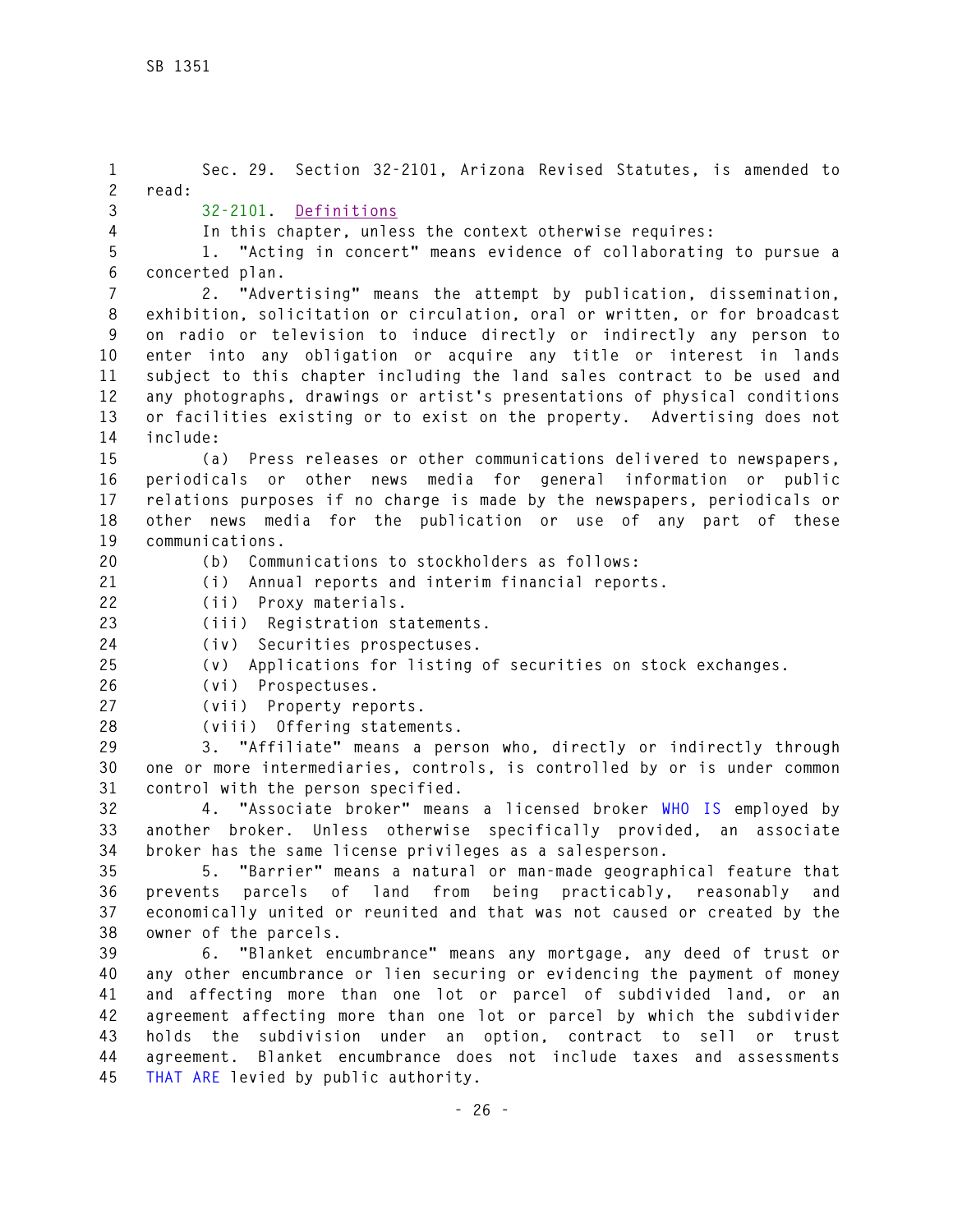Sec. 29. Section 32-2101, Arizona Revised Statutes, is amended to read:

32-2101. Definitions

In this chapter, unless the context otherwise requires:

1. "Acting in concert" means evidence of collaborating to pursue a concerted plan.

2. "Advertising" means the attempt by publication, dissemination, exhibition, solicitation or circulation, oral or written, or for broadcast on radio or television to induce directly or indirectly any person to enter into any obligation or acquire any title or interest in lands subject to this chapter including the land sales contract to be used and any photographs, drawings or artist's presentations of physical conditions or facilities existing or to exist on the property. Advertising does not include:

(a) Press releases or other communications delivered to newspapers, periodicals or other news media for general information or public relations purposes if no charge is made by the newspapers, periodicals or other news media for the publication or use of any part of these communications.

(b) Communications to stockholders as follows:

(i) Annual reports and interim financial reports.

(ii) Proxy materials.

(iii) Registration statements.

(iv) Securities prospectuses.

(v) Applications for listing of securities on stock exchanges.

(vi) Prospectuses.

(vii) Property reports.

(viii) Offering statements.

3. "Affiliate" means a person who, directly or indirectly through one or more intermediaries, controls, is controlled by or is under common control with the person specified.

4. "Associate broker" means a licensed broker WHO IS employed by another broker. Unless otherwise specifically provided, an associate broker has the same license privileges as a salesperson.

5. "Barrier" means a natural or man-made geographical feature that prevents parcels of land from being practicably, reasonably and economically united or reunited and that was not caused or created by the owner of the parcels.

6. "Blanket encumbrance" means any mortgage, any deed of trust or any other encumbrance or lien securing or evidencing the payment of money and affecting more than one lot or parcel of subdivided land, or an agreement affecting more than one lot or parcel by which the subdivider holds the subdivision under an option, contract to sell or trust agreement. Blanket encumbrance does not include taxes and assessments THAT ARE levied by public authority.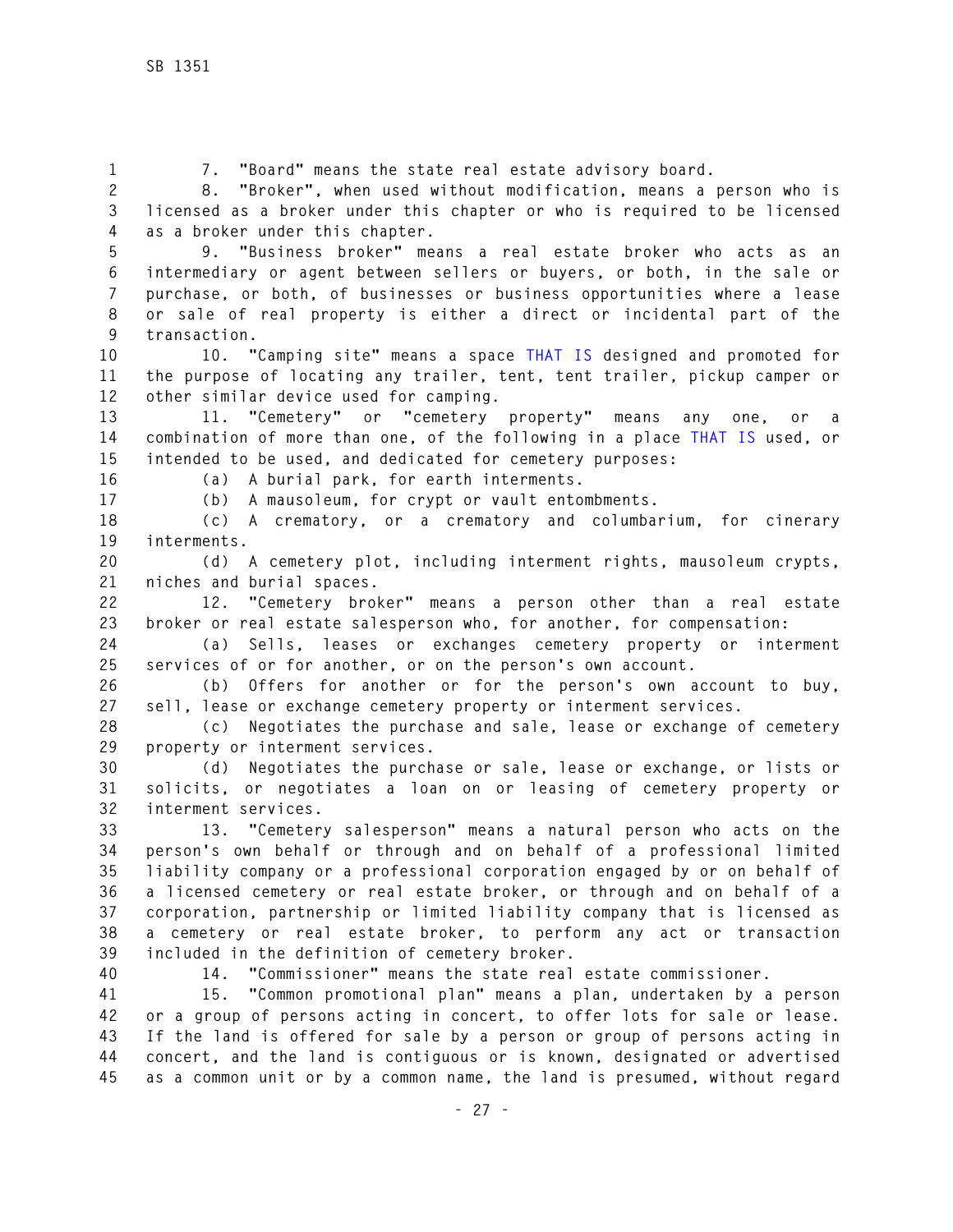7. "Board" means the state real estate advisory board.

8. "Broker", when used without modification, means a person who is licensed as a broker under this chapter or who is required to be licensed as a broker under this chapter.

9. "Business broker" means a real estate broker who acts as an intermediary or agent between sellers or buyers, or both, in the sale or purchase, or both, of businesses or business opportunities where a lease or sale of real property is either a direct or incidental part of the transaction.

10. "Camping site" means a space THAT IS designed and promoted for the purpose of locating any trailer, tent, tent trailer, pickup camper or other similar device used for camping.

11. "Cemetery" or "cemetery property" means any one, or a combination of more than one, of the following in a place THAT IS used, or intended to be used, and dedicated for cemetery purposes:

(a) A burial park, for earth interments.

(b) A mausoleum, for crypt or vault entombments.

(c) A crematory, or a crematory and columbarium, for cinerary interments.

(d) A cemetery plot, including interment rights, mausoleum crypts, niches and burial spaces.

12. "Cemetery broker" means a person other than a real estate broker or real estate salesperson who, for another, for compensation:

(a) Sells, leases or exchanges cemetery property or interment services of or for another, or on the person's own account.

(b) Offers for another or for the person's own account to buy, sell, lease or exchange cemetery property or interment services.

(c) Negotiates the purchase and sale, lease or exchange of cemetery property or interment services.

(d) Negotiates the purchase or sale, lease or exchange, or lists or solicits, or negotiates a loan on or leasing of cemetery property or interment services.

13. "Cemetery salesperson" means a natural person who acts on the person's own behalf or through and on behalf of a professional limited liability company or a professional corporation engaged by or on behalf of a licensed cemetery or real estate broker, or through and on behalf of a corporation, partnership or limited liability company that is licensed as a cemetery or real estate broker, to perform any act or transaction included in the definition of cemetery broker.

14. "Commissioner" means the state real estate commissioner.

15. "Common promotional plan" means a plan, undertaken by a person or a group of persons acting in concert, to offer lots for sale or lease. If the land is offered for sale by a person or group of persons acting in concert, and the land is contiguous or is known, designated or advertised as a common unit or by a common name, the land is presumed, without regard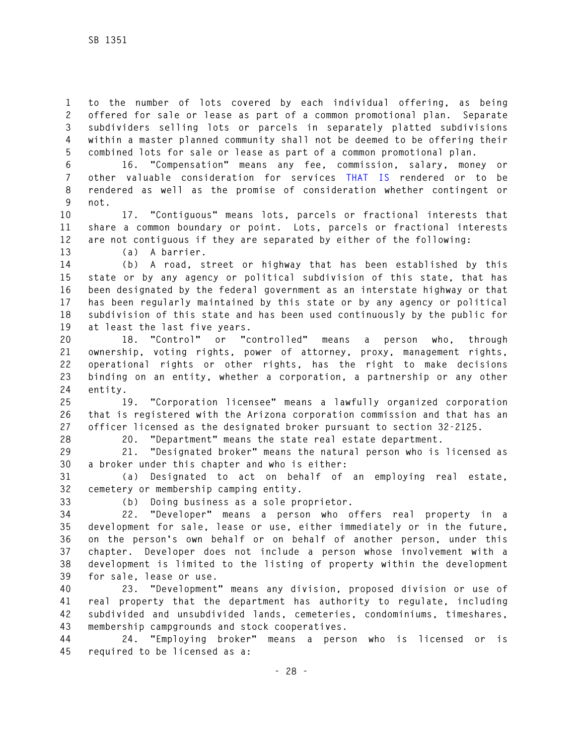to the number of lots covered by each individual offering, as being offered for sale or lease as part of a common promotional plan. Separate subdividers selling lots or parcels in separately platted subdivisions within a master planned community shall not be deemed to be offering their combined lots for sale or lease as part of a common promotional plan.

16. "Compensation" means any fee, commission, salary, money or other valuable consideration for services THAT IS rendered or to be rendered as well as the promise of consideration whether contingent or not.

17. "Contiguous" means lots, parcels or fractional interests that share a common boundary or point. Lots, parcels or fractional interests are not contiguous if they are separated by either of the following:

(a) A barrier.

(b) A road, street or highway that has been established by this state or by any agency or political subdivision of this state, that has been designated by the federal government as an interstate highway or that has been regularly maintained by this state or by any agency or political subdivision of this state and has been used continuously by the public for at least the last five years.

18. "Control" or "controlled" means a person who, through ownership, voting rights, power of attorney, proxy, management rights, operational rights or other rights, has the right to make decisions binding on an entity, whether a corporation, a partnership or any other entity.

19. "Corporation licensee" means a lawfully organized corporation that is registered with the Arizona corporation commission and that has an officer licensed as the designated broker pursuant to section 32-2125.

20. "Department" means the state real estate department.

21. "Designated broker" means the natural person who is licensed as a broker under this chapter and who is either:

(a) Designated to act on behalf of an employing real estate, cemetery or membership camping entity.

(b) Doing business as a sole proprietor.

22. "Developer" means a person who offers real property in a development for sale, lease or use, either immediately or in the future, on the person's own behalf or on behalf of another person, under this chapter. Developer does not include a person whose involvement with a development is limited to the listing of property within the development for sale, lease or use.

23. "Development" means any division, proposed division or use of real property that the department has authority to regulate, including subdivided and unsubdivided lands, cemeteries, condominiums, timeshares, membership campgrounds and stock cooperatives.

24. "Employing broker" means a person who is licensed or is required to be licensed as a: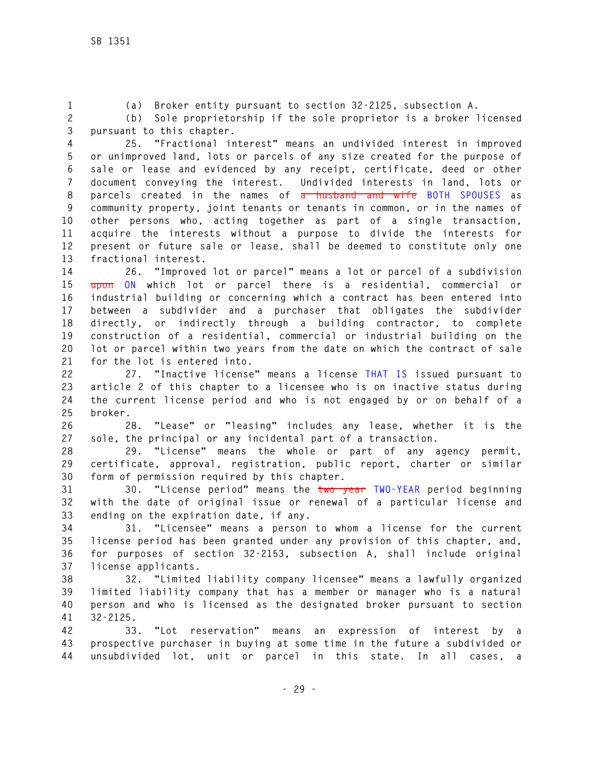(a) Broker entity pursuant to section 32-2125, subsection A.

(b) Sole proprietorship if the sole proprietor is a broker licensed pursuant to this chapter.

25. "Fractional interest" means an undivided interest in improved or unimproved land, lots or parcels of any size created for the purpose of sale or lease and evidenced by any receipt, certificate, deed or other document conveying the interest. Undivided interests in land, lots or parcels created in the names of ~~a husband and wife~~ BOTH SPOUSES as community property, joint tenants or tenants in common, or in the names of other persons who, acting together as part of a single transaction, acquire the interests without a purpose to divide the interests for present or future sale or lease, shall be deemed to constitute only one fractional interest.

26. "Improved lot or parcel" means a lot or parcel of a subdivision ~~upon~~ ON which lot or parcel there is a residential, commercial or industrial building or concerning which a contract has been entered into between a subdivider and a purchaser that obligates the subdivider directly, or indirectly through a building contractor, to complete construction of a residential, commercial or industrial building on the lot or parcel within two years from the date on which the contract of sale for the lot is entered into.

27. "Inactive license" means a license THAT IS issued pursuant to article 2 of this chapter to a licensee who is on inactive status during the current license period and who is not engaged by or on behalf of a broker.

28. "Lease" or "leasing" includes any lease, whether it is the sole, the principal or any incidental part of a transaction.

29. "License" means the whole or part of any agency permit, certificate, approval, registration, public report, charter or similar form of permission required by this chapter.

30. "License period" means the ~~two year~~ TWO-YEAR period beginning with the date of original issue or renewal of a particular license and ending on the expiration date, if any.

31. "Licensee" means a person to whom a license for the current license period has been granted under any provision of this chapter, and, for purposes of section 32-2153, subsection A, shall include original license applicants.

32. "Limited liability company licensee" means a lawfully organized limited liability company that has a member or manager who is a natural person and who is licensed as the designated broker pursuant to section 32-2125.

33. "Lot reservation" means an expression of interest by a prospective purchaser in buying at some time in the future a subdivided or unsubdivided lot, unit or parcel in this state. In all cases, a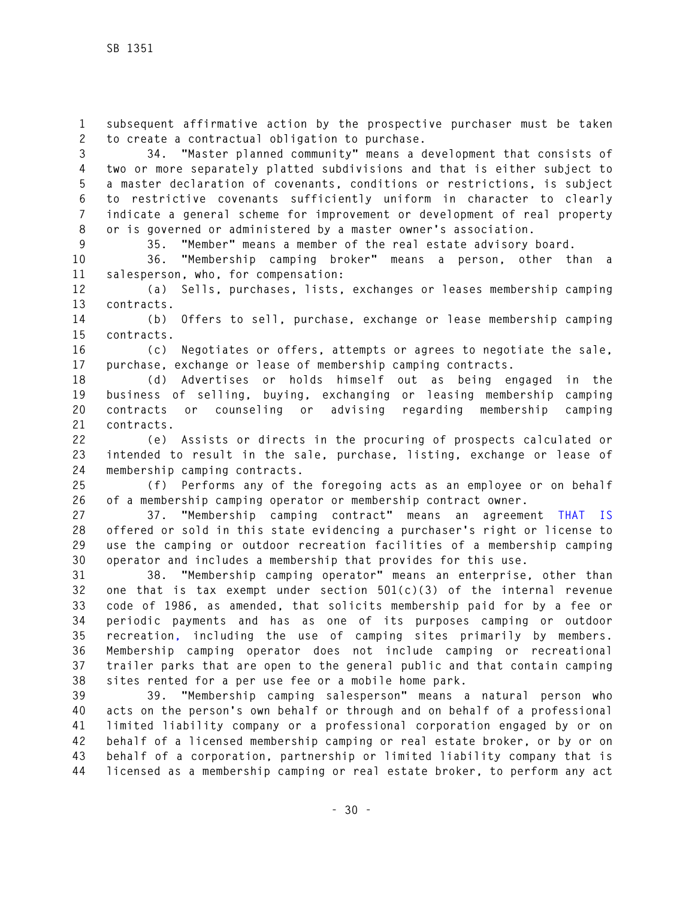subsequent affirmative action by the prospective purchaser must be taken to create a contractual obligation to purchase.

34. "Master planned community" means a development that consists of two or more separately platted subdivisions and that is either subject to a master declaration of covenants, conditions or restrictions, is subject to restrictive covenants sufficiently uniform in character to clearly indicate a general scheme for improvement or development of real property or is governed or administered by a master owner's association.

35. "Member" means a member of the real estate advisory board.

36. "Membership camping broker" means a person, other than a salesperson, who, for compensation:

(a) Sells, purchases, lists, exchanges or leases membership camping contracts.

(b) Offers to sell, purchase, exchange or lease membership camping contracts.

(c) Negotiates or offers, attempts or agrees to negotiate the sale, purchase, exchange or lease of membership camping contracts.

(d) Advertises or holds himself out as being engaged in the business of selling, buying, exchanging or leasing membership camping contracts or counseling or advising regarding membership camping contracts.

(e) Assists or directs in the procuring of prospects calculated or intended to result in the sale, purchase, listing, exchange or lease of membership camping contracts.

(f) Performs any of the foregoing acts as an employee or on behalf of a membership camping operator or membership contract owner.

37. "Membership camping contract" means an agreement THAT IS offered or sold in this state evidencing a purchaser's right or license to use the camping or outdoor recreation facilities of a membership camping operator and includes a membership that provides for this use.

38. "Membership camping operator" means an enterprise, other than one that is tax exempt under section 501(c)(3) of the internal revenue code of 1986, as amended, that solicits membership paid for by a fee or periodic payments and has as one of its purposes camping or outdoor recreation, including the use of camping sites primarily by members. Membership camping operator does not include camping or recreational trailer parks that are open to the general public and that contain camping sites rented for a per use fee or a mobile home park.

39. "Membership camping salesperson" means a natural person who acts on the person's own behalf or through and on behalf of a professional limited liability company or a professional corporation engaged by or on behalf of a licensed membership camping or real estate broker, or by or on behalf of a corporation, partnership or limited liability company that is licensed as a membership camping or real estate broker, to perform any act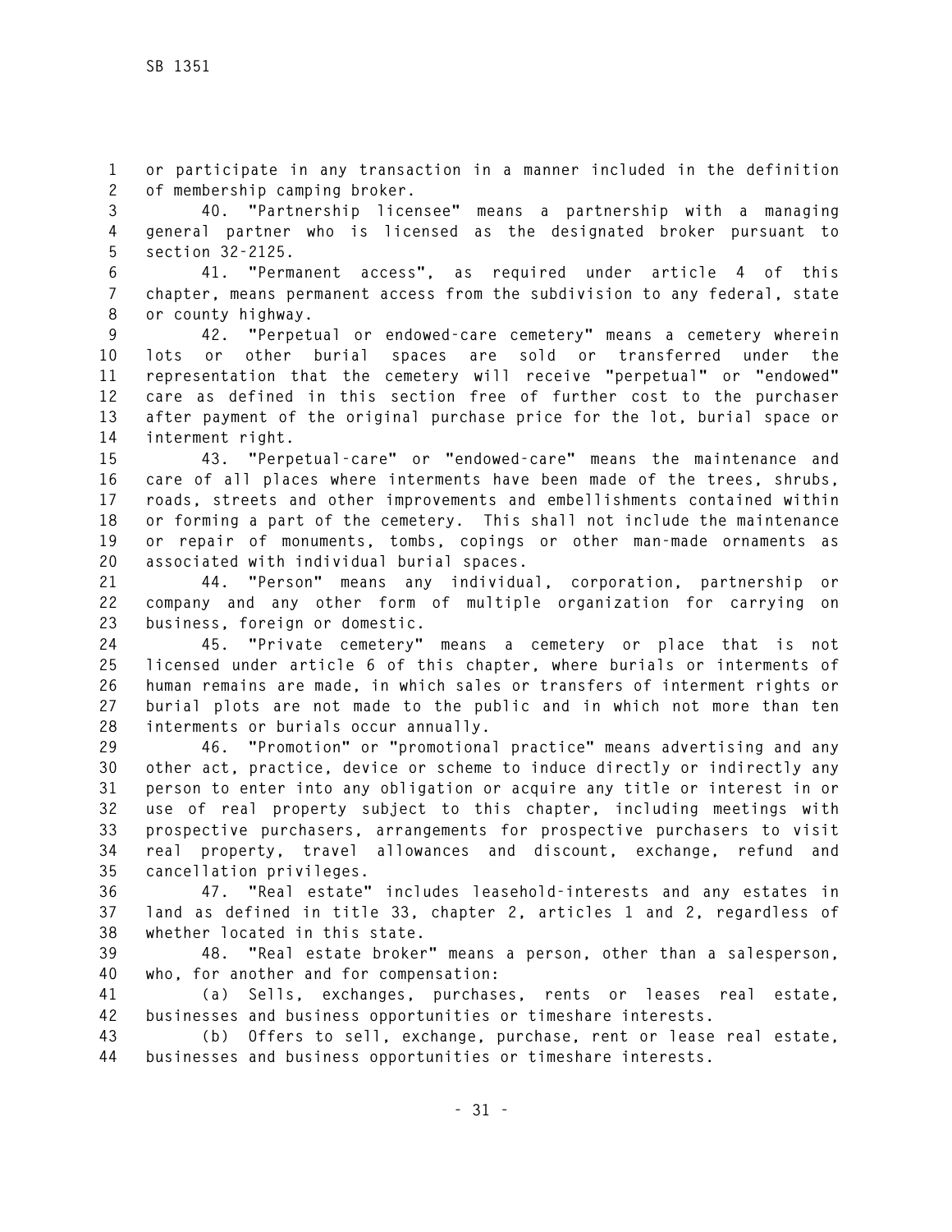or participate in any transaction in a manner included in the definition of membership camping broker.

40. "Partnership licensee" means a partnership with a managing general partner who is licensed as the designated broker pursuant to section 32-2125.

41. "Permanent access", as required under article 4 of this chapter, means permanent access from the subdivision to any federal, state or county highway.

42. "Perpetual or endowed-care cemetery" means a cemetery wherein lots or other burial spaces are sold or transferred under the representation that the cemetery will receive "perpetual" or "endowed" care as defined in this section free of further cost to the purchaser after payment of the original purchase price for the lot, burial space or interment right.

43. "Perpetual-care" or "endowed-care" means the maintenance and care of all places where interments have been made of the trees, shrubs, roads, streets and other improvements and embellishments contained within or forming a part of the cemetery. This shall not include the maintenance or repair of monuments, tombs, copings or other man-made ornaments as associated with individual burial spaces.

44. "Person" means any individual, corporation, partnership or company and any other form of multiple organization for carrying on business, foreign or domestic.

45. "Private cemetery" means a cemetery or place that is not licensed under article 6 of this chapter, where burials or interments of human remains are made, in which sales or transfers of interment rights or burial plots are not made to the public and in which not more than ten interments or burials occur annually.

46. "Promotion" or "promotional practice" means advertising and any other act, practice, device or scheme to induce directly or indirectly any person to enter into any obligation or acquire any title or interest in or use of real property subject to this chapter, including meetings with prospective purchasers, arrangements for prospective purchasers to visit real property, travel allowances and discount, exchange, refund and cancellation privileges.

47. "Real estate" includes leasehold-interests and any estates in land as defined in title 33, chapter 2, articles 1 and 2, regardless of whether located in this state.

48. "Real estate broker" means a person, other than a salesperson, who, for another and for compensation:

(a) Sells, exchanges, purchases, rents or leases real estate, businesses and business opportunities or timeshare interests.

(b) Offers to sell, exchange, purchase, rent or lease real estate, businesses and business opportunities or timeshare interests.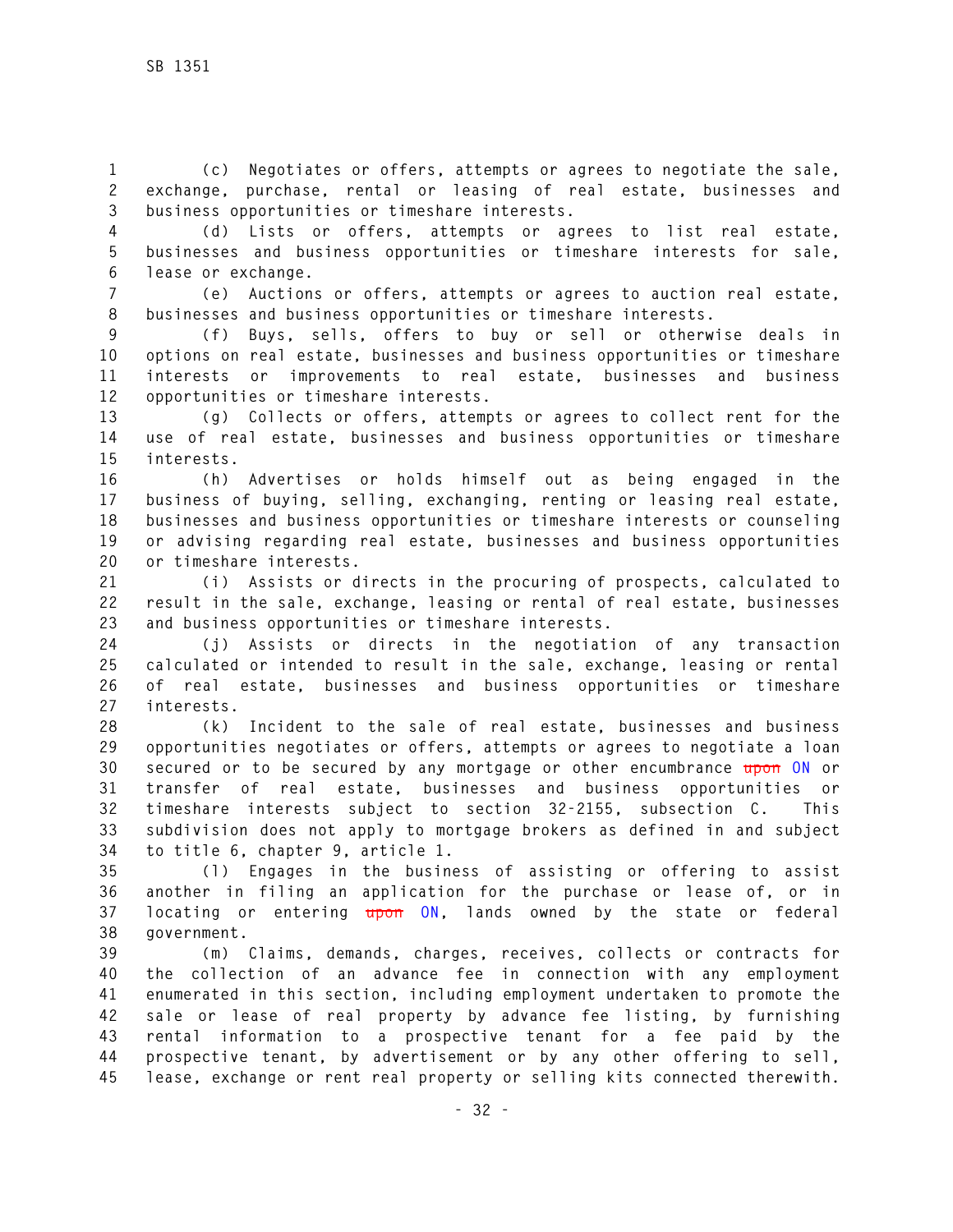(c) Negotiates or offers, attempts or agrees to negotiate the sale, exchange, purchase, rental or leasing of real estate, businesses and business opportunities or timeshare interests.

(d) Lists or offers, attempts or agrees to list real estate, businesses and business opportunities or timeshare interests for sale, lease or exchange.

(e) Auctions or offers, attempts or agrees to auction real estate, businesses and business opportunities or timeshare interests.

(f) Buys, sells, offers to buy or sell or otherwise deals in options on real estate, businesses and business opportunities or timeshare interests or improvements to real estate, businesses and business opportunities or timeshare interests.

(g) Collects or offers, attempts or agrees to collect rent for the use of real estate, businesses and business opportunities or timeshare interests.

(h) Advertises or holds himself out as being engaged in the business of buying, selling, exchanging, renting or leasing real estate, businesses and business opportunities or timeshare interests or counseling or advising regarding real estate, businesses and business opportunities or timeshare interests.

(i) Assists or directs in the procuring of prospects, calculated to result in the sale, exchange, leasing or rental of real estate, businesses and business opportunities or timeshare interests.

(j) Assists or directs in the negotiation of any transaction calculated or intended to result in the sale, exchange, leasing or rental of real estate, businesses and business opportunities or timeshare interests.

(k) Incident to the sale of real estate, businesses and business opportunities negotiates or offers, attempts or agrees to negotiate a loan secured or to be secured by any mortgage or other encumbrance ~~upon~~ ON or transfer of real estate, businesses and business opportunities or timeshare interests subject to section 32-2155, subsection C. This subdivision does not apply to mortgage brokers as defined in and subject to title 6, chapter 9, article 1.

(l) Engages in the business of assisting or offering to assist another in filing an application for the purchase or lease of, or in locating or entering ~~upon~~ ON, lands owned by the state or federal government.

(m) Claims, demands, charges, receives, collects or contracts for the collection of an advance fee in connection with any employment enumerated in this section, including employment undertaken to promote the sale or lease of real property by advance fee listing, by furnishing rental information to a prospective tenant for a fee paid by the prospective tenant, by advertisement or by any other offering to sell, lease, exchange or rent real property or selling kits connected therewith.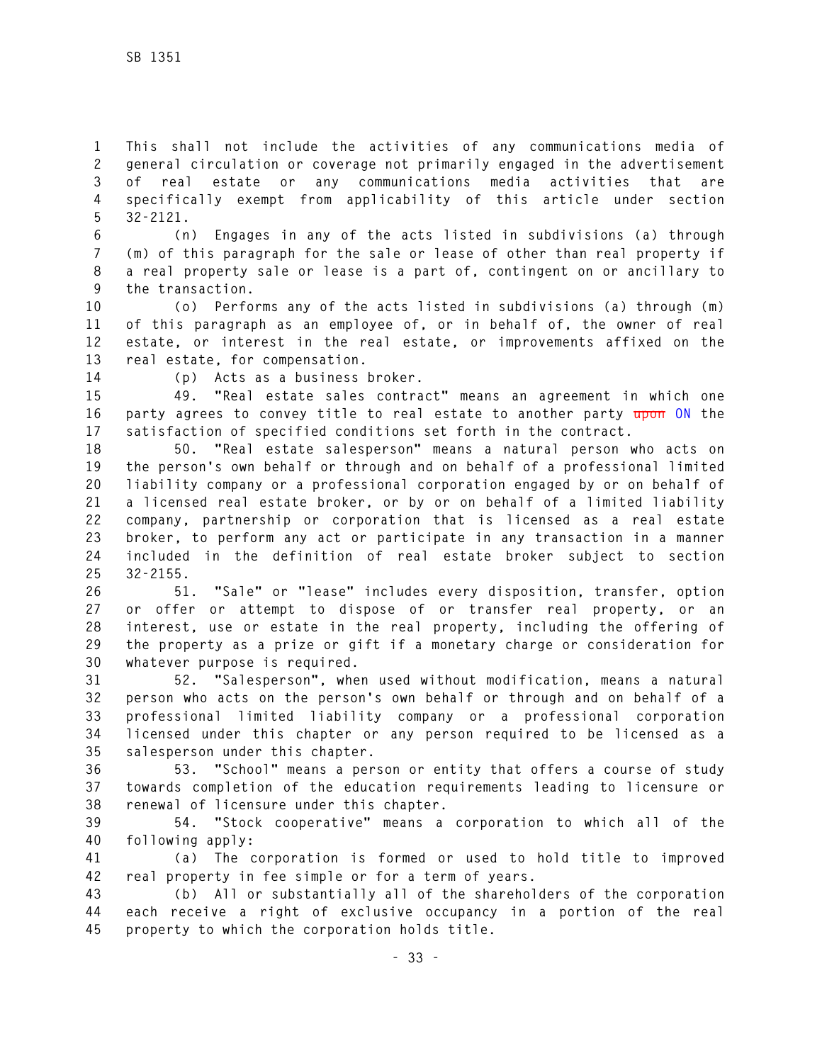This shall not include the activities of any communications media of general circulation or coverage not primarily engaged in the advertisement of real estate or any communications media activities that are specifically exempt from applicability of this article under section 32-2121.

(n) Engages in any of the acts listed in subdivisions (a) through (m) of this paragraph for the sale or lease of other than real property if a real property sale or lease is a part of, contingent on or ancillary to the transaction.

(o) Performs any of the acts listed in subdivisions (a) through (m) of this paragraph as an employee of, or in behalf of, the owner of real estate, or interest in the real estate, or improvements affixed on the real estate, for compensation.

(p) Acts as a business broker.

49. "Real estate sales contract" means an agreement in which one party agrees to convey title to real estate to another party ~~upon~~ ON the satisfaction of specified conditions set forth in the contract.

50. "Real estate salesperson" means a natural person who acts on the person's own behalf or through and on behalf of a professional limited liability company or a professional corporation engaged by or on behalf of a licensed real estate broker, or by or on behalf of a limited liability company, partnership or corporation that is licensed as a real estate broker, to perform any act or participate in any transaction in a manner included in the definition of real estate broker subject to section 32-2155.

51. "Sale" or "lease" includes every disposition, transfer, option or offer or attempt to dispose of or transfer real property, or an interest, use or estate in the real property, including the offering of the property as a prize or gift if a monetary charge or consideration for whatever purpose is required.

52. "Salesperson", when used without modification, means a natural person who acts on the person's own behalf or through and on behalf of a professional limited liability company or a professional corporation licensed under this chapter or any person required to be licensed as a salesperson under this chapter.

53. "School" means a person or entity that offers a course of study towards completion of the education requirements leading to licensure or renewal of licensure under this chapter.

54. "Stock cooperative" means a corporation to which all of the following apply:

(a) The corporation is formed or used to hold title to improved real property in fee simple or for a term of years.

(b) All or substantially all of the shareholders of the corporation each receive a right of exclusive occupancy in a portion of the real property to which the corporation holds title.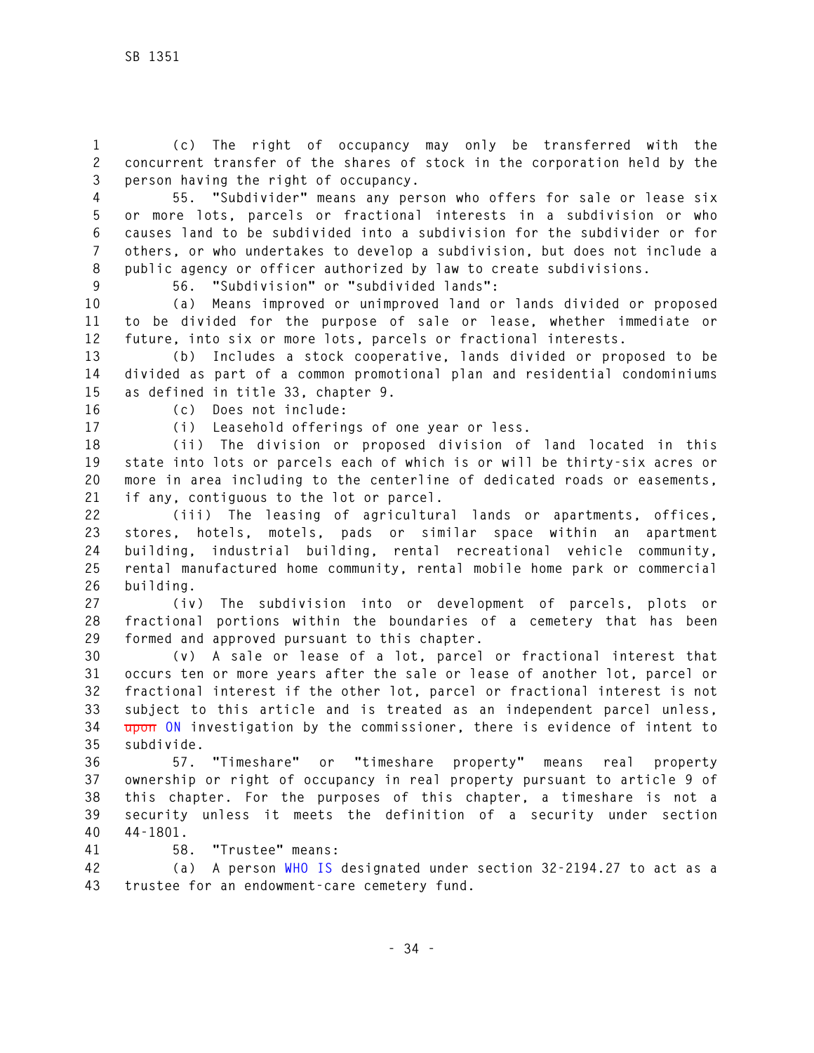(c) The right of occupancy may only be transferred with the concurrent transfer of the shares of stock in the corporation held by the person having the right of occupancy.

55. "Subdivider" means any person who offers for sale or lease six or more lots, parcels or fractional interests in a subdivision or who causes land to be subdivided into a subdivision for the subdivider or for others, or who undertakes to develop a subdivision, but does not include a public agency or officer authorized by law to create subdivisions.

56. "Subdivision" or "subdivided lands":

(a) Means improved or unimproved land or lands divided or proposed to be divided for the purpose of sale or lease, whether immediate or future, into six or more lots, parcels or fractional interests.

(b) Includes a stock cooperative, lands divided or proposed to be divided as part of a common promotional plan and residential condominiums as defined in title 33, chapter 9.

(c) Does not include:

(i) Leasehold offerings of one year or less.

(ii) The division or proposed division of land located in this state into lots or parcels each of which is or will be thirty-six acres or more in area including to the centerline of dedicated roads or easements, if any, contiguous to the lot or parcel.

(iii) The leasing of agricultural lands or apartments, offices, stores, hotels, motels, pads or similar space within an apartment building, industrial building, rental recreational vehicle community, rental manufactured home community, rental mobile home park or commercial building.

(iv) The subdivision into or development of parcels, plots or fractional portions within the boundaries of a cemetery that has been formed and approved pursuant to this chapter.

(v) A sale or lease of a lot, parcel or fractional interest that occurs ten or more years after the sale or lease of another lot, parcel or fractional interest if the other lot, parcel or fractional interest is not subject to this article and is treated as an independent parcel unless, ~~upon~~ ON investigation by the commissioner, there is evidence of intent to subdivide.

57. "Timeshare" or "timeshare property" means real property ownership or right of occupancy in real property pursuant to article 9 of this chapter. For the purposes of this chapter, a timeshare is not a security unless it meets the definition of a security under section 44-1801.

58. "Trustee" means:

(a) A person WHO IS designated under section 32-2194.27 to act as a trustee for an endowment-care cemetery fund.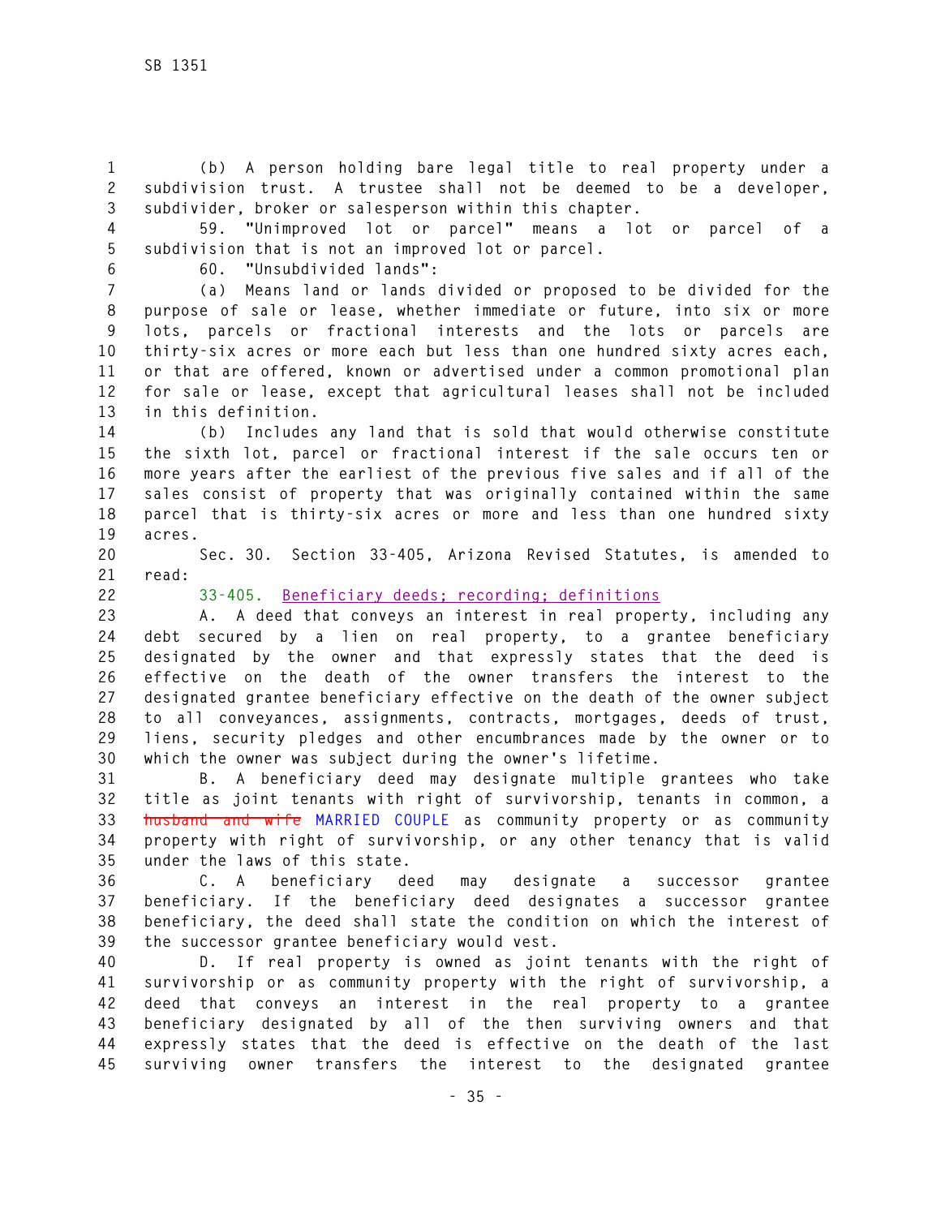(b) A person holding bare legal title to real property under a subdivision trust. A trustee shall not be deemed to be a developer, subdivider, broker or salesperson within this chapter.

59. "Unimproved lot or parcel" means a lot or parcel of a subdivision that is not an improved lot or parcel.

60. "Unsubdivided lands":

(a) Means land or lands divided or proposed to be divided for the purpose of sale or lease, whether immediate or future, into six or more lots, parcels or fractional interests and the lots or parcels are thirty-six acres or more each but less than one hundred sixty acres each, or that are offered, known or advertised under a common promotional plan for sale or lease, except that agricultural leases shall not be included in this definition.

(b) Includes any land that is sold that would otherwise constitute the sixth lot, parcel or fractional interest if the sale occurs ten or more years after the earliest of the previous five sales and if all of the sales consist of property that was originally contained within the same parcel that is thirty-six acres or more and less than one hundred sixty acres.

Sec. 30. Section 33-405, Arizona Revised Statutes, is amended to read:

33-405. Beneficiary deeds; recording; definitions

A. A deed that conveys an interest in real property, including any debt secured by a lien on real property, to a grantee beneficiary designated by the owner and that expressly states that the deed is effective on the death of the owner transfers the interest to the designated grantee beneficiary effective on the death of the owner subject to all conveyances, assignments, contracts, mortgages, deeds of trust, liens, security pledges and other encumbrances made by the owner or to which the owner was subject during the owner's lifetime.

B. A beneficiary deed may designate multiple grantees who take title as joint tenants with right of survivorship, tenants in common, a ~~husband and wife~~ MARRIED COUPLE as community property or as community property with right of survivorship, or any other tenancy that is valid under the laws of this state.

C. A beneficiary deed may designate a successor grantee beneficiary. If the beneficiary deed designates a successor grantee beneficiary, the deed shall state the condition on which the interest of the successor grantee beneficiary would vest.

D. If real property is owned as joint tenants with the right of survivorship or as community property with the right of survivorship, a deed that conveys an interest in the real property to a grantee beneficiary designated by all of the then surviving owners and that expressly states that the deed is effective on the death of the last surviving owner transfers the interest to the designated grantee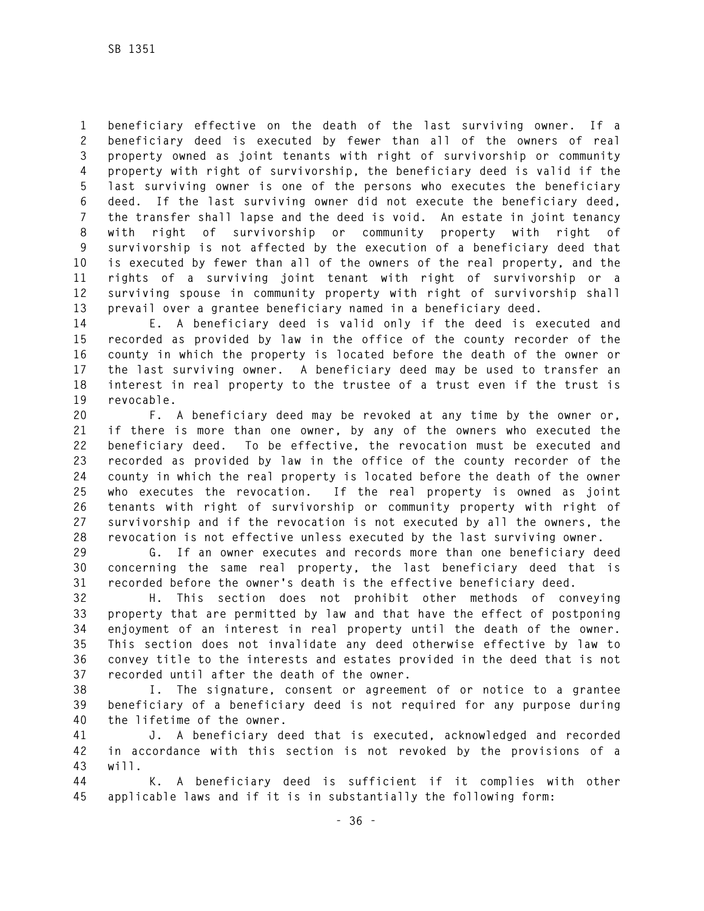beneficiary effective on the death of the last surviving owner. If a beneficiary deed is executed by fewer than all of the owners of real property owned as joint tenants with right of survivorship or community property with right of survivorship, the beneficiary deed is valid if the last surviving owner is one of the persons who executes the beneficiary deed. If the last surviving owner did not execute the beneficiary deed, the transfer shall lapse and the deed is void. An estate in joint tenancy with right of survivorship or community property with right of survivorship is not affected by the execution of a beneficiary deed that is executed by fewer than all of the owners of the real property, and the rights of a surviving joint tenant with right of survivorship or a surviving spouse in community property with right of survivorship shall prevail over a grantee beneficiary named in a beneficiary deed.

E. A beneficiary deed is valid only if the deed is executed and recorded as provided by law in the office of the county recorder of the county in which the property is located before the death of the owner or the last surviving owner. A beneficiary deed may be used to transfer an interest in real property to the trustee of a trust even if the trust is revocable.

F. A beneficiary deed may be revoked at any time by the owner or, if there is more than one owner, by any of the owners who executed the beneficiary deed. To be effective, the revocation must be executed and recorded as provided by law in the office of the county recorder of the county in which the real property is located before the death of the owner who executes the revocation. If the real property is owned as joint tenants with right of survivorship or community property with right of survivorship and if the revocation is not executed by all the owners, the revocation is not effective unless executed by the last surviving owner.

G. If an owner executes and records more than one beneficiary deed concerning the same real property, the last beneficiary deed that is recorded before the owner's death is the effective beneficiary deed.

H. This section does not prohibit other methods of conveying property that are permitted by law and that have the effect of postponing enjoyment of an interest in real property until the death of the owner. This section does not invalidate any deed otherwise effective by law to convey title to the interests and estates provided in the deed that is not recorded until after the death of the owner.

I. The signature, consent or agreement of or notice to a grantee beneficiary of a beneficiary deed is not required for any purpose during the lifetime of the owner.

J. A beneficiary deed that is executed, acknowledged and recorded in accordance with this section is not revoked by the provisions of a will.

K. A beneficiary deed is sufficient if it complies with other applicable laws and if it is in substantially the following form: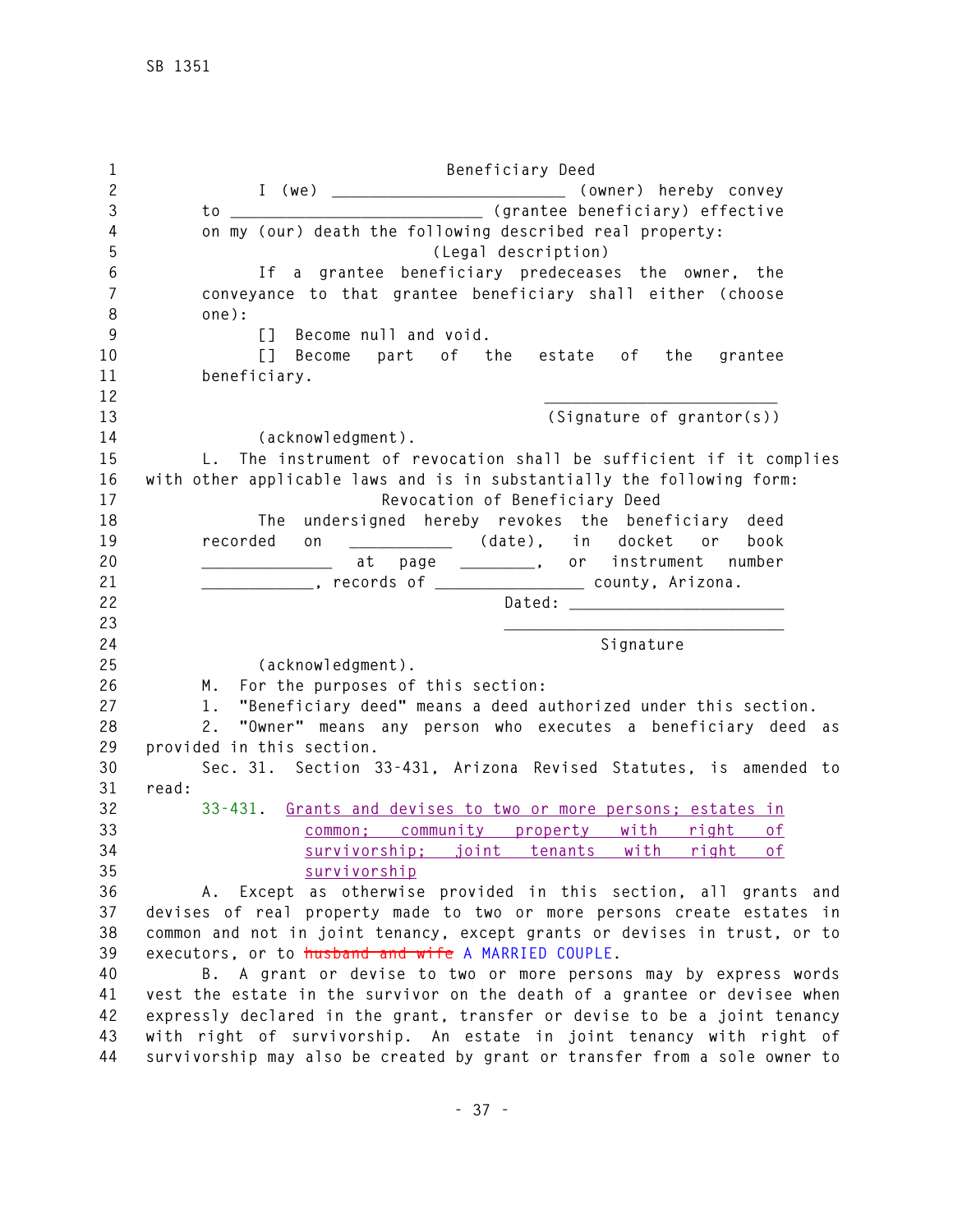Beneficiary Deed

I (we) _________________________ (owner) hereby convey to ___________________________ (grantee beneficiary) effective on my (our) death the following described real property:

(Legal description)

If a grantee beneficiary predeceases the owner, the conveyance to that grantee beneficiary shall either (choose one):

[] Become null and void.

[] Become part of the estate of the grantee beneficiary.

_________________________
(Signature of grantor(s))

(acknowledgment).

L. The instrument of revocation shall be sufficient if it complies with other applicable laws and is in substantially the following form:

Revocation of Beneficiary Deed

The undersigned hereby revokes the beneficiary deed recorded on ___________ (date), in docket or book ______________ at page ________, or instrument number ____________, records of ________________ county, Arizona.

Dated: _______________________

______________________________
Signature

(acknowledgment).

M. For the purposes of this section:

1. "Beneficiary deed" means a deed authorized under this section.

2. "Owner" means any person who executes a beneficiary deed as provided in this section.

Sec. 31. Section 33-431, Arizona Revised Statutes, is amended to read:

33-431. Grants and devises to two or more persons; estates in common; community property with right of survivorship; joint tenants with right of survivorship

A. Except as otherwise provided in this section, all grants and devises of real property made to two or more persons create estates in common and not in joint tenancy, except grants or devises in trust, or to executors, or to ~~husband and wife~~ A MARRIED COUPLE.

B. A grant or devise to two or more persons may by express words vest the estate in the survivor on the death of a grantee or devisee when expressly declared in the grant, transfer or devise to be a joint tenancy with right of survivorship. An estate in joint tenancy with right of survivorship may also be created by grant or transfer from a sole owner to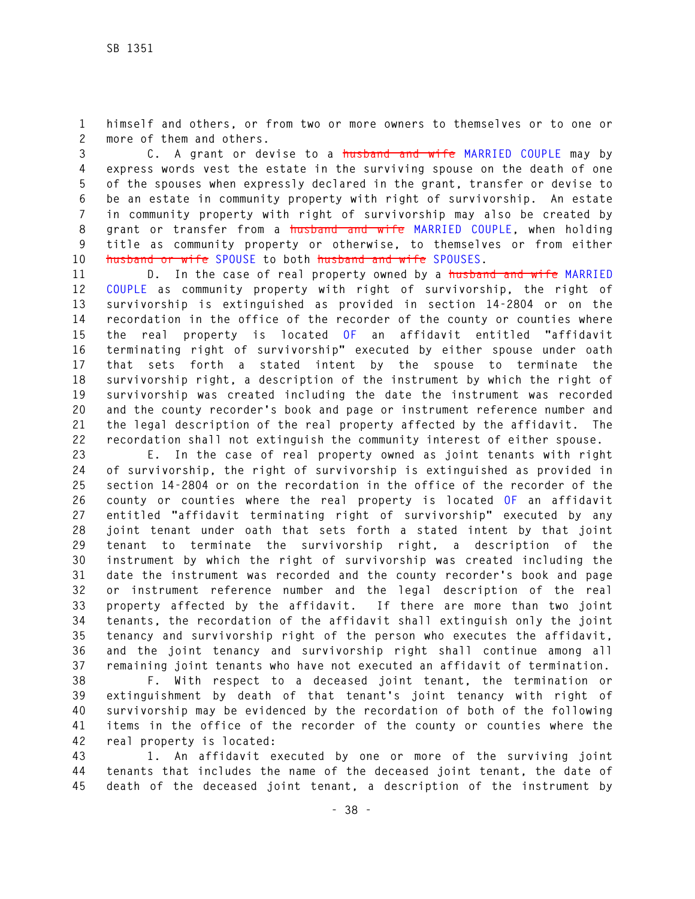himself and others, or from two or more owners to themselves or to one or more of them and others.

C. A grant or devise to a ~~husband and wife~~ MARRIED COUPLE may by express words vest the estate in the surviving spouse on the death of one of the spouses when expressly declared in the grant, transfer or devise to be an estate in community property with right of survivorship. An estate in community property with right of survivorship may also be created by grant or transfer from a ~~husband and wife~~ MARRIED COUPLE, when holding title as community property or otherwise, to themselves or from either ~~husband or wife~~ SPOUSE to both ~~husband and wife~~ SPOUSES.

D. In the case of real property owned by a ~~husband and wife~~ MARRIED COUPLE as community property with right of survivorship, the right of survivorship is extinguished as provided in section 14-2804 or on the recordation in the office of the recorder of the county or counties where the real property is located OF an affidavit entitled "affidavit terminating right of survivorship" executed by either spouse under oath that sets forth a stated intent by the spouse to terminate the survivorship right, a description of the instrument by which the right of survivorship was created including the date the instrument was recorded and the county recorder's book and page or instrument reference number and the legal description of the real property affected by the affidavit. The recordation shall not extinguish the community interest of either spouse.

E. In the case of real property owned as joint tenants with right of survivorship, the right of survivorship is extinguished as provided in section 14-2804 or on the recordation in the office of the recorder of the county or counties where the real property is located OF an affidavit entitled "affidavit terminating right of survivorship" executed by any joint tenant under oath that sets forth a stated intent by that joint tenant to terminate the survivorship right, a description of the instrument by which the right of survivorship was created including the date the instrument was recorded and the county recorder's book and page or instrument reference number and the legal description of the real property affected by the affidavit. If there are more than two joint tenants, the recordation of the affidavit shall extinguish only the joint tenancy and survivorship right of the person who executes the affidavit, and the joint tenancy and survivorship right shall continue among all remaining joint tenants who have not executed an affidavit of termination.

F. With respect to a deceased joint tenant, the termination or extinguishment by death of that tenant's joint tenancy with right of survivorship may be evidenced by the recordation of both of the following items in the office of the recorder of the county or counties where the real property is located:

1. An affidavit executed by one or more of the surviving joint tenants that includes the name of the deceased joint tenant, the date of death of the deceased joint tenant, a description of the instrument by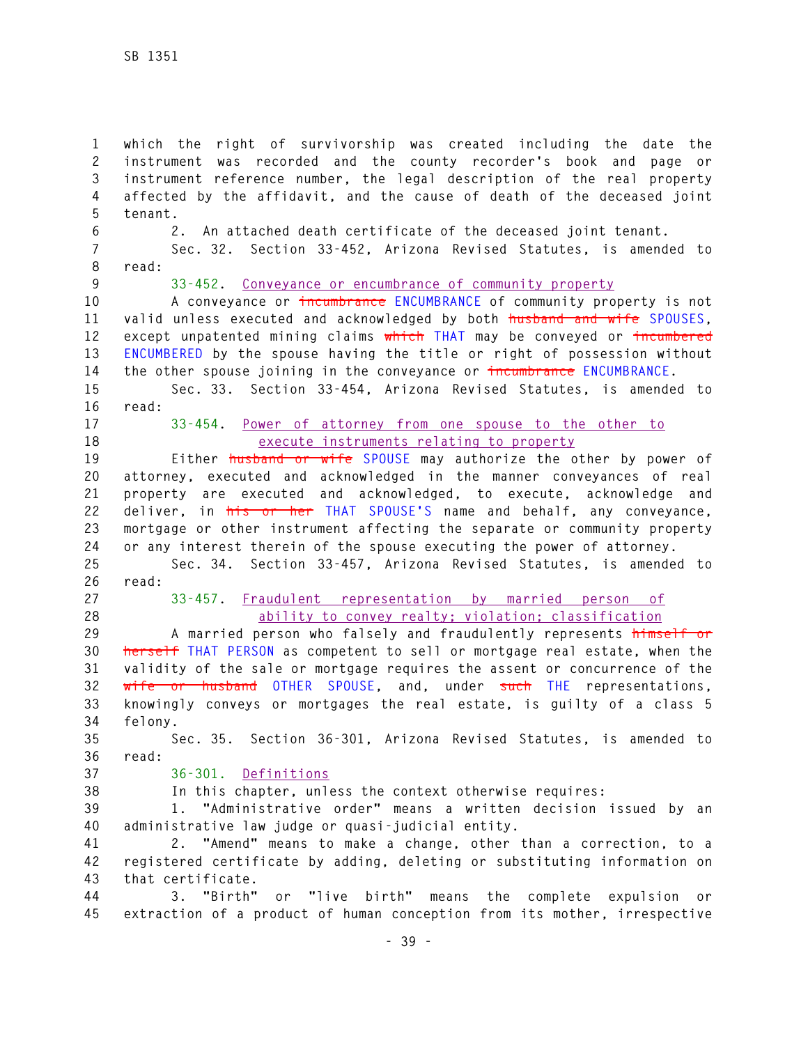which the right of survivorship was created including the date the instrument was recorded and the county recorder's book and page or instrument reference number, the legal description of the real property affected by the affidavit, and the cause of death of the deceased joint tenant.

2. An attached death certificate of the deceased joint tenant.

Sec. 32. Section 33-452, Arizona Revised Statutes, is amended to read:

33-452. Conveyance or encumbrance of community property

A conveyance or ~~incumbrance~~ ENCUMBRANCE of community property is not valid unless executed and acknowledged by both ~~husband and wife~~ SPOUSES, except unpatented mining claims ~~which~~ THAT may be conveyed or ~~incumbered~~ ENCUMBERED by the spouse having the title or right of possession without the other spouse joining in the conveyance or ~~incumbrance~~ ENCUMBRANCE.

Sec. 33. Section 33-454, Arizona Revised Statutes, is amended to read:

33-454. Power of attorney from one spouse to the other to execute instruments relating to property

Either ~~husband or wife~~ SPOUSE may authorize the other by power of attorney, executed and acknowledged in the manner conveyances of real property are executed and acknowledged, to execute, acknowledge and deliver, in ~~his or her~~ THAT SPOUSE'S name and behalf, any conveyance, mortgage or other instrument affecting the separate or community property or any interest therein of the spouse executing the power of attorney.

Sec. 34. Section 33-457, Arizona Revised Statutes, is amended to read:

33-457. Fraudulent representation by married person of ability to convey realty; violation; classification

A married person who falsely and fraudulently represents ~~himself or herself~~ THAT PERSON as competent to sell or mortgage real estate, when the validity of the sale or mortgage requires the assent or concurrence of the ~~wife or husband~~ OTHER SPOUSE, and, under ~~such~~ THE representations, knowingly conveys or mortgages the real estate, is guilty of a class 5 felony.

Sec. 35. Section 36-301, Arizona Revised Statutes, is amended to read:

36-301. Definitions

In this chapter, unless the context otherwise requires:

1. "Administrative order" means a written decision issued by an administrative law judge or quasi-judicial entity.

2. "Amend" means to make a change, other than a correction, to a registered certificate by adding, deleting or substituting information on that certificate.

3. "Birth" or "live birth" means the complete expulsion or extraction of a product of human conception from its mother, irrespective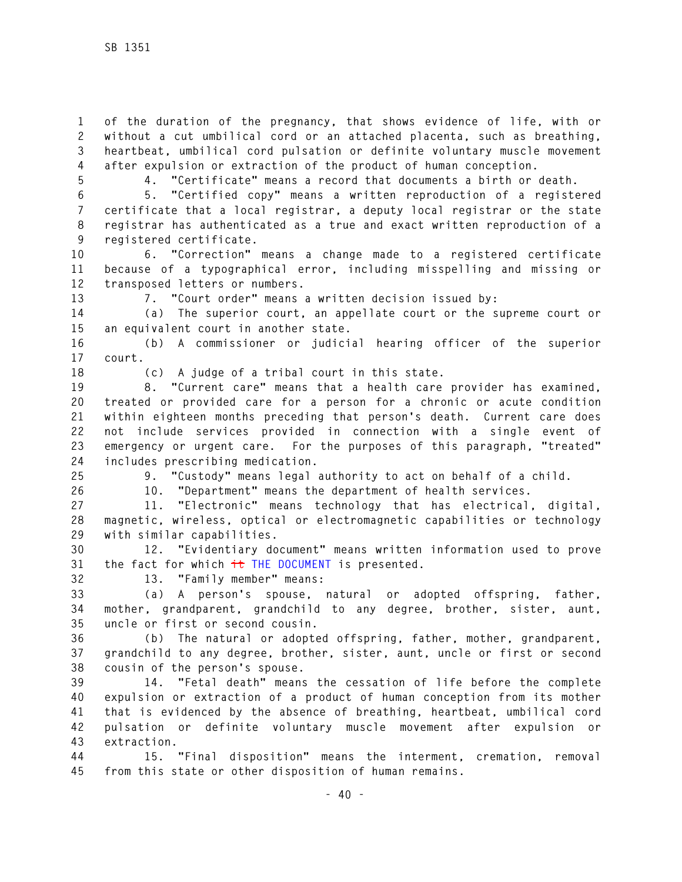of the duration of the pregnancy, that shows evidence of life, with or without a cut umbilical cord or an attached placenta, such as breathing, heartbeat, umbilical cord pulsation or definite voluntary muscle movement after expulsion or extraction of the product of human conception.

4. "Certificate" means a record that documents a birth or death.

5. "Certified copy" means a written reproduction of a registered certificate that a local registrar, a deputy local registrar or the state registrar has authenticated as a true and exact written reproduction of a registered certificate.

6. "Correction" means a change made to a registered certificate because of a typographical error, including misspelling and missing or transposed letters or numbers.

7. "Court order" means a written decision issued by:

(a) The superior court, an appellate court or the supreme court or an equivalent court in another state.

(b) A commissioner or judicial hearing officer of the superior court.

(c) A judge of a tribal court in this state.

8. "Current care" means that a health care provider has examined, treated or provided care for a person for a chronic or acute condition within eighteen months preceding that person's death. Current care does not include services provided in connection with a single event of emergency or urgent care. For the purposes of this paragraph, "treated" includes prescribing medication.

9. "Custody" means legal authority to act on behalf of a child.

10. "Department" means the department of health services.

11. "Electronic" means technology that has electrical, digital, magnetic, wireless, optical or electromagnetic capabilities or technology with similar capabilities.

12. "Evidentiary document" means written information used to prove the fact for which ~~it~~ THE DOCUMENT is presented.

13. "Family member" means:

(a) A person's spouse, natural or adopted offspring, father, mother, grandparent, grandchild to any degree, brother, sister, aunt, uncle or first or second cousin.

(b) The natural or adopted offspring, father, mother, grandparent, grandchild to any degree, brother, sister, aunt, uncle or first or second cousin of the person's spouse.

14. "Fetal death" means the cessation of life before the complete expulsion or extraction of a product of human conception from its mother that is evidenced by the absence of breathing, heartbeat, umbilical cord pulsation or definite voluntary muscle movement after expulsion or extraction.

15. "Final disposition" means the interment, cremation, removal from this state or other disposition of human remains.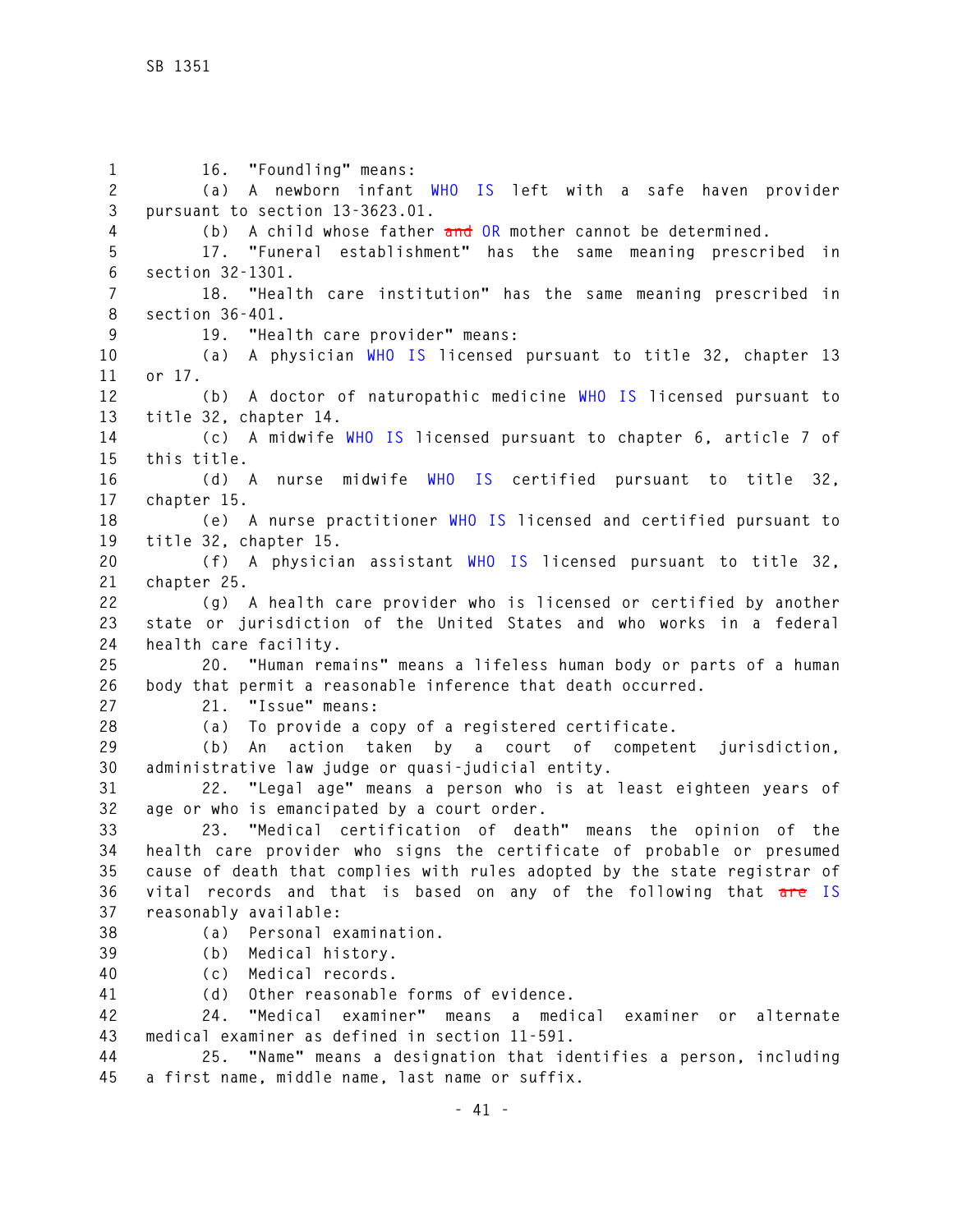16. "Foundling" means:

(a) A newborn infant WHO IS left with a safe haven provider pursuant to section 13-3623.01.

(b) A child whose father ~~and~~ OR mother cannot be determined.

17. "Funeral establishment" has the same meaning prescribed in section 32-1301.

18. "Health care institution" has the same meaning prescribed in section 36-401.

19. "Health care provider" means:

(a) A physician WHO IS licensed pursuant to title 32, chapter 13 or 17.

(b) A doctor of naturopathic medicine WHO IS licensed pursuant to title 32, chapter 14.

(c) A midwife WHO IS licensed pursuant to chapter 6, article 7 of this title.

(d) A nurse midwife WHO IS certified pursuant to title 32, chapter 15.

(e) A nurse practitioner WHO IS licensed and certified pursuant to title 32, chapter 15.

(f) A physician assistant WHO IS licensed pursuant to title 32, chapter 25.

(g) A health care provider who is licensed or certified by another state or jurisdiction of the United States and who works in a federal health care facility.

20. "Human remains" means a lifeless human body or parts of a human body that permit a reasonable inference that death occurred.

21. "Issue" means:

(a) To provide a copy of a registered certificate.

(b) An action taken by a court of competent jurisdiction, administrative law judge or quasi-judicial entity.

22. "Legal age" means a person who is at least eighteen years of age or who is emancipated by a court order.

23. "Medical certification of death" means the opinion of the health care provider who signs the certificate of probable or presumed cause of death that complies with rules adopted by the state registrar of vital records and that is based on any of the following that ~~are~~ IS reasonably available:

(a) Personal examination.

(b) Medical history.

(c) Medical records.

(d) Other reasonable forms of evidence.

24. "Medical examiner" means a medical examiner or alternate medical examiner as defined in section 11-591.

25. "Name" means a designation that identifies a person, including a first name, middle name, last name or suffix.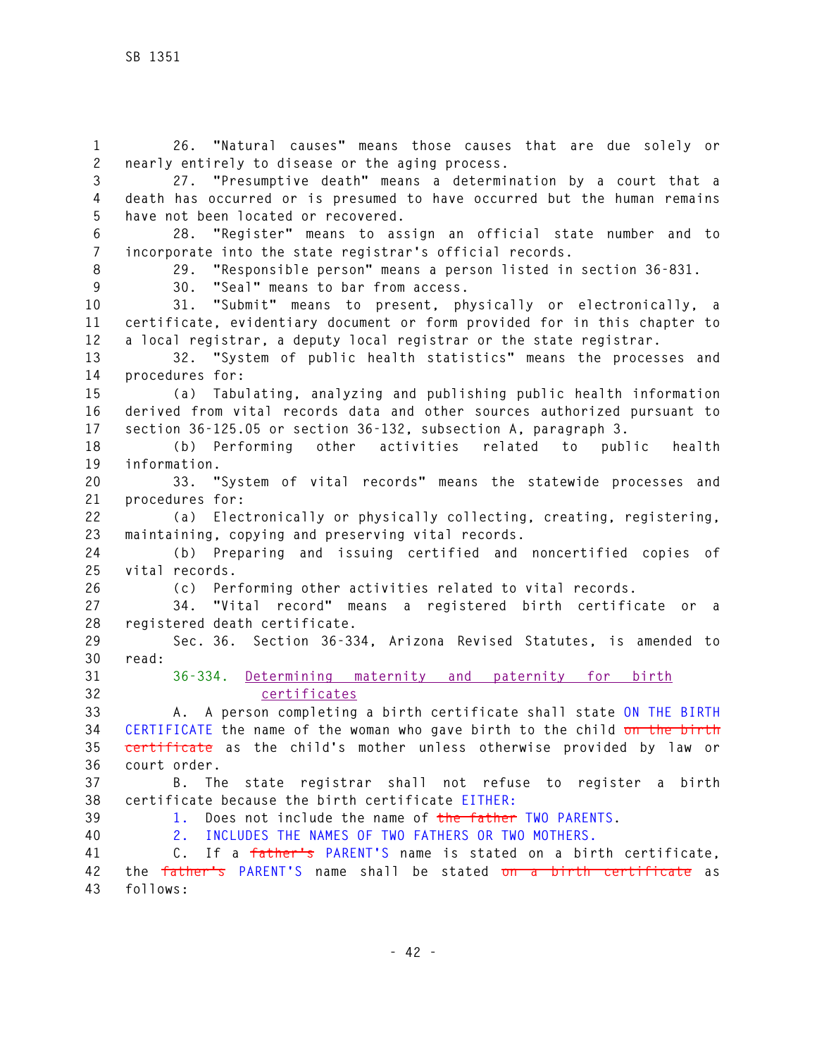26. "Natural causes" means those causes that are due solely or nearly entirely to disease or the aging process.

27. "Presumptive death" means a determination by a court that a death has occurred or is presumed to have occurred but the human remains have not been located or recovered.

28. "Register" means to assign an official state number and to incorporate into the state registrar's official records.

29. "Responsible person" means a person listed in section 36-831.

30. "Seal" means to bar from access.

31. "Submit" means to present, physically or electronically, a certificate, evidentiary document or form provided for in this chapter to a local registrar, a deputy local registrar or the state registrar.

32. "System of public health statistics" means the processes and procedures for:

(a) Tabulating, analyzing and publishing public health information derived from vital records data and other sources authorized pursuant to section 36-125.05 or section 36-132, subsection A, paragraph 3.

(b) Performing other activities related to public health information.

33. "System of vital records" means the statewide processes and procedures for:

(a) Electronically or physically collecting, creating, registering, maintaining, copying and preserving vital records.

(b) Preparing and issuing certified and noncertified copies of vital records.

(c) Performing other activities related to vital records.

34. "Vital record" means a registered birth certificate or a registered death certificate.

Sec. 36. Section 36-334, Arizona Revised Statutes, is amended to read:

36-334. Determining maternity and paternity for birth certificates

A. A person completing a birth certificate shall state ON THE BIRTH CERTIFICATE the name of the woman who gave birth to the child ~~on the birth certificate~~ as the child's mother unless otherwise provided by law or court order.

B. The state registrar shall not refuse to register a birth certificate because the birth certificate EITHER:

1. Does not include the name of ~~the father~~ TWO PARENTS.

2. INCLUDES THE NAMES OF TWO FATHERS OR TWO MOTHERS.

C. If a ~~father's~~ PARENT'S name is stated on a birth certificate, the ~~father's~~ PARENT'S name shall be stated ~~on a birth certificate~~ as follows: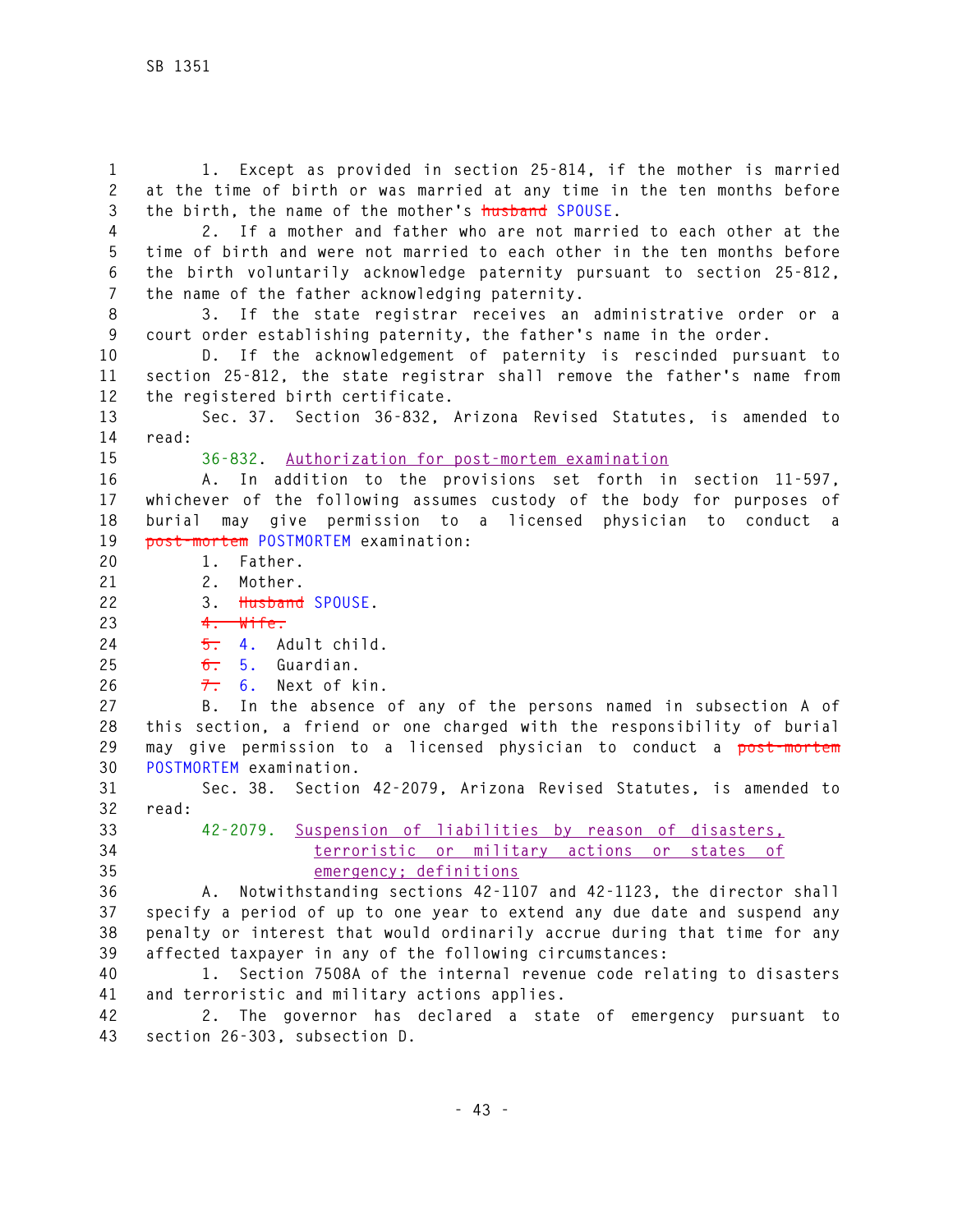1. Except as provided in section 25-814, if the mother is married at the time of birth or was married at any time in the ten months before the birth, the name of the mother's ~~husband~~ SPOUSE.

2. If a mother and father who are not married to each other at the time of birth and were not married to each other in the ten months before the birth voluntarily acknowledge paternity pursuant to section 25-812, the name of the father acknowledging paternity.

3. If the state registrar receives an administrative order or a court order establishing paternity, the father's name in the order.

D. If the acknowledgement of paternity is rescinded pursuant to section 25-812, the state registrar shall remove the father's name from the registered birth certificate.

Sec. 37. Section 36-832, Arizona Revised Statutes, is amended to read:

36-832. Authorization for post-mortem examination

A. In addition to the provisions set forth in section 11-597, whichever of the following assumes custody of the body for purposes of burial may give permission to a licensed physician to conduct a ~~post-mortem~~ POSTMORTEM examination:

1. Father.

2. Mother.

3. ~~Husband~~ SPOUSE.

~~4. Wife.~~

~~5.~~ 4. Adult child.

~~6.~~ 5. Guardian.

~~7.~~ 6. Next of kin.

B. In the absence of any of the persons named in subsection A of this section, a friend or one charged with the responsibility of burial may give permission to a licensed physician to conduct a ~~post-mortem~~ POSTMORTEM examination.

Sec. 38. Section 42-2079, Arizona Revised Statutes, is amended to read:

42-2079. Suspension of liabilities by reason of disasters, terroristic or military actions or states of emergency; definitions

A. Notwithstanding sections 42-1107 and 42-1123, the director shall specify a period of up to one year to extend any due date and suspend any penalty or interest that would ordinarily accrue during that time for any affected taxpayer in any of the following circumstances:

1. Section 7508A of the internal revenue code relating to disasters and terroristic and military actions applies.

2. The governor has declared a state of emergency pursuant to section 26-303, subsection D.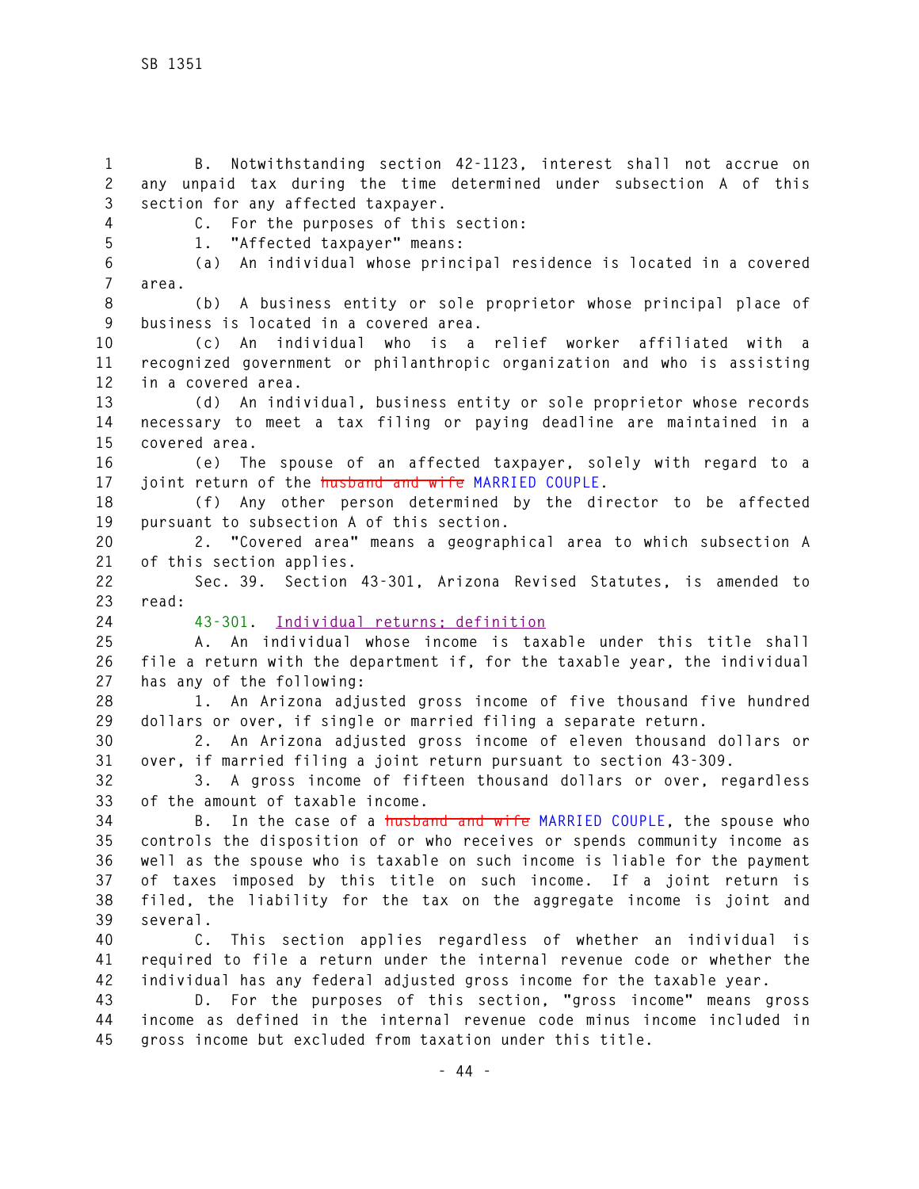B. Notwithstanding section 42-1123, interest shall not accrue on any unpaid tax during the time determined under subsection A of this section for any affected taxpayer.

C. For the purposes of this section:

1. "Affected taxpayer" means:

(a) An individual whose principal residence is located in a covered area.

(b) A business entity or sole proprietor whose principal place of business is located in a covered area.

(c) An individual who is a relief worker affiliated with a recognized government or philanthropic organization and who is assisting in a covered area.

(d) An individual, business entity or sole proprietor whose records necessary to meet a tax filing or paying deadline are maintained in a covered area.

(e) The spouse of an affected taxpayer, solely with regard to a joint return of the ~~husband and wife~~ MARRIED COUPLE.

(f) Any other person determined by the director to be affected pursuant to subsection A of this section.

2. "Covered area" means a geographical area to which subsection A of this section applies.

Sec. 39. Section 43-301, Arizona Revised Statutes, is amended to read:

43-301. Individual returns; definition

A. An individual whose income is taxable under this title shall file a return with the department if, for the taxable year, the individual has any of the following:

1. An Arizona adjusted gross income of five thousand five hundred dollars or over, if single or married filing a separate return.

2. An Arizona adjusted gross income of eleven thousand dollars or over, if married filing a joint return pursuant to section 43-309.

3. A gross income of fifteen thousand dollars or over, regardless of the amount of taxable income.

B. In the case of a ~~husband and wife~~ MARRIED COUPLE, the spouse who controls the disposition of or who receives or spends community income as well as the spouse who is taxable on such income is liable for the payment of taxes imposed by this title on such income. If a joint return is filed, the liability for the tax on the aggregate income is joint and several.

C. This section applies regardless of whether an individual is required to file a return under the internal revenue code or whether the individual has any federal adjusted gross income for the taxable year.

D. For the purposes of this section, "gross income" means gross income as defined in the internal revenue code minus income included in gross income but excluded from taxation under this title.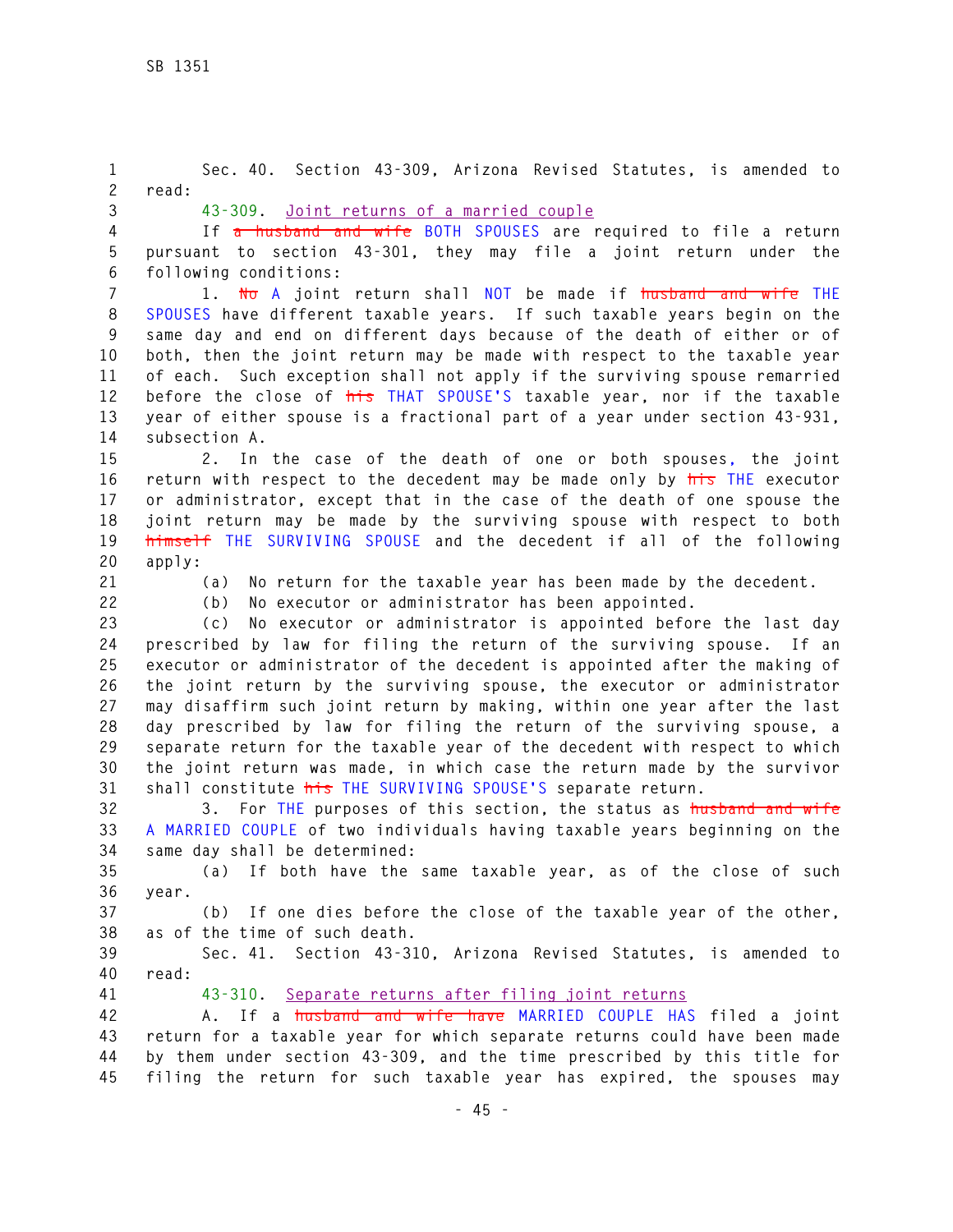Sec. 40. Section 43-309, Arizona Revised Statutes, is amended to read:

43-309. Joint returns of a married couple

If ~~a husband and wife~~ BOTH SPOUSES are required to file a return pursuant to section 43-301, they may file a joint return under the following conditions:

1. ~~No~~ A joint return shall NOT be made if ~~husband and wife~~ THE SPOUSES have different taxable years. If such taxable years begin on the same day and end on different days because of the death of either or of both, then the joint return may be made with respect to the taxable year of each. Such exception shall not apply if the surviving spouse remarried before the close of ~~his~~ THAT SPOUSE'S taxable year, nor if the taxable year of either spouse is a fractional part of a year under section 43-931, subsection A.

2. In the case of the death of one or both spouses, the joint return with respect to the decedent may be made only by ~~his~~ THE executor or administrator, except that in the case of the death of one spouse the joint return may be made by the surviving spouse with respect to both ~~himself~~ THE SURVIVING SPOUSE and the decedent if all of the following apply:

(a) No return for the taxable year has been made by the decedent.

(b) No executor or administrator has been appointed.

(c) No executor or administrator is appointed before the last day prescribed by law for filing the return of the surviving spouse. If an executor or administrator of the decedent is appointed after the making of the joint return by the surviving spouse, the executor or administrator may disaffirm such joint return by making, within one year after the last day prescribed by law for filing the return of the surviving spouse, a separate return for the taxable year of the decedent with respect to which the joint return was made, in which case the return made by the survivor shall constitute ~~his~~ THE SURVIVING SPOUSE'S separate return.

3. For THE purposes of this section, the status as ~~husband and wife~~ A MARRIED COUPLE of two individuals having taxable years beginning on the same day shall be determined:

(a) If both have the same taxable year, as of the close of such year.

(b) If one dies before the close of the taxable year of the other, as of the time of such death.

Sec. 41. Section 43-310, Arizona Revised Statutes, is amended to read:

43-310. Separate returns after filing joint returns

A. If a ~~husband and wife have~~ MARRIED COUPLE HAS filed a joint return for a taxable year for which separate returns could have been made by them under section 43-309, and the time prescribed by this title for filing the return for such taxable year has expired, the spouses may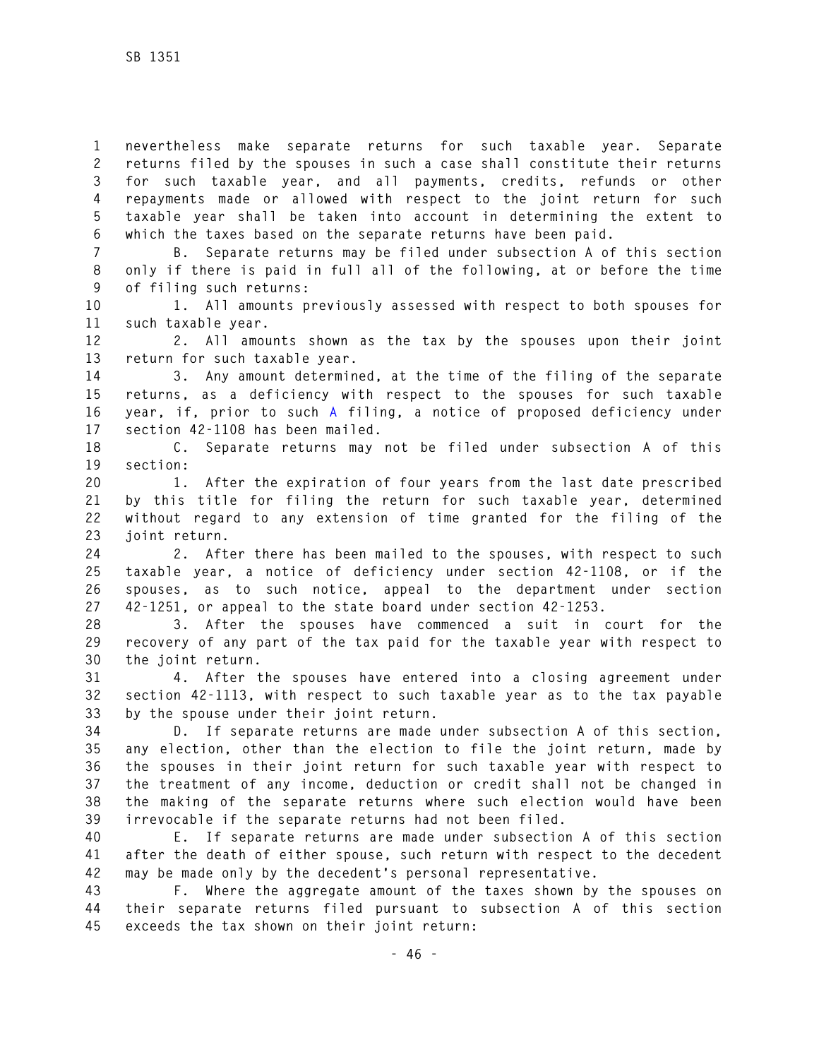nevertheless make separate returns for such taxable year. Separate returns filed by the spouses in such a case shall constitute their returns for such taxable year, and all payments, credits, refunds or other repayments made or allowed with respect to the joint return for such taxable year shall be taken into account in determining the extent to which the taxes based on the separate returns have been paid.

B. Separate returns may be filed under subsection A of this section only if there is paid in full all of the following, at or before the time of filing such returns:

1. All amounts previously assessed with respect to both spouses for such taxable year.

2. All amounts shown as the tax by the spouses upon their joint return for such taxable year.

3. Any amount determined, at the time of the filing of the separate returns, as a deficiency with respect to the spouses for such taxable year, if, prior to such A filing, a notice of proposed deficiency under section 42-1108 has been mailed.

C. Separate returns may not be filed under subsection A of this section:

1. After the expiration of four years from the last date prescribed by this title for filing the return for such taxable year, determined without regard to any extension of time granted for the filing of the joint return.

2. After there has been mailed to the spouses, with respect to such taxable year, a notice of deficiency under section 42-1108, or if the spouses, as to such notice, appeal to the department under section 42-1251, or appeal to the state board under section 42-1253.

3. After the spouses have commenced a suit in court for the recovery of any part of the tax paid for the taxable year with respect to the joint return.

4. After the spouses have entered into a closing agreement under section 42-1113, with respect to such taxable year as to the tax payable by the spouse under their joint return.

D. If separate returns are made under subsection A of this section, any election, other than the election to file the joint return, made by the spouses in their joint return for such taxable year with respect to the treatment of any income, deduction or credit shall not be changed in the making of the separate returns where such election would have been irrevocable if the separate returns had not been filed.

E. If separate returns are made under subsection A of this section after the death of either spouse, such return with respect to the decedent may be made only by the decedent's personal representative.

F. Where the aggregate amount of the taxes shown by the spouses on their separate returns filed pursuant to subsection A of this section exceeds the tax shown on their joint return: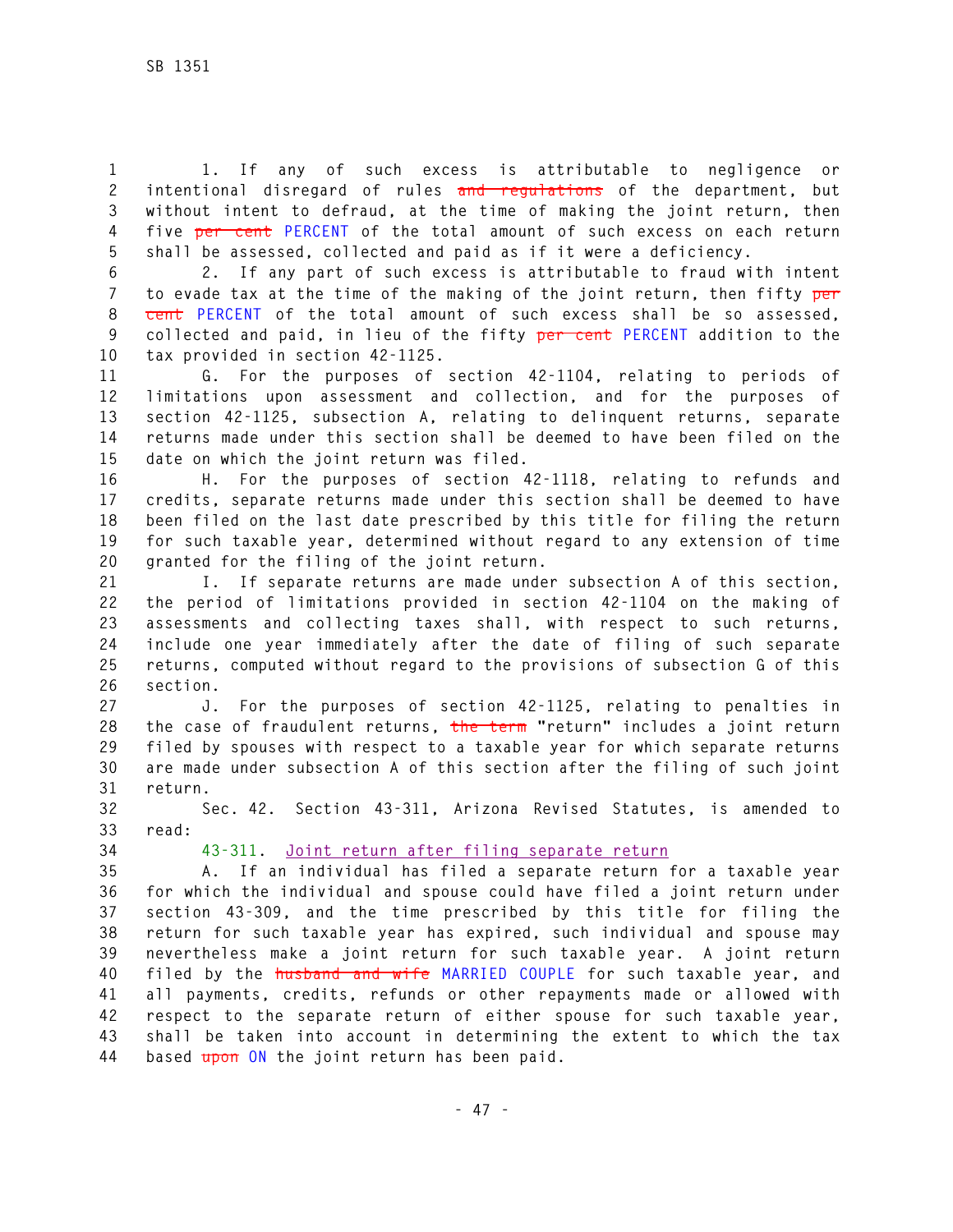1. If any of such excess is attributable to negligence or intentional disregard of rules ~~and regulations~~ of the department, but without intent to defraud, at the time of making the joint return, then five ~~per cent~~ PERCENT of the total amount of such excess on each return shall be assessed, collected and paid as if it were a deficiency.

2. If any part of such excess is attributable to fraud with intent to evade tax at the time of the making of the joint return, then fifty ~~per cent~~ PERCENT of the total amount of such excess shall be so assessed, collected and paid, in lieu of the fifty ~~per cent~~ PERCENT addition to the tax provided in section 42-1125.

G. For the purposes of section 42-1104, relating to periods of limitations upon assessment and collection, and for the purposes of section 42-1125, subsection A, relating to delinquent returns, separate returns made under this section shall be deemed to have been filed on the date on which the joint return was filed.

H. For the purposes of section 42-1118, relating to refunds and credits, separate returns made under this section shall be deemed to have been filed on the last date prescribed by this title for filing the return for such taxable year, determined without regard to any extension of time granted for the filing of the joint return.

I. If separate returns are made under subsection A of this section, the period of limitations provided in section 42-1104 on the making of assessments and collecting taxes shall, with respect to such returns, include one year immediately after the date of filing of such separate returns, computed without regard to the provisions of subsection G of this section.

J. For the purposes of section 42-1125, relating to penalties in the case of fraudulent returns, ~~the term~~ "return" includes a joint return filed by spouses with respect to a taxable year for which separate returns are made under subsection A of this section after the filing of such joint return.

Sec. 42. Section 43-311, Arizona Revised Statutes, is amended to read:

43-311. Joint return after filing separate return

A. If an individual has filed a separate return for a taxable year for which the individual and spouse could have filed a joint return under section 43-309, and the time prescribed by this title for filing the return for such taxable year has expired, such individual and spouse may nevertheless make a joint return for such taxable year. A joint return filed by the ~~husband and wife~~ MARRIED COUPLE for such taxable year, and all payments, credits, refunds or other repayments made or allowed with respect to the separate return of either spouse for such taxable year, shall be taken into account in determining the extent to which the tax based ~~upon~~ ON the joint return has been paid.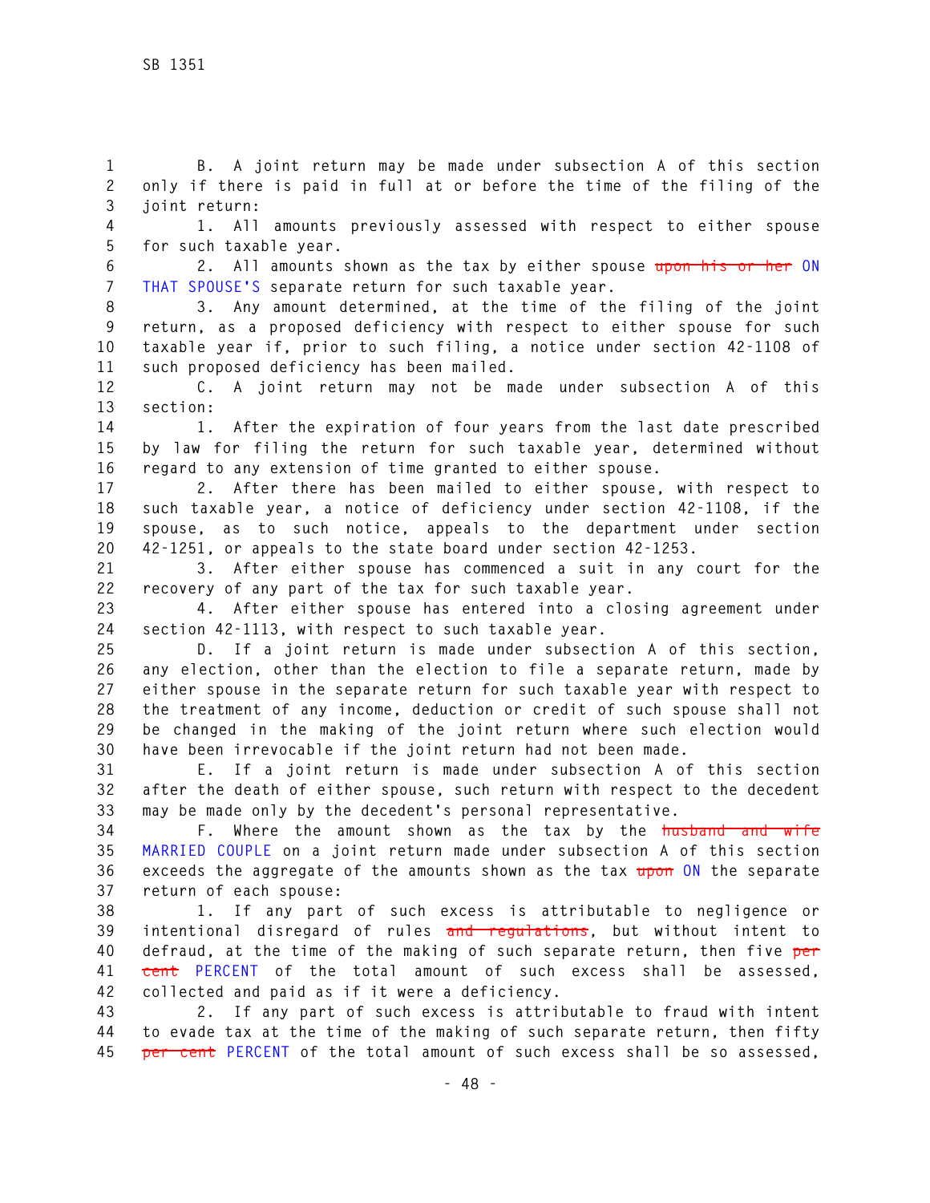B. A joint return may be made under subsection A of this section only if there is paid in full at or before the time of the filing of the joint return:

1. All amounts previously assessed with respect to either spouse for such taxable year.

2. All amounts shown as the tax by either spouse ~~upon his or her~~ ON THAT SPOUSE'S separate return for such taxable year.

3. Any amount determined, at the time of the filing of the joint return, as a proposed deficiency with respect to either spouse for such taxable year if, prior to such filing, a notice under section 42-1108 of such proposed deficiency has been mailed.

C. A joint return may not be made under subsection A of this section:

1. After the expiration of four years from the last date prescribed by law for filing the return for such taxable year, determined without regard to any extension of time granted to either spouse.

2. After there has been mailed to either spouse, with respect to such taxable year, a notice of deficiency under section 42-1108, if the spouse, as to such notice, appeals to the department under section 42-1251, or appeals to the state board under section 42-1253.

3. After either spouse has commenced a suit in any court for the recovery of any part of the tax for such taxable year.

4. After either spouse has entered into a closing agreement under section 42-1113, with respect to such taxable year.

D. If a joint return is made under subsection A of this section, any election, other than the election to file a separate return, made by either spouse in the separate return for such taxable year with respect to the treatment of any income, deduction or credit of such spouse shall not be changed in the making of the joint return where such election would have been irrevocable if the joint return had not been made.

E. If a joint return is made under subsection A of this section after the death of either spouse, such return with respect to the decedent may be made only by the decedent's personal representative.

F. Where the amount shown as the tax by the ~~husband and wife~~ MARRIED COUPLE on a joint return made under subsection A of this section exceeds the aggregate of the amounts shown as the tax ~~upon~~ ON the separate return of each spouse:

1. If any part of such excess is attributable to negligence or intentional disregard of rules ~~and regulations~~, but without intent to defraud, at the time of the making of such separate return, then five ~~per cent~~ PERCENT of the total amount of such excess shall be assessed, collected and paid as if it were a deficiency.

2. If any part of such excess is attributable to fraud with intent to evade tax at the time of the making of such separate return, then fifty ~~per cent~~ PERCENT of the total amount of such excess shall be so assessed,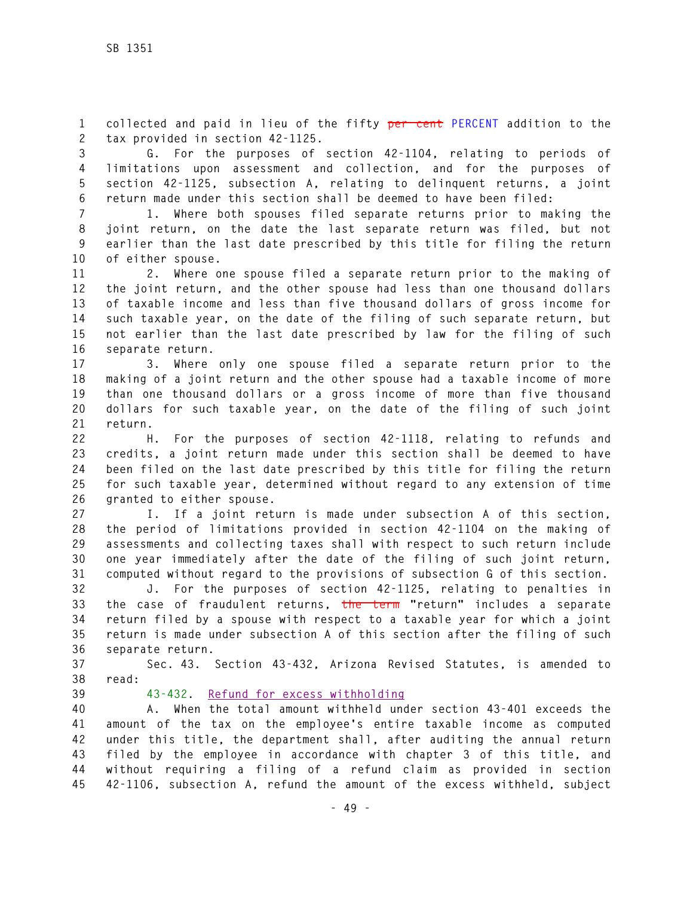collected and paid in lieu of the fifty ~~per cent~~ PERCENT addition to the tax provided in section 42-1125.

G. For the purposes of section 42-1104, relating to periods of limitations upon assessment and collection, and for the purposes of section 42-1125, subsection A, relating to delinquent returns, a joint return made under this section shall be deemed to have been filed:

1. Where both spouses filed separate returns prior to making the joint return, on the date the last separate return was filed, but not earlier than the last date prescribed by this title for filing the return of either spouse.

2. Where one spouse filed a separate return prior to the making of the joint return, and the other spouse had less than one thousand dollars of taxable income and less than five thousand dollars of gross income for such taxable year, on the date of the filing of such separate return, but not earlier than the last date prescribed by law for the filing of such separate return.

3. Where only one spouse filed a separate return prior to the making of a joint return and the other spouse had a taxable income of more than one thousand dollars or a gross income of more than five thousand dollars for such taxable year, on the date of the filing of such joint return.

H. For the purposes of section 42-1118, relating to refunds and credits, a joint return made under this section shall be deemed to have been filed on the last date prescribed by this title for filing the return for such taxable year, determined without regard to any extension of time granted to either spouse.

I. If a joint return is made under subsection A of this section, the period of limitations provided in section 42-1104 on the making of assessments and collecting taxes shall with respect to such return include one year immediately after the date of the filing of such joint return, computed without regard to the provisions of subsection G of this section.

J. For the purposes of section 42-1125, relating to penalties in the case of fraudulent returns, ~~the term~~ "return" includes a separate return filed by a spouse with respect to a taxable year for which a joint return is made under subsection A of this section after the filing of such separate return.

Sec. 43. Section 43-432, Arizona Revised Statutes, is amended to read:

43-432. Refund for excess withholding

A. When the total amount withheld under section 43-401 exceeds the amount of the tax on the employee's entire taxable income as computed under this title, the department shall, after auditing the annual return filed by the employee in accordance with chapter 3 of this title, and without requiring a filing of a refund claim as provided in section 42-1106, subsection A, refund the amount of the excess withheld, subject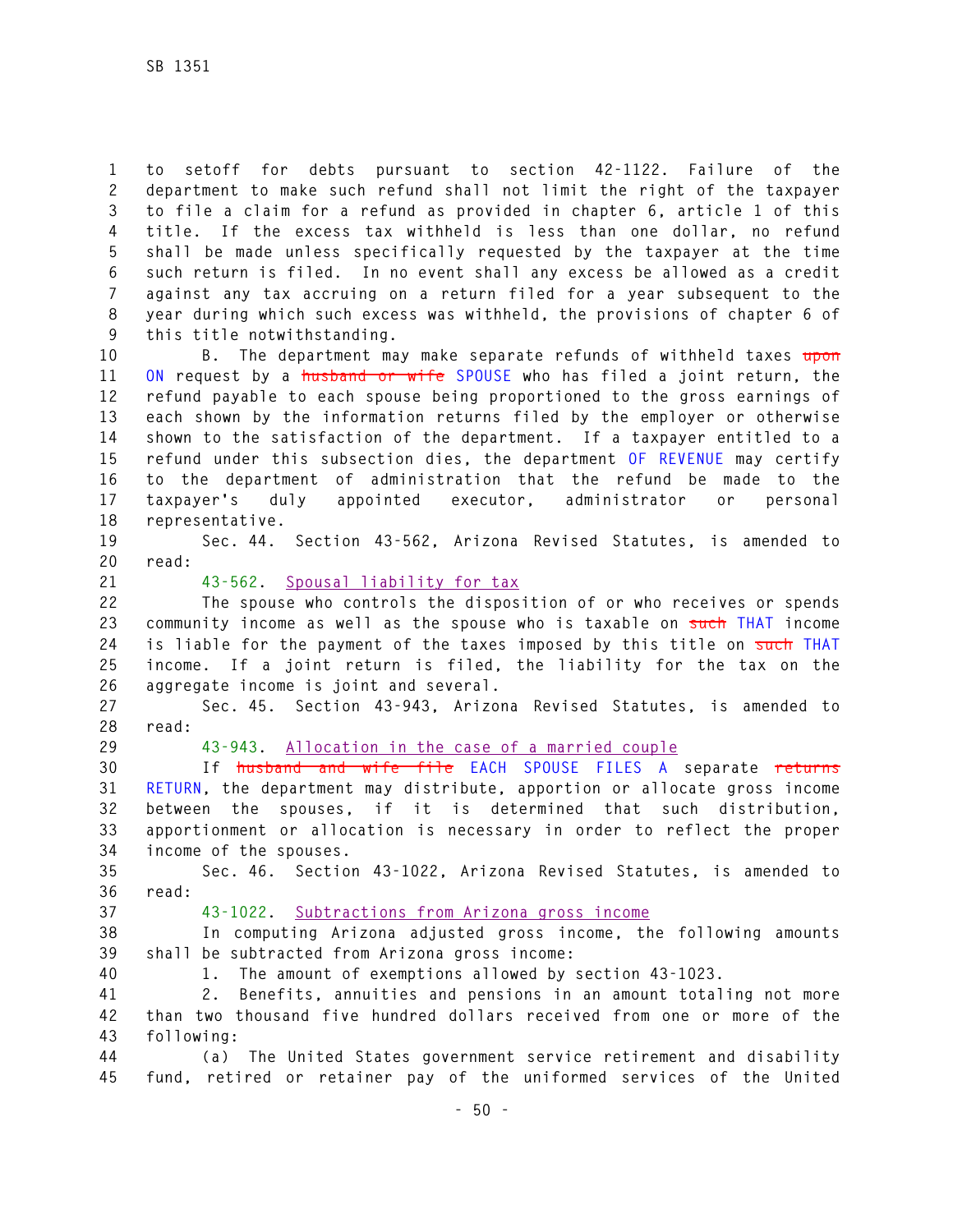to setoff for debts pursuant to section 42-1122. Failure of the department to make such refund shall not limit the right of the taxpayer to file a claim for a refund as provided in chapter 6, article 1 of this title. If the excess tax withheld is less than one dollar, no refund shall be made unless specifically requested by the taxpayer at the time such return is filed. In no event shall any excess be allowed as a credit against any tax accruing on a return filed for a year subsequent to the year during which such excess was withheld, the provisions of chapter 6 of this title notwithstanding.

B. The department may make separate refunds of withheld taxes ~~upon~~ ON request by a ~~husband or wife~~ SPOUSE who has filed a joint return, the refund payable to each spouse being proportioned to the gross earnings of each shown by the information returns filed by the employer or otherwise shown to the satisfaction of the department. If a taxpayer entitled to a refund under this subsection dies, the department OF REVENUE may certify to the department of administration that the refund be made to the taxpayer's duly appointed executor, administrator or personal representative.

Sec. 44. Section 43-562, Arizona Revised Statutes, is amended to read:

43-562. Spousal liability for tax

The spouse who controls the disposition of or who receives or spends community income as well as the spouse who is taxable on ~~such~~ THAT income is liable for the payment of the taxes imposed by this title on ~~such~~ THAT income. If a joint return is filed, the liability for the tax on the aggregate income is joint and several.

Sec. 45. Section 43-943, Arizona Revised Statutes, is amended to read:

43-943. Allocation in the case of a married couple

If ~~husband and wife file~~ EACH SPOUSE FILES A separate ~~returns~~ RETURN, the department may distribute, apportion or allocate gross income between the spouses, if it is determined that such distribution, apportionment or allocation is necessary in order to reflect the proper income of the spouses.

Sec. 46. Section 43-1022, Arizona Revised Statutes, is amended to read:

43-1022. Subtractions from Arizona gross income

In computing Arizona adjusted gross income, the following amounts shall be subtracted from Arizona gross income:

1. The amount of exemptions allowed by section 43-1023.

2. Benefits, annuities and pensions in an amount totaling not more than two thousand five hundred dollars received from one or more of the following:

(a) The United States government service retirement and disability fund, retired or retainer pay of the uniformed services of the United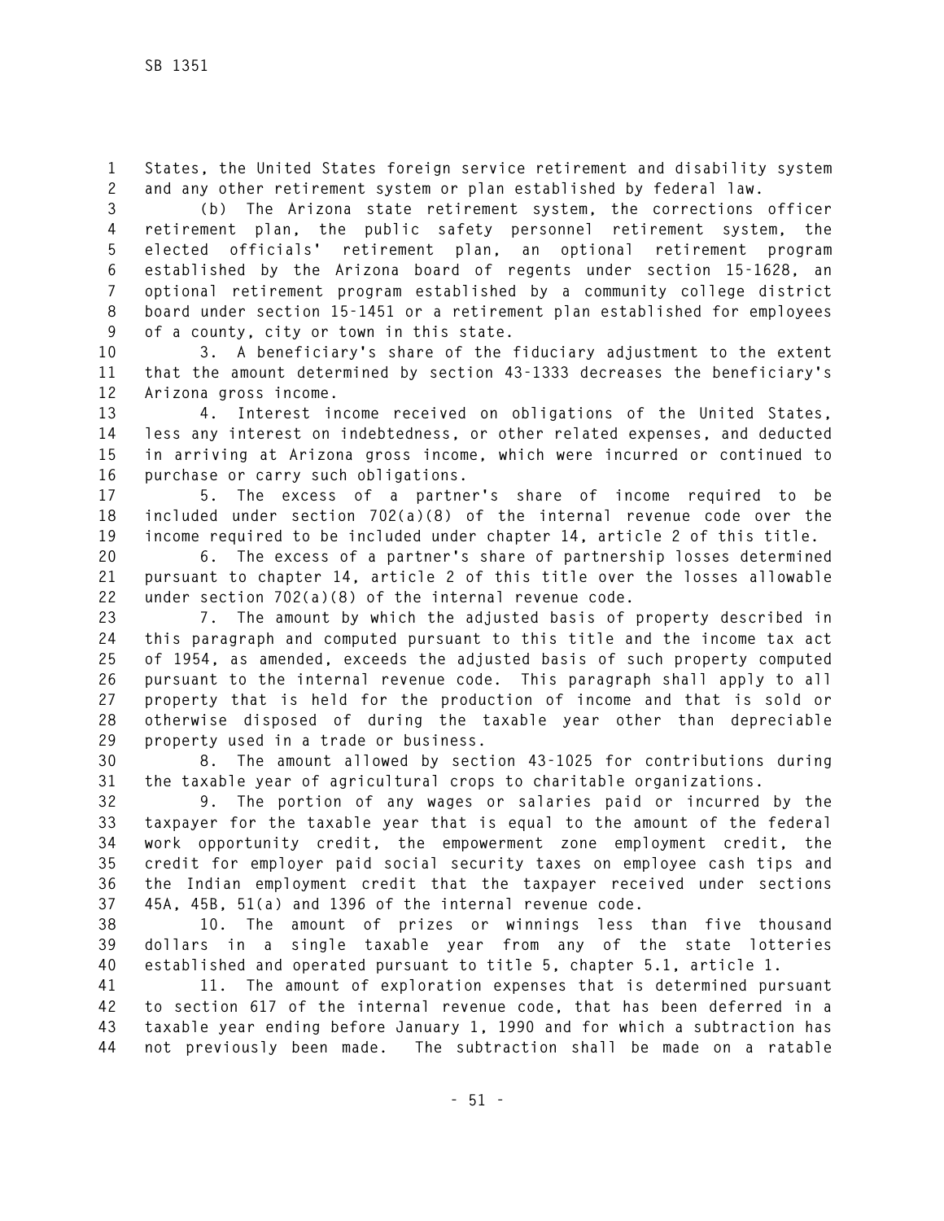States, the United States foreign service retirement and disability system and any other retirement system or plan established by federal law.

(b) The Arizona state retirement system, the corrections officer retirement plan, the public safety personnel retirement system, the elected officials' retirement plan, an optional retirement program established by the Arizona board of regents under section 15-1628, an optional retirement program established by a community college district board under section 15-1451 or a retirement plan established for employees of a county, city or town in this state.

3. A beneficiary's share of the fiduciary adjustment to the extent that the amount determined by section 43-1333 decreases the beneficiary's Arizona gross income.

4. Interest income received on obligations of the United States, less any interest on indebtedness, or other related expenses, and deducted in arriving at Arizona gross income, which were incurred or continued to purchase or carry such obligations.

5. The excess of a partner's share of income required to be included under section 702(a)(8) of the internal revenue code over the income required to be included under chapter 14, article 2 of this title.

6. The excess of a partner's share of partnership losses determined pursuant to chapter 14, article 2 of this title over the losses allowable under section 702(a)(8) of the internal revenue code.

7. The amount by which the adjusted basis of property described in this paragraph and computed pursuant to this title and the income tax act of 1954, as amended, exceeds the adjusted basis of such property computed pursuant to the internal revenue code. This paragraph shall apply to all property that is held for the production of income and that is sold or otherwise disposed of during the taxable year other than depreciable property used in a trade or business.

8. The amount allowed by section 43-1025 for contributions during the taxable year of agricultural crops to charitable organizations.

9. The portion of any wages or salaries paid or incurred by the taxpayer for the taxable year that is equal to the amount of the federal work opportunity credit, the empowerment zone employment credit, the credit for employer paid social security taxes on employee cash tips and the Indian employment credit that the taxpayer received under sections 45A, 45B, 51(a) and 1396 of the internal revenue code.

10. The amount of prizes or winnings less than five thousand dollars in a single taxable year from any of the state lotteries established and operated pursuant to title 5, chapter 5.1, article 1.

11. The amount of exploration expenses that is determined pursuant to section 617 of the internal revenue code, that has been deferred in a taxable year ending before January 1, 1990 and for which a subtraction has not previously been made. The subtraction shall be made on a ratable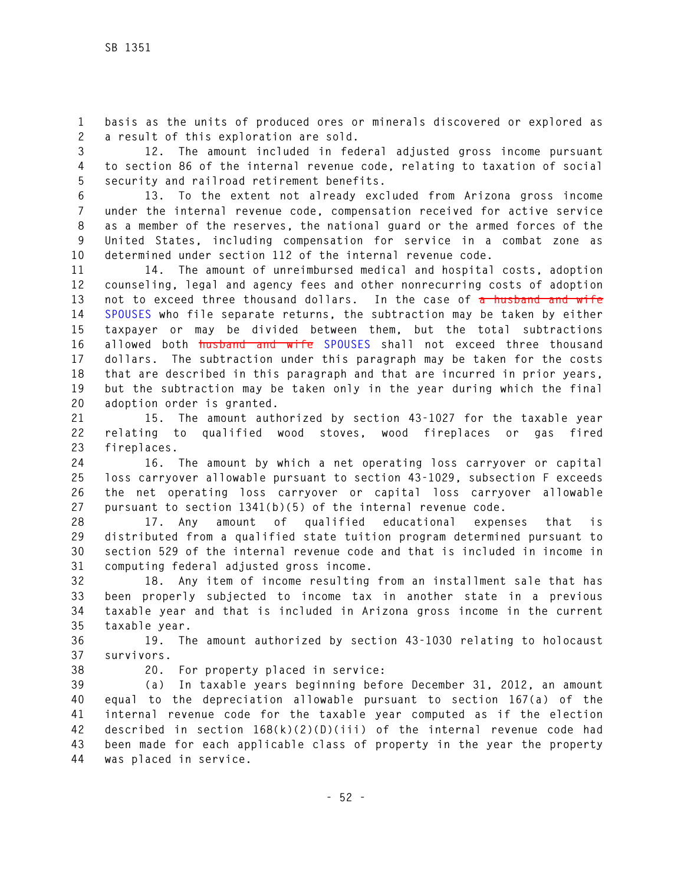basis as the units of produced ores or minerals discovered or explored as a result of this exploration are sold.

12. The amount included in federal adjusted gross income pursuant to section 86 of the internal revenue code, relating to taxation of social security and railroad retirement benefits.

13. To the extent not already excluded from Arizona gross income under the internal revenue code, compensation received for active service as a member of the reserves, the national guard or the armed forces of the United States, including compensation for service in a combat zone as determined under section 112 of the internal revenue code.

14. The amount of unreimbursed medical and hospital costs, adoption counseling, legal and agency fees and other nonrecurring costs of adoption not to exceed three thousand dollars. In the case of ~~a husband and wife~~ SPOUSES who file separate returns, the subtraction may be taken by either taxpayer or may be divided between them, but the total subtractions allowed both ~~husband and wife~~ SPOUSES shall not exceed three thousand dollars. The subtraction under this paragraph may be taken for the costs that are described in this paragraph and that are incurred in prior years, but the subtraction may be taken only in the year during which the final adoption order is granted.

15. The amount authorized by section 43-1027 for the taxable year relating to qualified wood stoves, wood fireplaces or gas fired fireplaces.

16. The amount by which a net operating loss carryover or capital loss carryover allowable pursuant to section 43-1029, subsection F exceeds the net operating loss carryover or capital loss carryover allowable pursuant to section 1341(b)(5) of the internal revenue code.

17. Any amount of qualified educational expenses that is distributed from a qualified state tuition program determined pursuant to section 529 of the internal revenue code and that is included in income in computing federal adjusted gross income.

18. Any item of income resulting from an installment sale that has been properly subjected to income tax in another state in a previous taxable year and that is included in Arizona gross income in the current taxable year.

19. The amount authorized by section 43-1030 relating to holocaust survivors.

20. For property placed in service:

(a) In taxable years beginning before December 31, 2012, an amount equal to the depreciation allowable pursuant to section 167(a) of the internal revenue code for the taxable year computed as if the election described in section 168(k)(2)(D)(iii) of the internal revenue code had been made for each applicable class of property in the year the property was placed in service.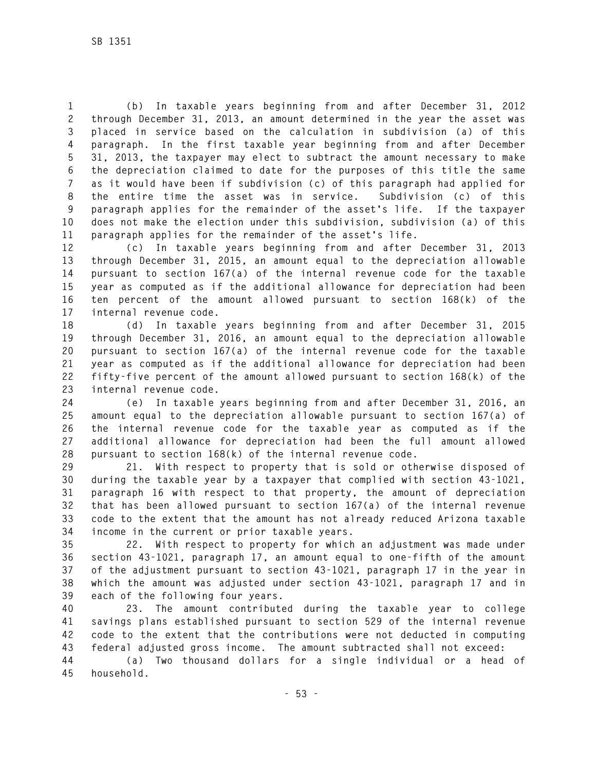(b) In taxable years beginning from and after December 31, 2012 through December 31, 2013, an amount determined in the year the asset was placed in service based on the calculation in subdivision (a) of this paragraph. In the first taxable year beginning from and after December 31, 2013, the taxpayer may elect to subtract the amount necessary to make the depreciation claimed to date for the purposes of this title the same as it would have been if subdivision (c) of this paragraph had applied for the entire time the asset was in service. Subdivision (c) of this paragraph applies for the remainder of the asset's life. If the taxpayer does not make the election under this subdivision, subdivision (a) of this paragraph applies for the remainder of the asset's life.

(c) In taxable years beginning from and after December 31, 2013 through December 31, 2015, an amount equal to the depreciation allowable pursuant to section 167(a) of the internal revenue code for the taxable year as computed as if the additional allowance for depreciation had been ten percent of the amount allowed pursuant to section 168(k) of the internal revenue code.

(d) In taxable years beginning from and after December 31, 2015 through December 31, 2016, an amount equal to the depreciation allowable pursuant to section 167(a) of the internal revenue code for the taxable year as computed as if the additional allowance for depreciation had been fifty-five percent of the amount allowed pursuant to section 168(k) of the internal revenue code.

(e) In taxable years beginning from and after December 31, 2016, an amount equal to the depreciation allowable pursuant to section 167(a) of the internal revenue code for the taxable year as computed as if the additional allowance for depreciation had been the full amount allowed pursuant to section 168(k) of the internal revenue code.

21. With respect to property that is sold or otherwise disposed of during the taxable year by a taxpayer that complied with section 43-1021, paragraph 16 with respect to that property, the amount of depreciation that has been allowed pursuant to section 167(a) of the internal revenue code to the extent that the amount has not already reduced Arizona taxable income in the current or prior taxable years.

22. With respect to property for which an adjustment was made under section 43-1021, paragraph 17, an amount equal to one-fifth of the amount of the adjustment pursuant to section 43-1021, paragraph 17 in the year in which the amount was adjusted under section 43-1021, paragraph 17 and in each of the following four years.

23. The amount contributed during the taxable year to college savings plans established pursuant to section 529 of the internal revenue code to the extent that the contributions were not deducted in computing federal adjusted gross income. The amount subtracted shall not exceed:

(a) Two thousand dollars for a single individual or a head of household.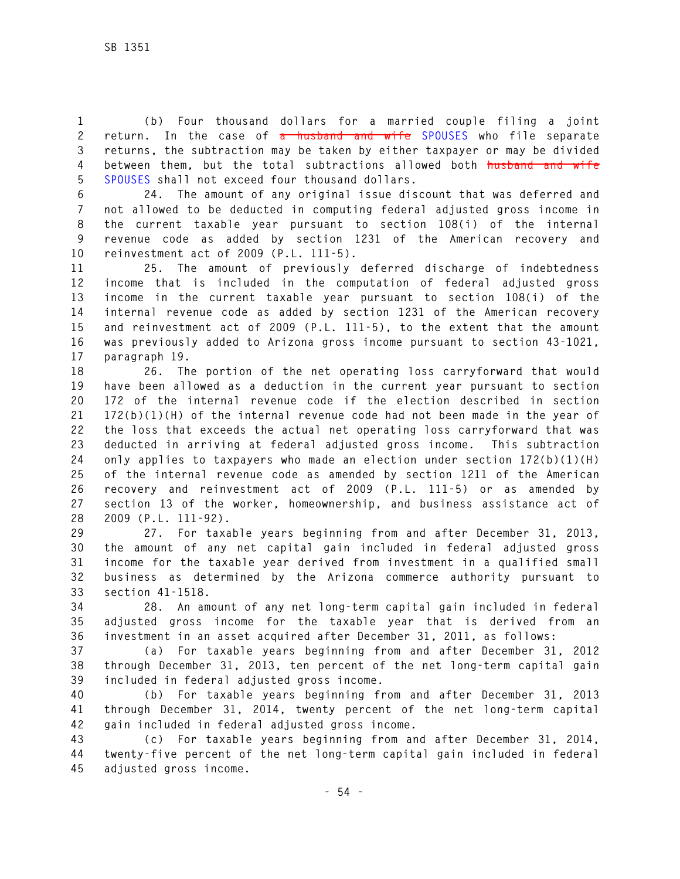(b) Four thousand dollars for a married couple filing a joint return. In the case of ~~a husband and wife~~ SPOUSES who file separate returns, the subtraction may be taken by either taxpayer or may be divided between them, but the total subtractions allowed both ~~husband and wife~~ SPOUSES shall not exceed four thousand dollars.

24. The amount of any original issue discount that was deferred and not allowed to be deducted in computing federal adjusted gross income in the current taxable year pursuant to section 108(i) of the internal revenue code as added by section 1231 of the American recovery and reinvestment act of 2009 (P.L. 111-5).

25. The amount of previously deferred discharge of indebtedness income that is included in the computation of federal adjusted gross income in the current taxable year pursuant to section 108(i) of the internal revenue code as added by section 1231 of the American recovery and reinvestment act of 2009 (P.L. 111-5), to the extent that the amount was previously added to Arizona gross income pursuant to section 43-1021, paragraph 19.

26. The portion of the net operating loss carryforward that would have been allowed as a deduction in the current year pursuant to section 172 of the internal revenue code if the election described in section 172(b)(1)(H) of the internal revenue code had not been made in the year of the loss that exceeds the actual net operating loss carryforward that was deducted in arriving at federal adjusted gross income. This subtraction only applies to taxpayers who made an election under section 172(b)(1)(H) of the internal revenue code as amended by section 1211 of the American recovery and reinvestment act of 2009 (P.L. 111-5) or as amended by section 13 of the worker, homeownership, and business assistance act of 2009 (P.L. 111-92).

27. For taxable years beginning from and after December 31, 2013, the amount of any net capital gain included in federal adjusted gross income for the taxable year derived from investment in a qualified small business as determined by the Arizona commerce authority pursuant to section 41-1518.

28. An amount of any net long-term capital gain included in federal adjusted gross income for the taxable year that is derived from an investment in an asset acquired after December 31, 2011, as follows:

(a) For taxable years beginning from and after December 31, 2012 through December 31, 2013, ten percent of the net long-term capital gain included in federal adjusted gross income.

(b) For taxable years beginning from and after December 31, 2013 through December 31, 2014, twenty percent of the net long-term capital gain included in federal adjusted gross income.

(c) For taxable years beginning from and after December 31, 2014, twenty-five percent of the net long-term capital gain included in federal adjusted gross income.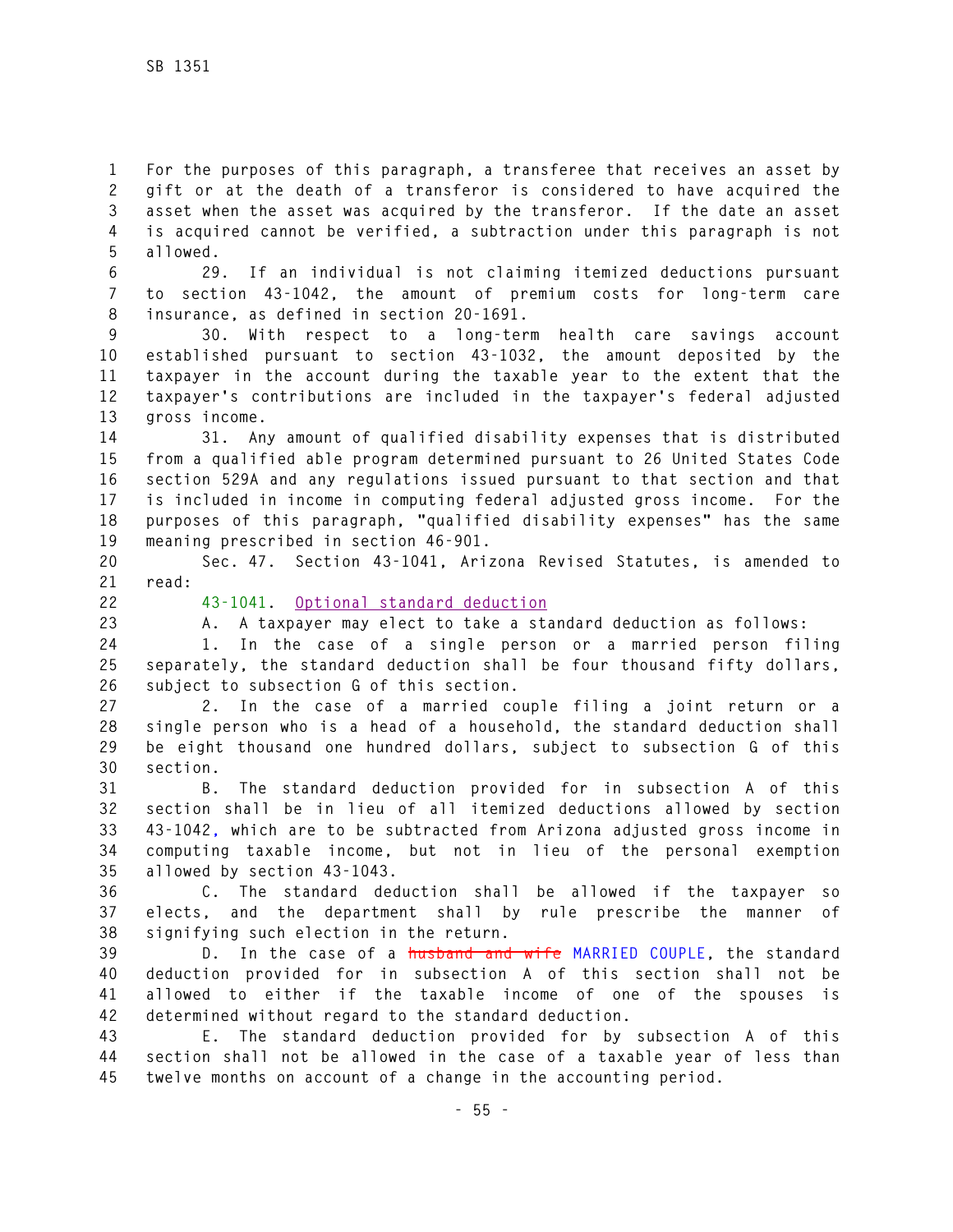For the purposes of this paragraph, a transferee that receives an asset by gift or at the death of a transferor is considered to have acquired the asset when the asset was acquired by the transferor. If the date an asset is acquired cannot be verified, a subtraction under this paragraph is not allowed.

29. If an individual is not claiming itemized deductions pursuant to section 43-1042, the amount of premium costs for long-term care insurance, as defined in section 20-1691.

30. With respect to a long-term health care savings account established pursuant to section 43-1032, the amount deposited by the taxpayer in the account during the taxable year to the extent that the taxpayer's contributions are included in the taxpayer's federal adjusted gross income.

31. Any amount of qualified disability expenses that is distributed from a qualified able program determined pursuant to 26 United States Code section 529A and any regulations issued pursuant to that section and that is included in income in computing federal adjusted gross income. For the purposes of this paragraph, "qualified disability expenses" has the same meaning prescribed in section 46-901.

Sec. 47. Section 43-1041, Arizona Revised Statutes, is amended to read:

43-1041. Optional standard deduction

A. A taxpayer may elect to take a standard deduction as follows:

1. In the case of a single person or a married person filing separately, the standard deduction shall be four thousand fifty dollars, subject to subsection G of this section.

2. In the case of a married couple filing a joint return or a single person who is a head of a household, the standard deduction shall be eight thousand one hundred dollars, subject to subsection G of this section.

B. The standard deduction provided for in subsection A of this section shall be in lieu of all itemized deductions allowed by section 43-1042, which are to be subtracted from Arizona adjusted gross income in computing taxable income, but not in lieu of the personal exemption allowed by section 43-1043.

C. The standard deduction shall be allowed if the taxpayer so elects, and the department shall by rule prescribe the manner of signifying such election in the return.

D. In the case of a ~~husband and wife~~ MARRIED COUPLE, the standard deduction provided for in subsection A of this section shall not be allowed to either if the taxable income of one of the spouses is determined without regard to the standard deduction.

E. The standard deduction provided for by subsection A of this section shall not be allowed in the case of a taxable year of less than twelve months on account of a change in the accounting period.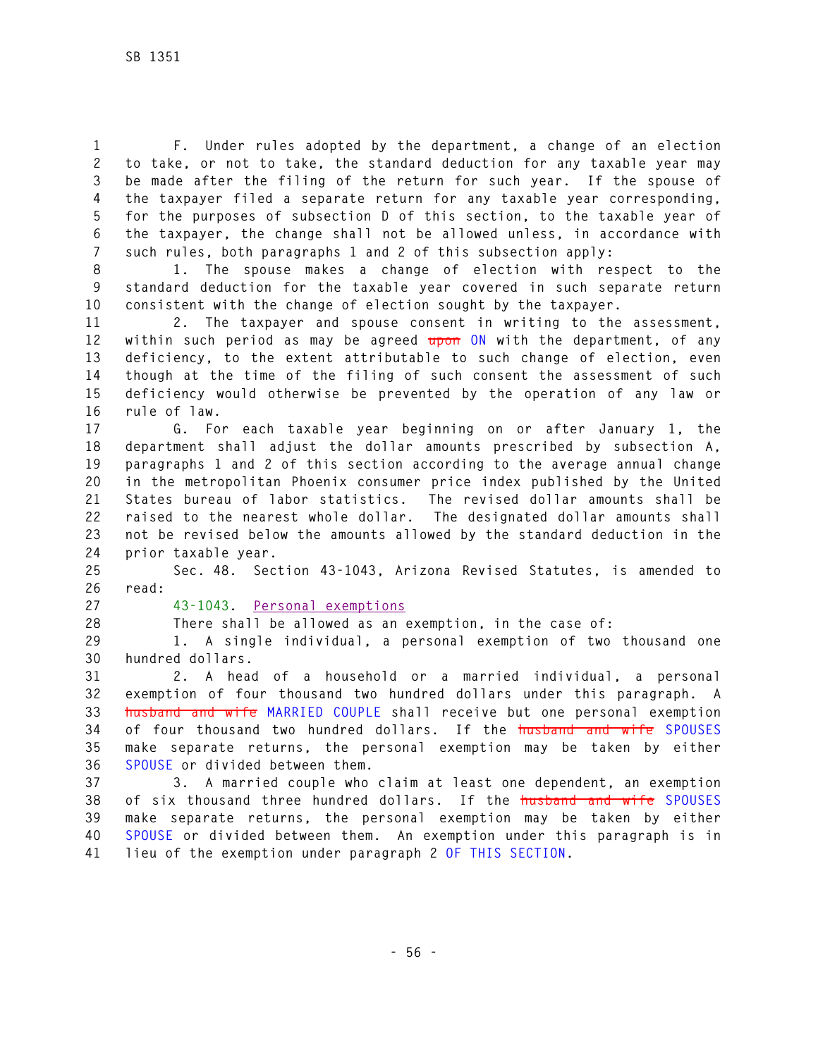F. Under rules adopted by the department, a change of an election to take, or not to take, the standard deduction for any taxable year may be made after the filing of the return for such year. If the spouse of the taxpayer filed a separate return for any taxable year corresponding, for the purposes of subsection D of this section, to the taxable year of the taxpayer, the change shall not be allowed unless, in accordance with such rules, both paragraphs 1 and 2 of this subsection apply:

1. The spouse makes a change of election with respect to the standard deduction for the taxable year covered in such separate return consistent with the change of election sought by the taxpayer.

2. The taxpayer and spouse consent in writing to the assessment, within such period as may be agreed ~~upon~~ ON with the department, of any deficiency, to the extent attributable to such change of election, even though at the time of the filing of such consent the assessment of such deficiency would otherwise be prevented by the operation of any law or rule of law.

G. For each taxable year beginning on or after January 1, the department shall adjust the dollar amounts prescribed by subsection A, paragraphs 1 and 2 of this section according to the average annual change in the metropolitan Phoenix consumer price index published by the United States bureau of labor statistics. The revised dollar amounts shall be raised to the nearest whole dollar. The designated dollar amounts shall not be revised below the amounts allowed by the standard deduction in the prior taxable year.

Sec. 48. Section 43-1043, Arizona Revised Statutes, is amended to read:

43-1043. Personal exemptions

There shall be allowed as an exemption, in the case of:

1. A single individual, a personal exemption of two thousand one hundred dollars.

2. A head of a household or a married individual, a personal exemption of four thousand two hundred dollars under this paragraph. A ~~husband and wife~~ MARRIED COUPLE shall receive but one personal exemption of four thousand two hundred dollars. If the ~~husband and wife~~ SPOUSES make separate returns, the personal exemption may be taken by either SPOUSE or divided between them.

3. A married couple who claim at least one dependent, an exemption of six thousand three hundred dollars. If the ~~husband and wife~~ SPOUSES make separate returns, the personal exemption may be taken by either SPOUSE or divided between them. An exemption under this paragraph is in lieu of the exemption under paragraph 2 OF THIS SECTION.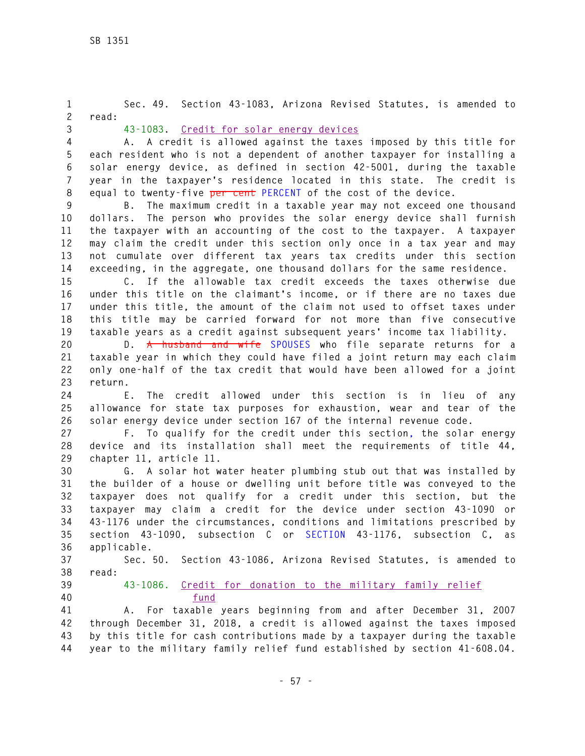Sec. 49. Section 43-1083, Arizona Revised Statutes, is amended to read:

43-1083. Credit for solar energy devices

A. A credit is allowed against the taxes imposed by this title for each resident who is not a dependent of another taxpayer for installing a solar energy device, as defined in section 42-5001, during the taxable year in the taxpayer's residence located in this state. The credit is equal to twenty-five ~~per cent~~ PERCENT of the cost of the device.

B. The maximum credit in a taxable year may not exceed one thousand dollars. The person who provides the solar energy device shall furnish the taxpayer with an accounting of the cost to the taxpayer. A taxpayer may claim the credit under this section only once in a tax year and may not cumulate over different tax years tax credits under this section exceeding, in the aggregate, one thousand dollars for the same residence.

C. If the allowable tax credit exceeds the taxes otherwise due under this title on the claimant's income, or if there are no taxes due under this title, the amount of the claim not used to offset taxes under this title may be carried forward for not more than five consecutive taxable years as a credit against subsequent years' income tax liability.

D. ~~A husband and wife~~ SPOUSES who file separate returns for a taxable year in which they could have filed a joint return may each claim only one-half of the tax credit that would have been allowed for a joint return.

E. The credit allowed under this section is in lieu of any allowance for state tax purposes for exhaustion, wear and tear of the solar energy device under section 167 of the internal revenue code.

F. To qualify for the credit under this section, the solar energy device and its installation shall meet the requirements of title 44, chapter 11, article 11.

G. A solar hot water heater plumbing stub out that was installed by the builder of a house or dwelling unit before title was conveyed to the taxpayer does not qualify for a credit under this section, but the taxpayer may claim a credit for the device under section 43-1090 or 43-1176 under the circumstances, conditions and limitations prescribed by section 43-1090, subsection C or SECTION 43-1176, subsection C, as applicable.

Sec. 50. Section 43-1086, Arizona Revised Statutes, is amended to read:

43-1086. Credit for donation to the military family relief fund

A. For taxable years beginning from and after December 31, 2007 through December 31, 2018, a credit is allowed against the taxes imposed by this title for cash contributions made by a taxpayer during the taxable year to the military family relief fund established by section 41-608.04.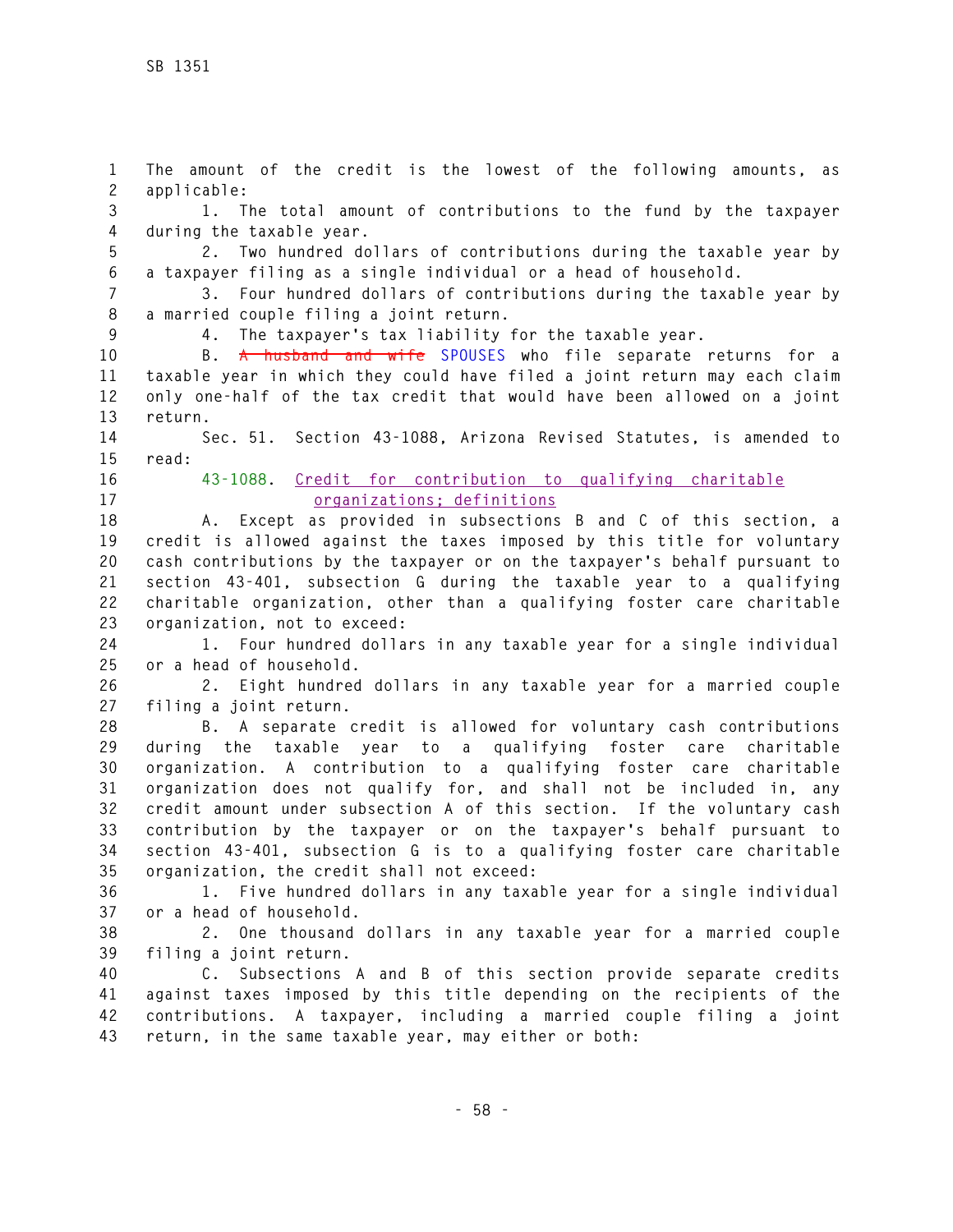The amount of the credit is the lowest of the following amounts, as applicable:

1. The total amount of contributions to the fund by the taxpayer during the taxable year.

2. Two hundred dollars of contributions during the taxable year by a taxpayer filing as a single individual or a head of household.

3. Four hundred dollars of contributions during the taxable year by a married couple filing a joint return.

4. The taxpayer's tax liability for the taxable year.

B. ~~A husband and wife~~ SPOUSES who file separate returns for a taxable year in which they could have filed a joint return may each claim only one-half of the tax credit that would have been allowed on a joint return.

Sec. 51. Section 43-1088, Arizona Revised Statutes, is amended to read:

43-1088. Credit for contribution to qualifying charitable organizations; definitions

A. Except as provided in subsections B and C of this section, a credit is allowed against the taxes imposed by this title for voluntary cash contributions by the taxpayer or on the taxpayer's behalf pursuant to section 43-401, subsection G during the taxable year to a qualifying charitable organization, other than a qualifying foster care charitable organization, not to exceed:

1. Four hundred dollars in any taxable year for a single individual or a head of household.

2. Eight hundred dollars in any taxable year for a married couple filing a joint return.

B. A separate credit is allowed for voluntary cash contributions during the taxable year to a qualifying foster care charitable organization. A contribution to a qualifying foster care charitable organization does not qualify for, and shall not be included in, any credit amount under subsection A of this section. If the voluntary cash contribution by the taxpayer or on the taxpayer's behalf pursuant to section 43-401, subsection G is to a qualifying foster care charitable organization, the credit shall not exceed:

1. Five hundred dollars in any taxable year for a single individual or a head of household.

2. One thousand dollars in any taxable year for a married couple filing a joint return.

C. Subsections A and B of this section provide separate credits against taxes imposed by this title depending on the recipients of the contributions. A taxpayer, including a married couple filing a joint return, in the same taxable year, may either or both: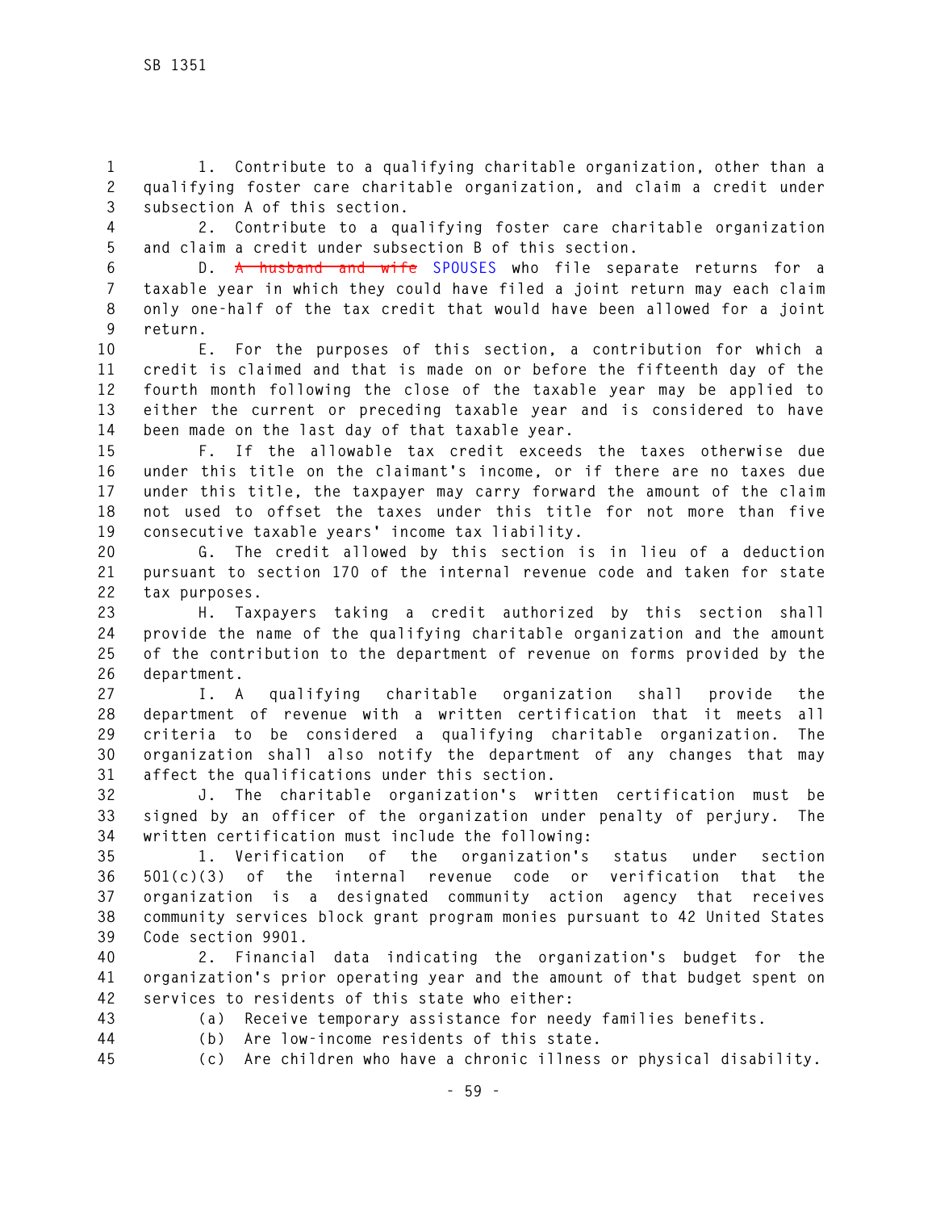1. Contribute to a qualifying charitable organization, other than a qualifying foster care charitable organization, and claim a credit under subsection A of this section.

2. Contribute to a qualifying foster care charitable organization and claim a credit under subsection B of this section.

D. ~~A husband and wife~~ SPOUSES who file separate returns for a taxable year in which they could have filed a joint return may each claim only one-half of the tax credit that would have been allowed for a joint return.

E. For the purposes of this section, a contribution for which a credit is claimed and that is made on or before the fifteenth day of the fourth month following the close of the taxable year may be applied to either the current or preceding taxable year and is considered to have been made on the last day of that taxable year.

F. If the allowable tax credit exceeds the taxes otherwise due under this title on the claimant's income, or if there are no taxes due under this title, the taxpayer may carry forward the amount of the claim not used to offset the taxes under this title for not more than five consecutive taxable years' income tax liability.

G. The credit allowed by this section is in lieu of a deduction pursuant to section 170 of the internal revenue code and taken for state tax purposes.

H. Taxpayers taking a credit authorized by this section shall provide the name of the qualifying charitable organization and the amount of the contribution to the department of revenue on forms provided by the department.

I. A qualifying charitable organization shall provide the department of revenue with a written certification that it meets all criteria to be considered a qualifying charitable organization. The organization shall also notify the department of any changes that may affect the qualifications under this section.

J. The charitable organization's written certification must be signed by an officer of the organization under penalty of perjury. The written certification must include the following:

1. Verification of the organization's status under section 501(c)(3) of the internal revenue code or verification that the organization is a designated community action agency that receives community services block grant program monies pursuant to 42 United States Code section 9901.

2. Financial data indicating the organization's budget for the organization's prior operating year and the amount of that budget spent on services to residents of this state who either:

(a) Receive temporary assistance for needy families benefits.

(b) Are low-income residents of this state.

(c) Are children who have a chronic illness or physical disability.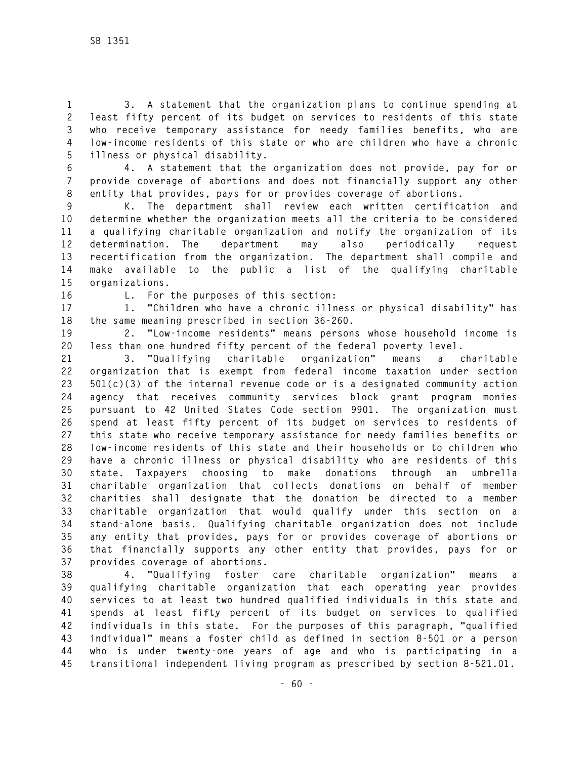3. A statement that the organization plans to continue spending at least fifty percent of its budget on services to residents of this state who receive temporary assistance for needy families benefits, who are low-income residents of this state or who are children who have a chronic illness or physical disability.

4. A statement that the organization does not provide, pay for or provide coverage of abortions and does not financially support any other entity that provides, pays for or provides coverage of abortions.

K. The department shall review each written certification and determine whether the organization meets all the criteria to be considered a qualifying charitable organization and notify the organization of its determination. The department may also periodically request recertification from the organization. The department shall compile and make available to the public a list of the qualifying charitable organizations.

L. For the purposes of this section:

1. "Children who have a chronic illness or physical disability" has the same meaning prescribed in section 36-260.

2. "Low-income residents" means persons whose household income is less than one hundred fifty percent of the federal poverty level.

3. "Qualifying charitable organization" means a charitable organization that is exempt from federal income taxation under section 501(c)(3) of the internal revenue code or is a designated community action agency that receives community services block grant program monies pursuant to 42 United States Code section 9901. The organization must spend at least fifty percent of its budget on services to residents of this state who receive temporary assistance for needy families benefits or low-income residents of this state and their households or to children who have a chronic illness or physical disability who are residents of this state. Taxpayers choosing to make donations through an umbrella charitable organization that collects donations on behalf of member charities shall designate that the donation be directed to a member charitable organization that would qualify under this section on a stand-alone basis. Qualifying charitable organization does not include any entity that provides, pays for or provides coverage of abortions or that financially supports any other entity that provides, pays for or provides coverage of abortions.

4. "Qualifying foster care charitable organization" means a qualifying charitable organization that each operating year provides services to at least two hundred qualified individuals in this state and spends at least fifty percent of its budget on services to qualified individuals in this state. For the purposes of this paragraph, "qualified individual" means a foster child as defined in section 8-501 or a person who is under twenty-one years of age and who is participating in a transitional independent living program as prescribed by section 8-521.01.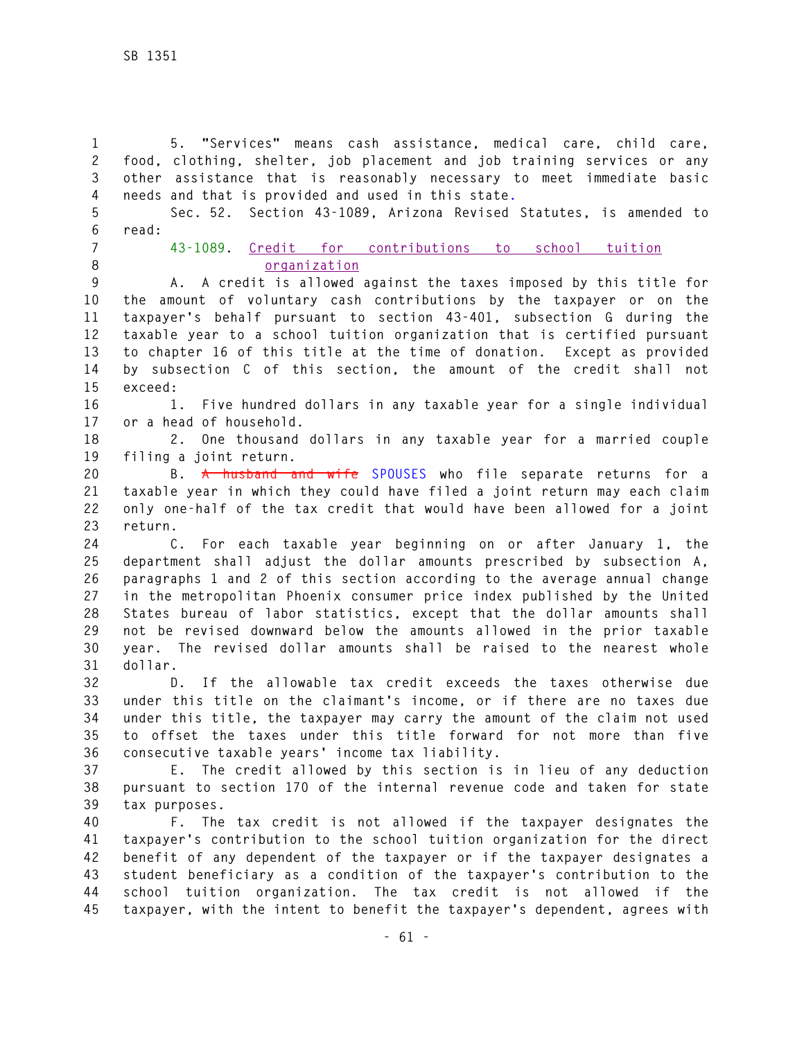5. "Services" means cash assistance, medical care, child care, food, clothing, shelter, job placement and job training services or any other assistance that is reasonably necessary to meet immediate basic needs and that is provided and used in this state.

Sec. 52. Section 43-1089, Arizona Revised Statutes, is amended to read:

43-1089. Credit for contributions to school tuition organization

A. A credit is allowed against the taxes imposed by this title for the amount of voluntary cash contributions by the taxpayer or on the taxpayer's behalf pursuant to section 43-401, subsection G during the taxable year to a school tuition organization that is certified pursuant to chapter 16 of this title at the time of donation. Except as provided by subsection C of this section, the amount of the credit shall not exceed:

1. Five hundred dollars in any taxable year for a single individual or a head of household.

2. One thousand dollars in any taxable year for a married couple filing a joint return.

B. ~~A husband and wife~~ SPOUSES who file separate returns for a taxable year in which they could have filed a joint return may each claim only one-half of the tax credit that would have been allowed for a joint return.

C. For each taxable year beginning on or after January 1, the department shall adjust the dollar amounts prescribed by subsection A, paragraphs 1 and 2 of this section according to the average annual change in the metropolitan Phoenix consumer price index published by the United States bureau of labor statistics, except that the dollar amounts shall not be revised downward below the amounts allowed in the prior taxable year. The revised dollar amounts shall be raised to the nearest whole dollar.

D. If the allowable tax credit exceeds the taxes otherwise due under this title on the claimant's income, or if there are no taxes due under this title, the taxpayer may carry the amount of the claim not used to offset the taxes under this title forward for not more than five consecutive taxable years' income tax liability.

E. The credit allowed by this section is in lieu of any deduction pursuant to section 170 of the internal revenue code and taken for state tax purposes.

F. The tax credit is not allowed if the taxpayer designates the taxpayer's contribution to the school tuition organization for the direct benefit of any dependent of the taxpayer or if the taxpayer designates a student beneficiary as a condition of the taxpayer's contribution to the school tuition organization. The tax credit is not allowed if the taxpayer, with the intent to benefit the taxpayer's dependent, agrees with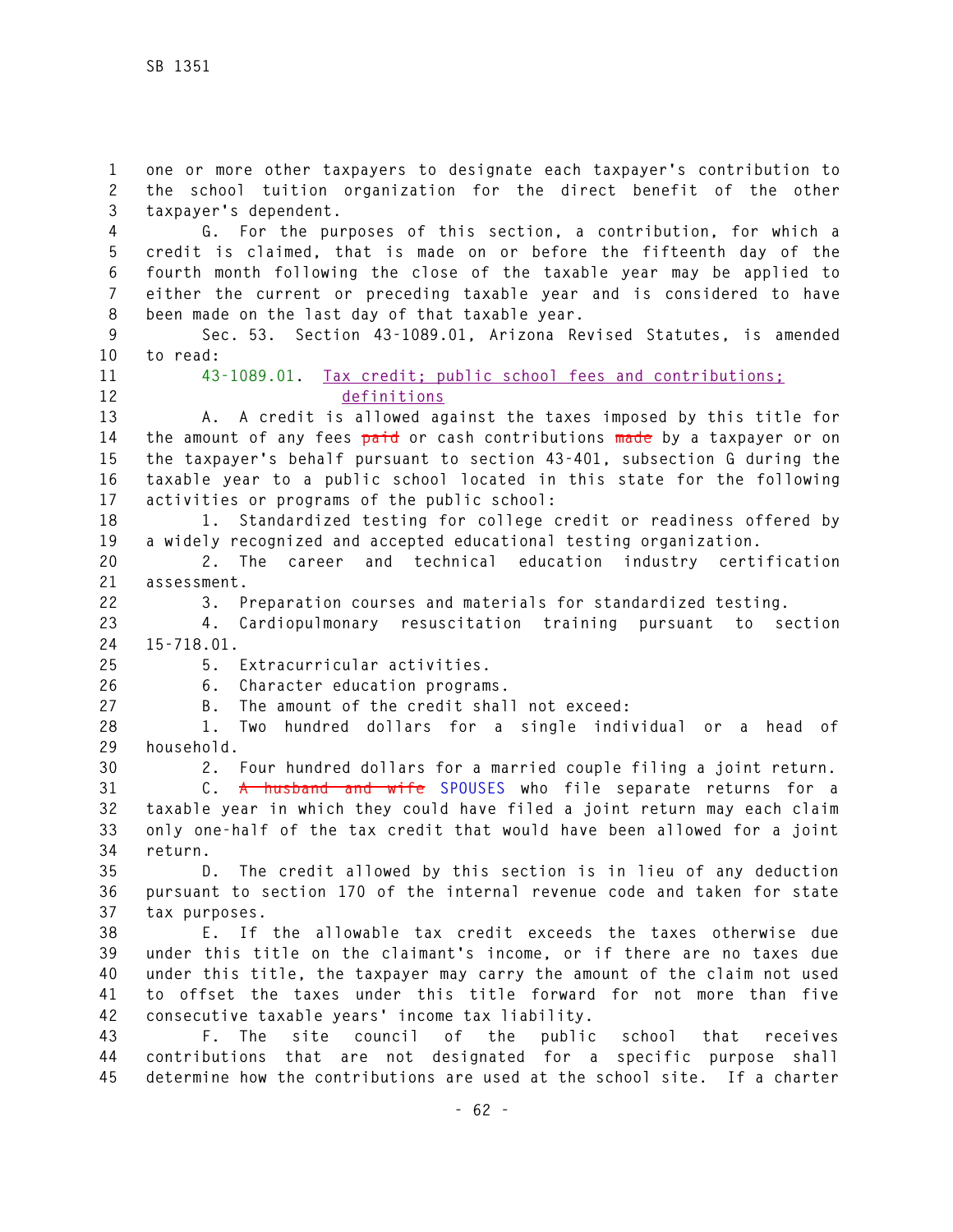one or more other taxpayers to designate each taxpayer's contribution to the school tuition organization for the direct benefit of the other taxpayer's dependent.

G. For the purposes of this section, a contribution, for which a credit is claimed, that is made on or before the fifteenth day of the fourth month following the close of the taxable year may be applied to either the current or preceding taxable year and is considered to have been made on the last day of that taxable year.

Sec. 53. Section 43-1089.01, Arizona Revised Statutes, is amended to read:

43-1089.01. Tax credit; public school fees and contributions; definitions

A. A credit is allowed against the taxes imposed by this title for the amount of any fees ~~paid~~ or cash contributions ~~made~~ by a taxpayer or on the taxpayer's behalf pursuant to section 43-401, subsection G during the taxable year to a public school located in this state for the following activities or programs of the public school:

1. Standardized testing for college credit or readiness offered by a widely recognized and accepted educational testing organization.

2. The career and technical education industry certification assessment.

3. Preparation courses and materials for standardized testing.

4. Cardiopulmonary resuscitation training pursuant to section 15-718.01.

5. Extracurricular activities.

6. Character education programs.

B. The amount of the credit shall not exceed:

1. Two hundred dollars for a single individual or a head of household.

2. Four hundred dollars for a married couple filing a joint return.

C. ~~A husband and wife~~ SPOUSES who file separate returns for a taxable year in which they could have filed a joint return may each claim only one-half of the tax credit that would have been allowed for a joint return.

D. The credit allowed by this section is in lieu of any deduction pursuant to section 170 of the internal revenue code and taken for state tax purposes.

E. If the allowable tax credit exceeds the taxes otherwise due under this title on the claimant's income, or if there are no taxes due under this title, the taxpayer may carry the amount of the claim not used to offset the taxes under this title forward for not more than five consecutive taxable years' income tax liability.

F. The site council of the public school that receives contributions that are not designated for a specific purpose shall determine how the contributions are used at the school site. If a charter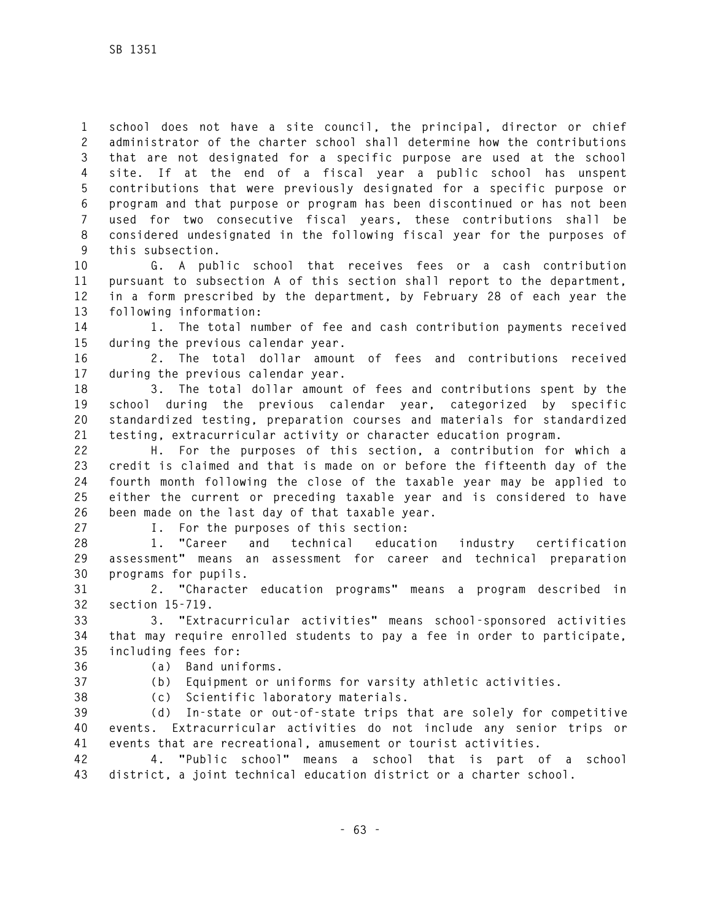school does not have a site council, the principal, director or chief administrator of the charter school shall determine how the contributions that are not designated for a specific purpose are used at the school site. If at the end of a fiscal year a public school has unspent contributions that were previously designated for a specific purpose or program and that purpose or program has been discontinued or has not been used for two consecutive fiscal years, these contributions shall be considered undesignated in the following fiscal year for the purposes of this subsection.

G. A public school that receives fees or a cash contribution pursuant to subsection A of this section shall report to the department, in a form prescribed by the department, by February 28 of each year the following information:

1. The total number of fee and cash contribution payments received during the previous calendar year.

2. The total dollar amount of fees and contributions received during the previous calendar year.

3. The total dollar amount of fees and contributions spent by the school during the previous calendar year, categorized by specific standardized testing, preparation courses and materials for standardized testing, extracurricular activity or character education program.

H. For the purposes of this section, a contribution for which a credit is claimed and that is made on or before the fifteenth day of the fourth month following the close of the taxable year may be applied to either the current or preceding taxable year and is considered to have been made on the last day of that taxable year.

I. For the purposes of this section:

1. "Career and technical education industry certification assessment" means an assessment for career and technical preparation programs for pupils.

2. "Character education programs" means a program described in section 15-719.

3. "Extracurricular activities" means school-sponsored activities that may require enrolled students to pay a fee in order to participate, including fees for:

(a) Band uniforms.

(b) Equipment or uniforms for varsity athletic activities.

(c) Scientific laboratory materials.

(d) In-state or out-of-state trips that are solely for competitive events. Extracurricular activities do not include any senior trips or events that are recreational, amusement or tourist activities.

4. "Public school" means a school that is part of a school district, a joint technical education district or a charter school.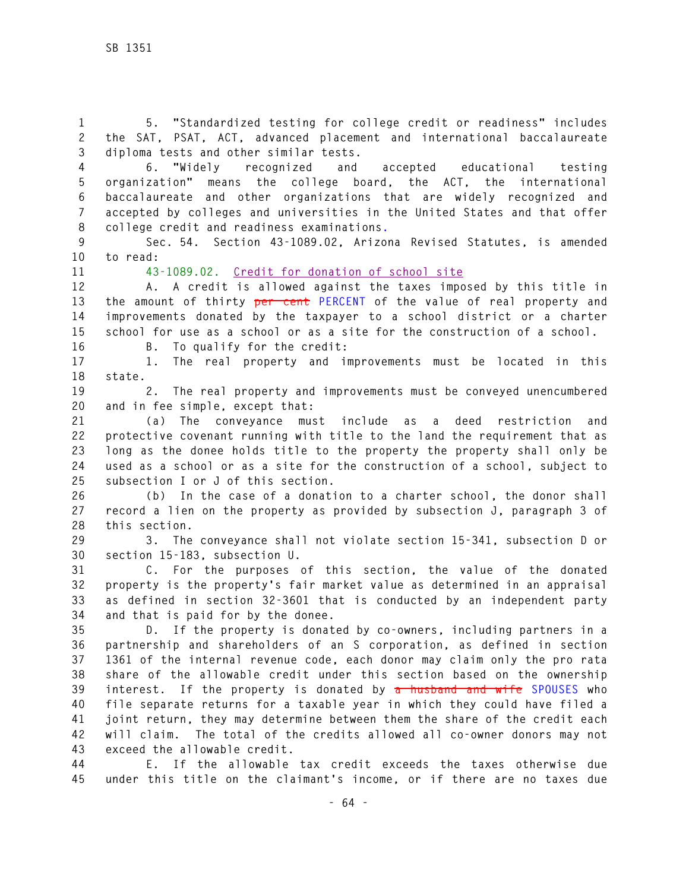5. "Standardized testing for college credit or readiness" includes the SAT, PSAT, ACT, advanced placement and international baccalaureate diploma tests and other similar tests.

6. "Widely recognized and accepted educational testing organization" means the college board, the ACT, the international baccalaureate and other organizations that are widely recognized and accepted by colleges and universities in the United States and that offer college credit and readiness examinations.

Sec. 54. Section 43-1089.02, Arizona Revised Statutes, is amended to read:

43-1089.02. Credit for donation of school site

A. A credit is allowed against the taxes imposed by this title in the amount of thirty ~~per cent~~ PERCENT of the value of real property and improvements donated by the taxpayer to a school district or a charter school for use as a school or as a site for the construction of a school.

B. To qualify for the credit:

1. The real property and improvements must be located in this state.

2. The real property and improvements must be conveyed unencumbered and in fee simple, except that:

(a) The conveyance must include as a deed restriction and protective covenant running with title to the land the requirement that as long as the donee holds title to the property the property shall only be used as a school or as a site for the construction of a school, subject to subsection I or J of this section.

(b) In the case of a donation to a charter school, the donor shall record a lien on the property as provided by subsection J, paragraph 3 of this section.

3. The conveyance shall not violate section 15-341, subsection D or section 15-183, subsection U.

C. For the purposes of this section, the value of the donated property is the property's fair market value as determined in an appraisal as defined in section 32-3601 that is conducted by an independent party and that is paid for by the donee.

D. If the property is donated by co-owners, including partners in a partnership and shareholders of an S corporation, as defined in section 1361 of the internal revenue code, each donor may claim only the pro rata share of the allowable credit under this section based on the ownership interest. If the property is donated by ~~a husband and wife~~ SPOUSES who file separate returns for a taxable year in which they could have filed a joint return, they may determine between them the share of the credit each will claim. The total of the credits allowed all co-owner donors may not exceed the allowable credit.

E. If the allowable tax credit exceeds the taxes otherwise due under this title on the claimant's income, or if there are no taxes due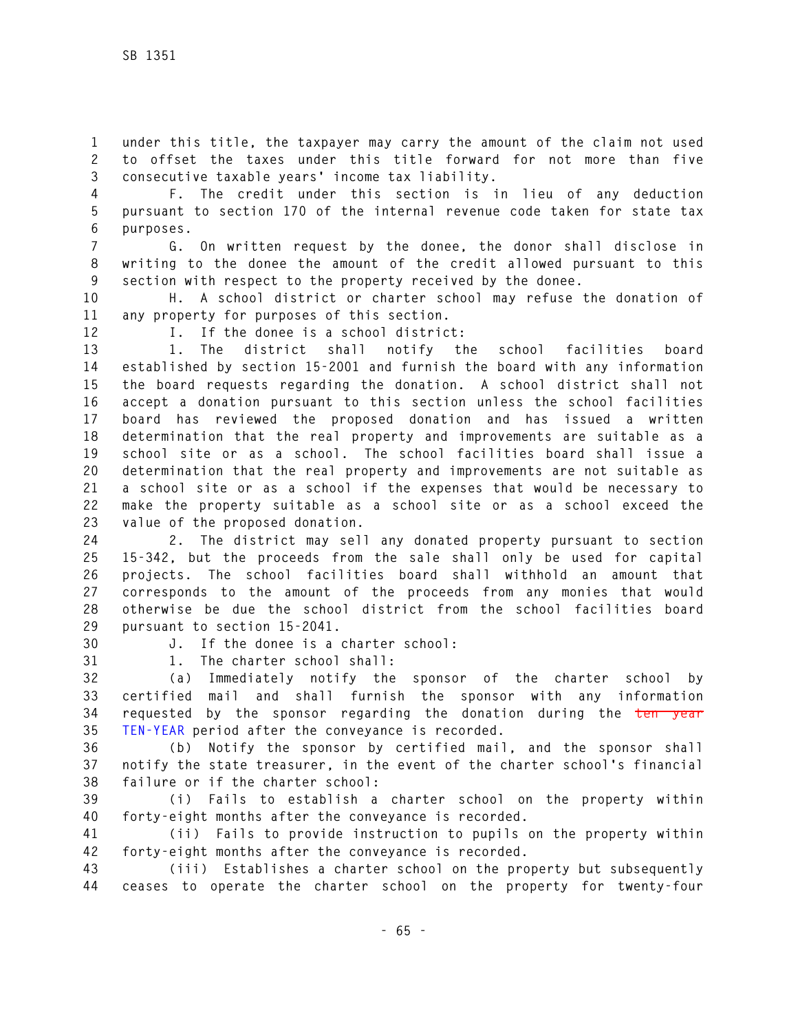under this title, the taxpayer may carry the amount of the claim not used to offset the taxes under this title forward for not more than five consecutive taxable years' income tax liability.

F. The credit under this section is in lieu of any deduction pursuant to section 170 of the internal revenue code taken for state tax purposes.

G. On written request by the donee, the donor shall disclose in writing to the donee the amount of the credit allowed pursuant to this section with respect to the property received by the donee.

H. A school district or charter school may refuse the donation of any property for purposes of this section.

I. If the donee is a school district:

1. The district shall notify the school facilities board established by section 15-2001 and furnish the board with any information the board requests regarding the donation. A school district shall not accept a donation pursuant to this section unless the school facilities board has reviewed the proposed donation and has issued a written determination that the real property and improvements are suitable as a school site or as a school. The school facilities board shall issue a determination that the real property and improvements are not suitable as a school site or as a school if the expenses that would be necessary to make the property suitable as a school site or as a school exceed the value of the proposed donation.

2. The district may sell any donated property pursuant to section 15-342, but the proceeds from the sale shall only be used for capital projects. The school facilities board shall withhold an amount that corresponds to the amount of the proceeds from any monies that would otherwise be due the school district from the school facilities board pursuant to section 15-2041.

J. If the donee is a charter school:

1. The charter school shall:

(a) Immediately notify the sponsor of the charter school by certified mail and shall furnish the sponsor with any information requested by the sponsor regarding the donation during the ~~ten year~~ TEN-YEAR period after the conveyance is recorded.

(b) Notify the sponsor by certified mail, and the sponsor shall notify the state treasurer, in the event of the charter school's financial failure or if the charter school:

(i) Fails to establish a charter school on the property within forty-eight months after the conveyance is recorded.

(ii) Fails to provide instruction to pupils on the property within forty-eight months after the conveyance is recorded.

(iii) Establishes a charter school on the property but subsequently ceases to operate the charter school on the property for twenty-four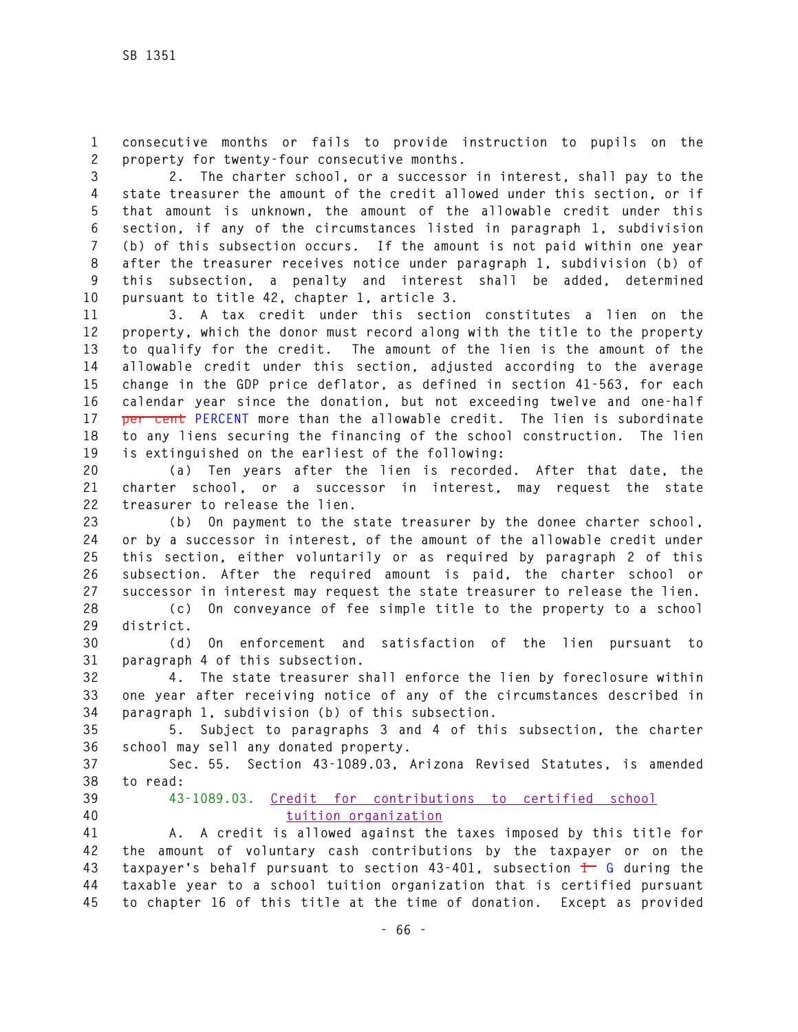consecutive months or fails to provide instruction to pupils on the property for twenty-four consecutive months.

2. The charter school, or a successor in interest, shall pay to the state treasurer the amount of the credit allowed under this section, or if that amount is unknown, the amount of the allowable credit under this section, if any of the circumstances listed in paragraph 1, subdivision (b) of this subsection occurs. If the amount is not paid within one year after the treasurer receives notice under paragraph 1, subdivision (b) of this subsection, a penalty and interest shall be added, determined pursuant to title 42, chapter 1, article 3.

3. A tax credit under this section constitutes a lien on the property, which the donor must record along with the title to the property to qualify for the credit. The amount of the lien is the amount of the allowable credit under this section, adjusted according to the average change in the GDP price deflator, as defined in section 41-563, for each calendar year since the donation, but not exceeding twelve and one-half ~~per cent~~ PERCENT more than the allowable credit. The lien is subordinate to any liens securing the financing of the school construction. The lien is extinguished on the earliest of the following:

(a) Ten years after the lien is recorded. After that date, the charter school, or a successor in interest, may request the state treasurer to release the lien.

(b) On payment to the state treasurer by the donee charter school, or by a successor in interest, of the amount of the allowable credit under this section, either voluntarily or as required by paragraph 2 of this subsection. After the required amount is paid, the charter school or successor in interest may request the state treasurer to release the lien.

(c) On conveyance of fee simple title to the property to a school district.

(d) On enforcement and satisfaction of the lien pursuant to paragraph 4 of this subsection.

4. The state treasurer shall enforce the lien by foreclosure within one year after receiving notice of any of the circumstances described in paragraph 1, subdivision (b) of this subsection.

5. Subject to paragraphs 3 and 4 of this subsection, the charter school may sell any donated property.

Sec. 55. Section 43-1089.03, Arizona Revised Statutes, is amended to read:

43-1089.03. Credit for contributions to certified school tuition organization

A. A credit is allowed against the taxes imposed by this title for the amount of voluntary cash contributions by the taxpayer or on the taxpayer's behalf pursuant to section 43-401, subsection ~~I~~ G during the taxable year to a school tuition organization that is certified pursuant to chapter 16 of this title at the time of donation. Except as provided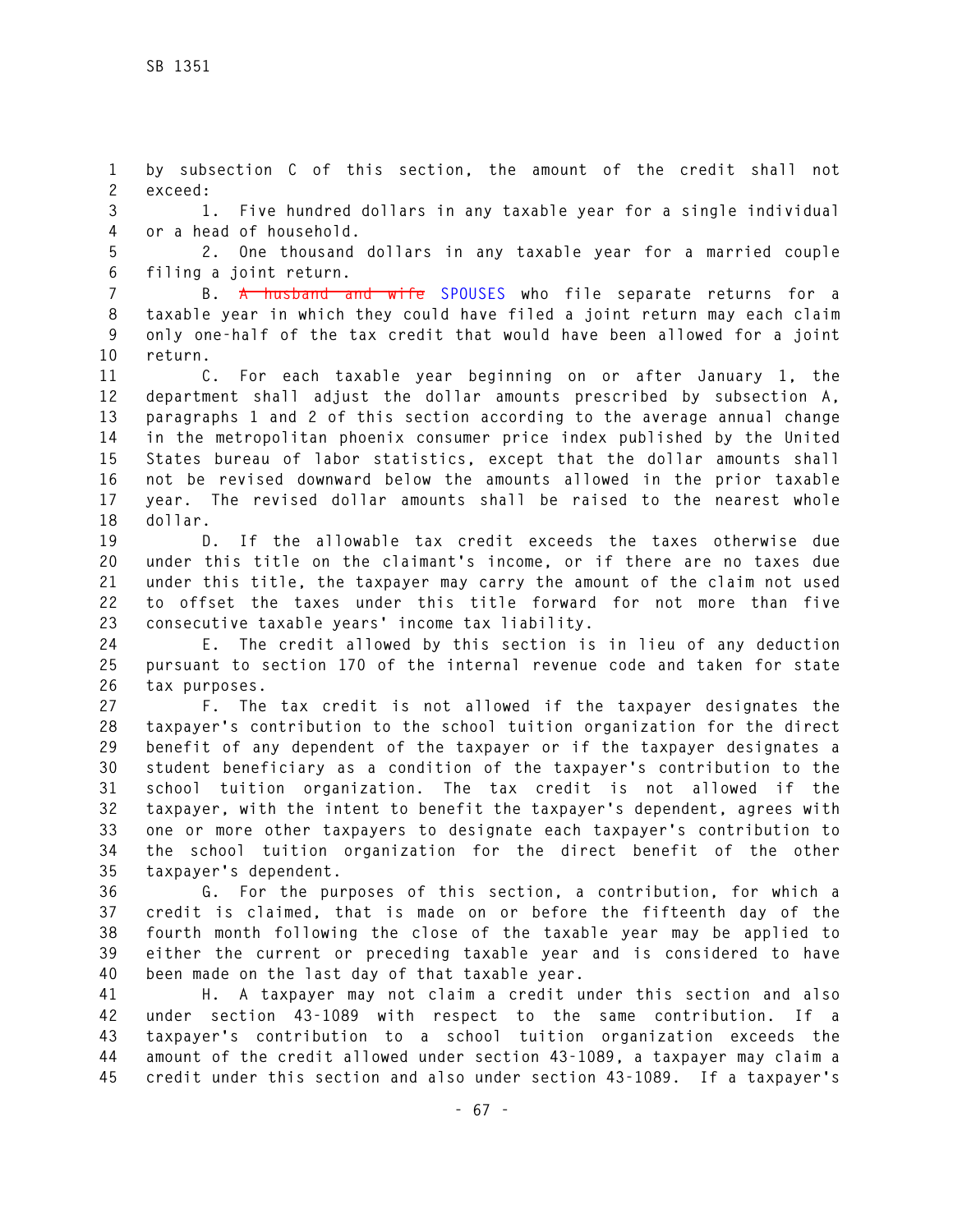by subsection C of this section, the amount of the credit shall not exceed:

1. Five hundred dollars in any taxable year for a single individual or a head of household.

2. One thousand dollars in any taxable year for a married couple filing a joint return.

B. ~~A husband and wife~~ SPOUSES who file separate returns for a taxable year in which they could have filed a joint return may each claim only one-half of the tax credit that would have been allowed for a joint return.

C. For each taxable year beginning on or after January 1, the department shall adjust the dollar amounts prescribed by subsection A, paragraphs 1 and 2 of this section according to the average annual change in the metropolitan phoenix consumer price index published by the United States bureau of labor statistics, except that the dollar amounts shall not be revised downward below the amounts allowed in the prior taxable year. The revised dollar amounts shall be raised to the nearest whole dollar.

D. If the allowable tax credit exceeds the taxes otherwise due under this title on the claimant's income, or if there are no taxes due under this title, the taxpayer may carry the amount of the claim not used to offset the taxes under this title forward for not more than five consecutive taxable years' income tax liability.

E. The credit allowed by this section is in lieu of any deduction pursuant to section 170 of the internal revenue code and taken for state tax purposes.

F. The tax credit is not allowed if the taxpayer designates the taxpayer's contribution to the school tuition organization for the direct benefit of any dependent of the taxpayer or if the taxpayer designates a student beneficiary as a condition of the taxpayer's contribution to the school tuition organization. The tax credit is not allowed if the taxpayer, with the intent to benefit the taxpayer's dependent, agrees with one or more other taxpayers to designate each taxpayer's contribution to the school tuition organization for the direct benefit of the other taxpayer's dependent.

G. For the purposes of this section, a contribution, for which a credit is claimed, that is made on or before the fifteenth day of the fourth month following the close of the taxable year may be applied to either the current or preceding taxable year and is considered to have been made on the last day of that taxable year.

H. A taxpayer may not claim a credit under this section and also under section 43-1089 with respect to the same contribution. If a taxpayer's contribution to a school tuition organization exceeds the amount of the credit allowed under section 43-1089, a taxpayer may claim a credit under this section and also under section 43-1089. If a taxpayer's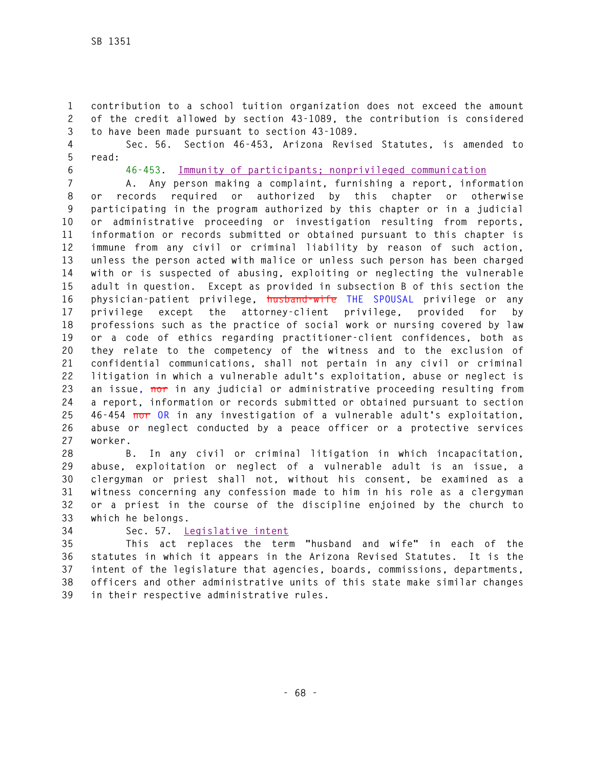contribution to a school tuition organization does not exceed the amount of the credit allowed by section 43-1089, the contribution is considered to have been made pursuant to section 43-1089.

Sec. 56. Section 46-453, Arizona Revised Statutes, is amended to read:

46-453. Immunity of participants; nonprivileged communication

A. Any person making a complaint, furnishing a report, information or records required or authorized by this chapter or otherwise participating in the program authorized by this chapter or in a judicial or administrative proceeding or investigation resulting from reports, information or records submitted or obtained pursuant to this chapter is immune from any civil or criminal liability by reason of such action, unless the person acted with malice or unless such person has been charged with or is suspected of abusing, exploiting or neglecting the vulnerable adult in question. Except as provided in subsection B of this section the physician-patient privilege, ~~husband-wife~~ THE SPOUSAL privilege or any privilege except the attorney-client privilege, provided for by professions such as the practice of social work or nursing covered by law or a code of ethics regarding practitioner-client confidences, both as they relate to the competency of the witness and to the exclusion of confidential communications, shall not pertain in any civil or criminal litigation in which a vulnerable adult's exploitation, abuse or neglect is an issue, ~~nor~~ in any judicial or administrative proceeding resulting from a report, information or records submitted or obtained pursuant to section 46-454 ~~nor~~ OR in any investigation of a vulnerable adult's exploitation, abuse or neglect conducted by a peace officer or a protective services worker.

B. In any civil or criminal litigation in which incapacitation, abuse, exploitation or neglect of a vulnerable adult is an issue, a clergyman or priest shall not, without his consent, be examined as a witness concerning any confession made to him in his role as a clergyman or a priest in the course of the discipline enjoined by the church to which he belongs.

Sec. 57. Legislative intent

This act replaces the term "husband and wife" in each of the statutes in which it appears in the Arizona Revised Statutes. It is the intent of the legislature that agencies, boards, commissions, departments, officers and other administrative units of this state make similar changes in their respective administrative rules.